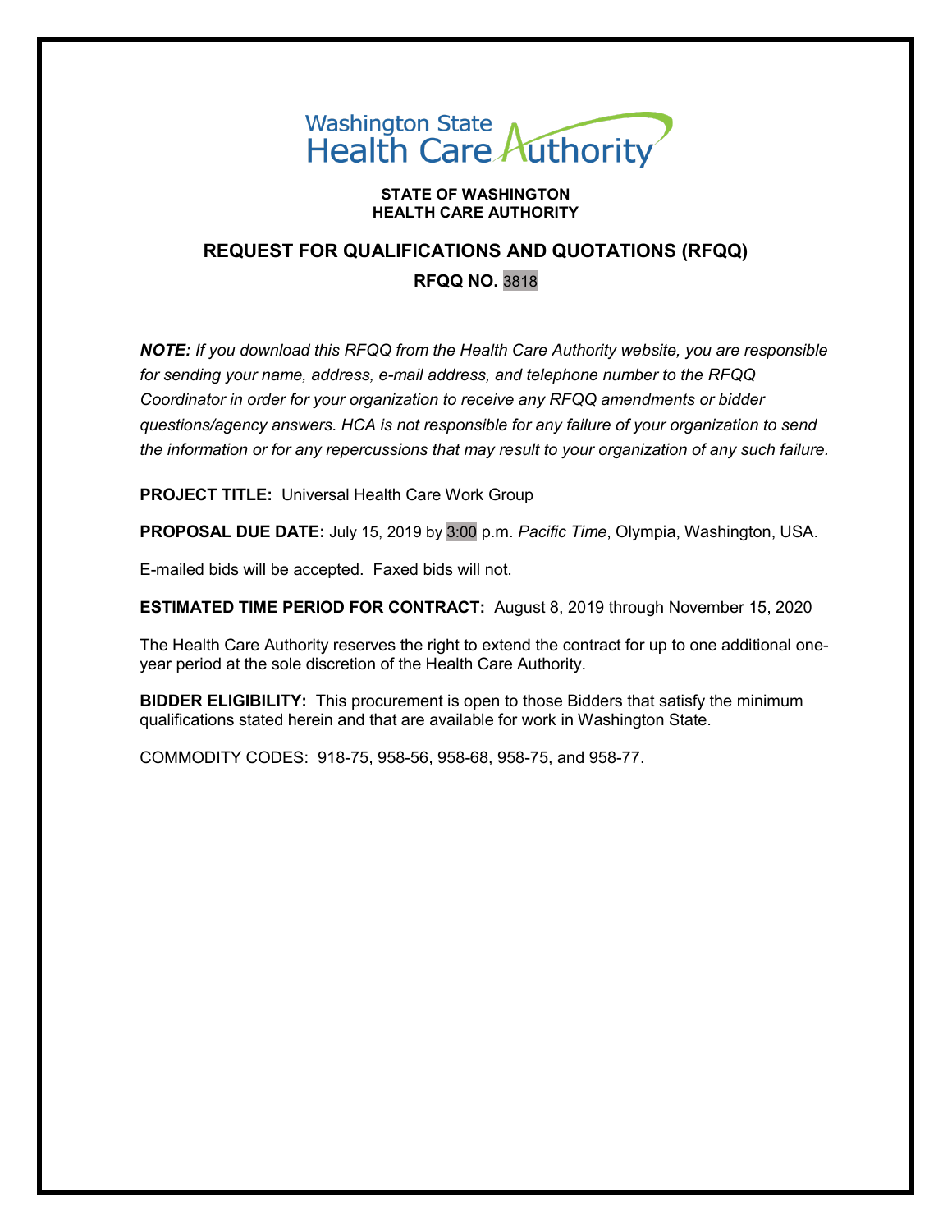Washington State Health Care Authority

**STATE OF WASHINGTON**
**HEALTH CARE AUTHORITY**

# REQUEST FOR QUALIFICATIONS AND QUOTATIONS (RFQQ)

## RFQQ NO. 3818

***NOTE:*** *If you download this RFQQ from the Health Care Authority website, you are responsible for sending your name, address, e-mail address, and telephone number to the RFQQ Coordinator in order for your organization to receive any RFQQ amendments or bidder questions/agency answers. HCA is not responsible for any failure of your organization to send the information or for any repercussions that may result to your organization of any such failure.*

**PROJECT TITLE:** Universal Health Care Work Group

**PROPOSAL DUE DATE:** July 15, 2019 by 3:00 p.m. *Pacific Time*, Olympia, Washington, USA.

E-mailed bids will be accepted. Faxed bids will not.

**ESTIMATED TIME PERIOD FOR CONTRACT:** August 8, 2019 through November 15, 2020

The Health Care Authority reserves the right to extend the contract for up to one additional one-year period at the sole discretion of the Health Care Authority.

**BIDDER ELIGIBILITY:** This procurement is open to those Bidders that satisfy the minimum qualifications stated herein and that are available for work in Washington State.

COMMODITY CODES: 918-75, 958-56, 958-68, 958-75, and 958-77.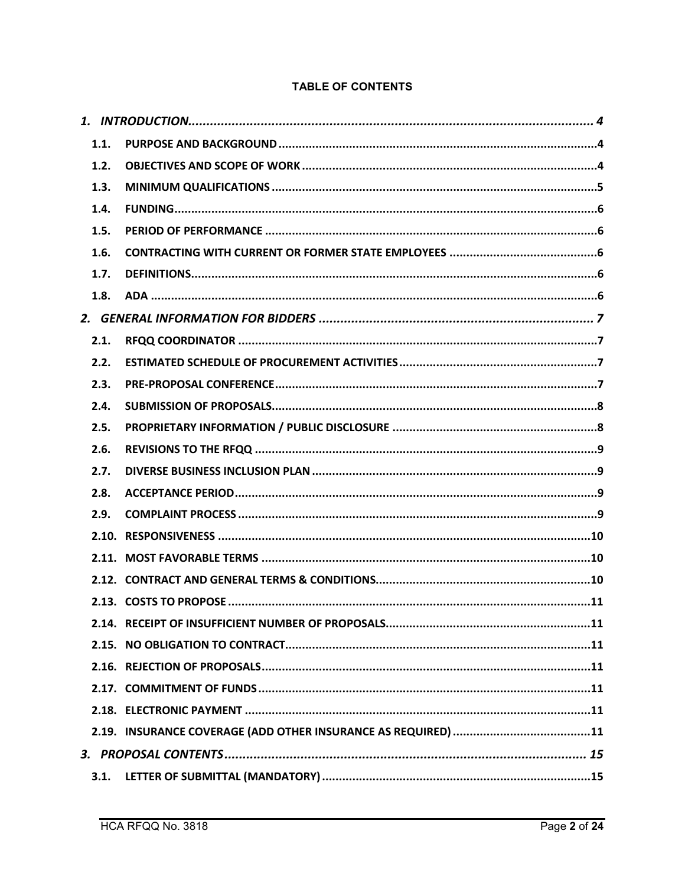## TABLE OF CONTENTS

*1. INTRODUCTION................................................................................................................ 4*

- 1.1. PURPOSE AND BACKGROUND ..............................................................................................4
- 1.2. OBJECTIVES AND SCOPE OF WORK .......................................................................................4
- 1.3. MINIMUM QUALIFICATIONS ................................................................................................5
- 1.4. FUNDING............................................................................................................................6
- 1.5. PERIOD OF PERFORMANCE ..................................................................................................6
- 1.6. CONTRACTING WITH CURRENT OR FORMER STATE EMPLOYEES ............................................6
- 1.7. DEFINITIONS.......................................................................................................................6
- 1.8. ADA ....................................................................................................................................6

*2. GENERAL INFORMATION FOR BIDDERS ............................................................................ 7*

- 2.1. RFQQ COORDINATOR ..........................................................................................................7
- 2.2. ESTIMATED SCHEDULE OF PROCUREMENT ACTIVITIES...........................................................7
- 2.3. PRE-PROPOSAL CONFERENCE................................................................................................7
- 2.4. SUBMISSION OF PROPOSALS................................................................................................8
- 2.5. PROPRIETARY INFORMATION / PUBLIC DISCLOSURE .............................................................8
- 2.6. REVISIONS TO THE RFQQ .....................................................................................................9
- 2.7. DIVERSE BUSINESS INCLUSION PLAN ....................................................................................9
- 2.8. ACCEPTANCE PERIOD...........................................................................................................9
- 2.9. COMPLAINT PROCESS ..........................................................................................................9
- 2.10. RESPONSIVENESS ..............................................................................................................10
- 2.11. MOST FAVORABLE TERMS ..................................................................................................10
- 2.12. CONTRACT AND GENERAL TERMS & CONDITIONS...............................................................10
- 2.13. COSTS TO PROPOSE ...........................................................................................................11
- 2.14. RECEIPT OF INSUFFICIENT NUMBER OF PROPOSALS.............................................................11
- 2.15. NO OBLIGATION TO CONTRACT...........................................................................................11
- 2.16. REJECTION OF PROPOSALS.................................................................................................11
- 2.17. COMMITMENT OF FUNDS ..................................................................................................11
- 2.18. ELECTRONIC PAYMENT .......................................................................................................11
- 2.19. INSURANCE COVERAGE (ADD OTHER INSURANCE AS REQUIRED) .........................................11

*3. PROPOSAL CONTENTS.................................................................................................... 15*

- 3.1. LETTER OF SUBMITTAL (MANDATORY) ................................................................................15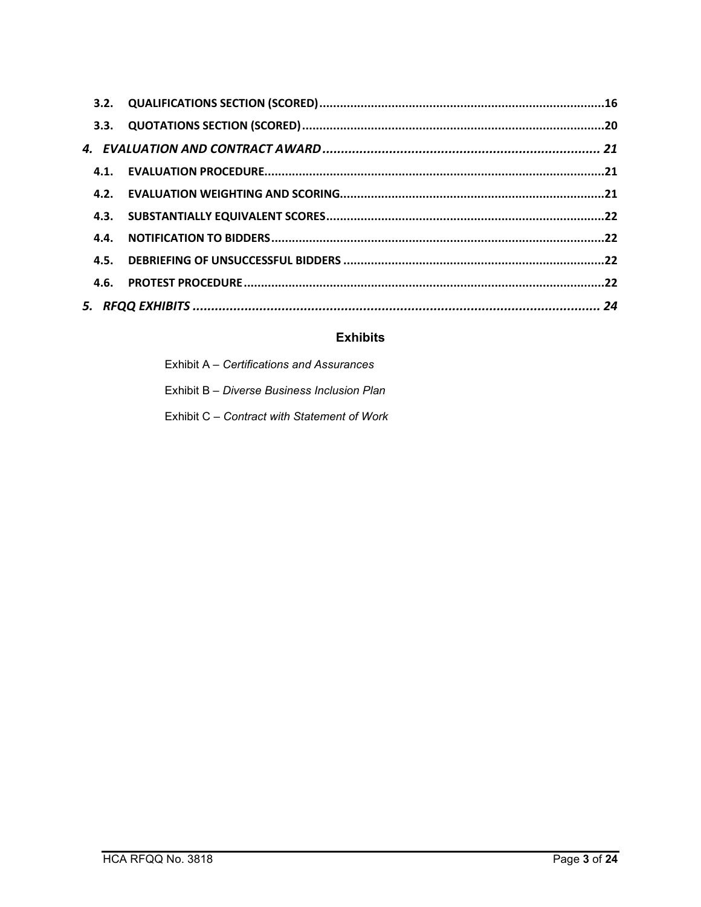3.2. QUALIFICATIONS SECTION (SCORED) ........................................................................ 16

3.3. QUOTATIONS SECTION (SCORED) ........................................................................ 20

*4. EVALUATION AND CONTRACT AWARD ........................................................................ 21*

4.1. EVALUATION PROCEDURE ........................................................................ 21

4.2. EVALUATION WEIGHTING AND SCORING ........................................................................ 21

4.3. SUBSTANTIALLY EQUIVALENT SCORES ........................................................................ 22

4.4. NOTIFICATION TO BIDDERS ........................................................................ 22

4.5. DEBRIEFING OF UNSUCCESSFUL BIDDERS ........................................................................ 22

4.6. PROTEST PROCEDURE ........................................................................ 22

*5. RFQQ EXHIBITS ........................................................................ 24*

## Exhibits

Exhibit A – *Certifications and Assurances*

Exhibit B – *Diverse Business Inclusion Plan*

Exhibit C – *Contract with Statement of Work*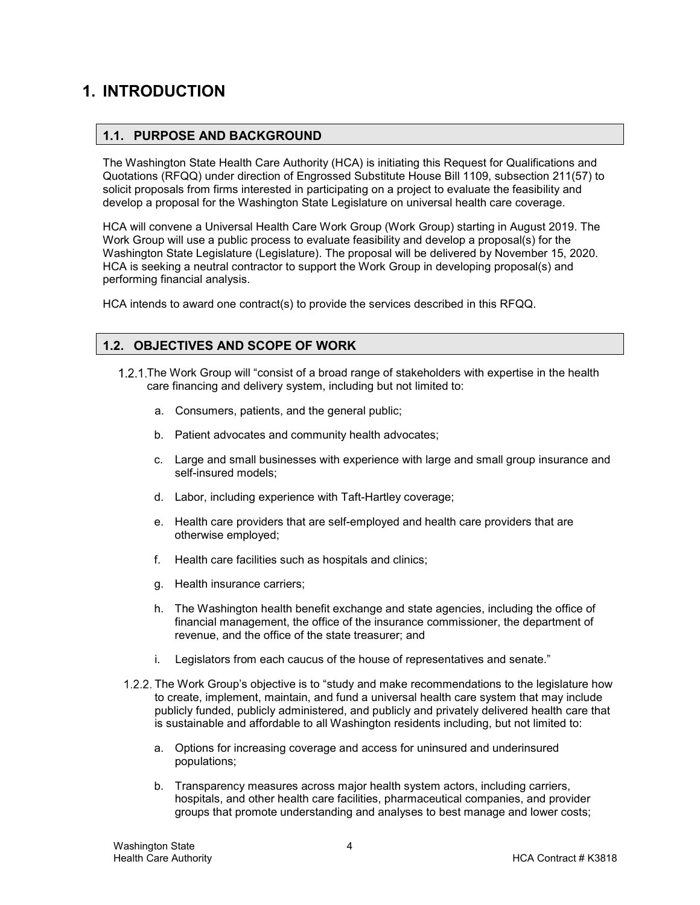# 1. INTRODUCTION

## 1.1. PURPOSE AND BACKGROUND

The Washington State Health Care Authority (HCA) is initiating this Request for Qualifications and Quotations (RFQQ) under direction of Engrossed Substitute House Bill 1109, subsection 211(57) to solicit proposals from firms interested in participating on a project to evaluate the feasibility and develop a proposal for the Washington State Legislature on universal health care coverage.

HCA will convene a Universal Health Care Work Group (Work Group) starting in August 2019. The Work Group will use a public process to evaluate feasibility and develop a proposal(s) for the Washington State Legislature (Legislature). The proposal will be delivered by November 15, 2020. HCA is seeking a neutral contractor to support the Work Group in developing proposal(s) and performing financial analysis.

HCA intends to award one contract(s) to provide the services described in this RFQQ.

## 1.2. OBJECTIVES AND SCOPE OF WORK

1.2.1. The Work Group will "consist of a broad range of stakeholders with expertise in the health care financing and delivery system, including but not limited to:

a. Consumers, patients, and the general public;

b. Patient advocates and community health advocates;

c. Large and small businesses with experience with large and small group insurance and self-insured models;

d. Labor, including experience with Taft-Hartley coverage;

e. Health care providers that are self-employed and health care providers that are otherwise employed;

f. Health care facilities such as hospitals and clinics;

g. Health insurance carriers;

h. The Washington health benefit exchange and state agencies, including the office of financial management, the office of the insurance commissioner, the department of revenue, and the office of the state treasurer; and

i. Legislators from each caucus of the house of representatives and senate."

1.2.2. The Work Group's objective is to "study and make recommendations to the legislature how to create, implement, maintain, and fund a universal health care system that may include publicly funded, publicly administered, and publicly and privately delivered health care that is sustainable and affordable to all Washington residents including, but not limited to:

a. Options for increasing coverage and access for uninsured and underinsured populations;

b. Transparency measures across major health system actors, including carriers, hospitals, and other health care facilities, pharmaceutical companies, and provider groups that promote understanding and analyses to best manage and lower costs;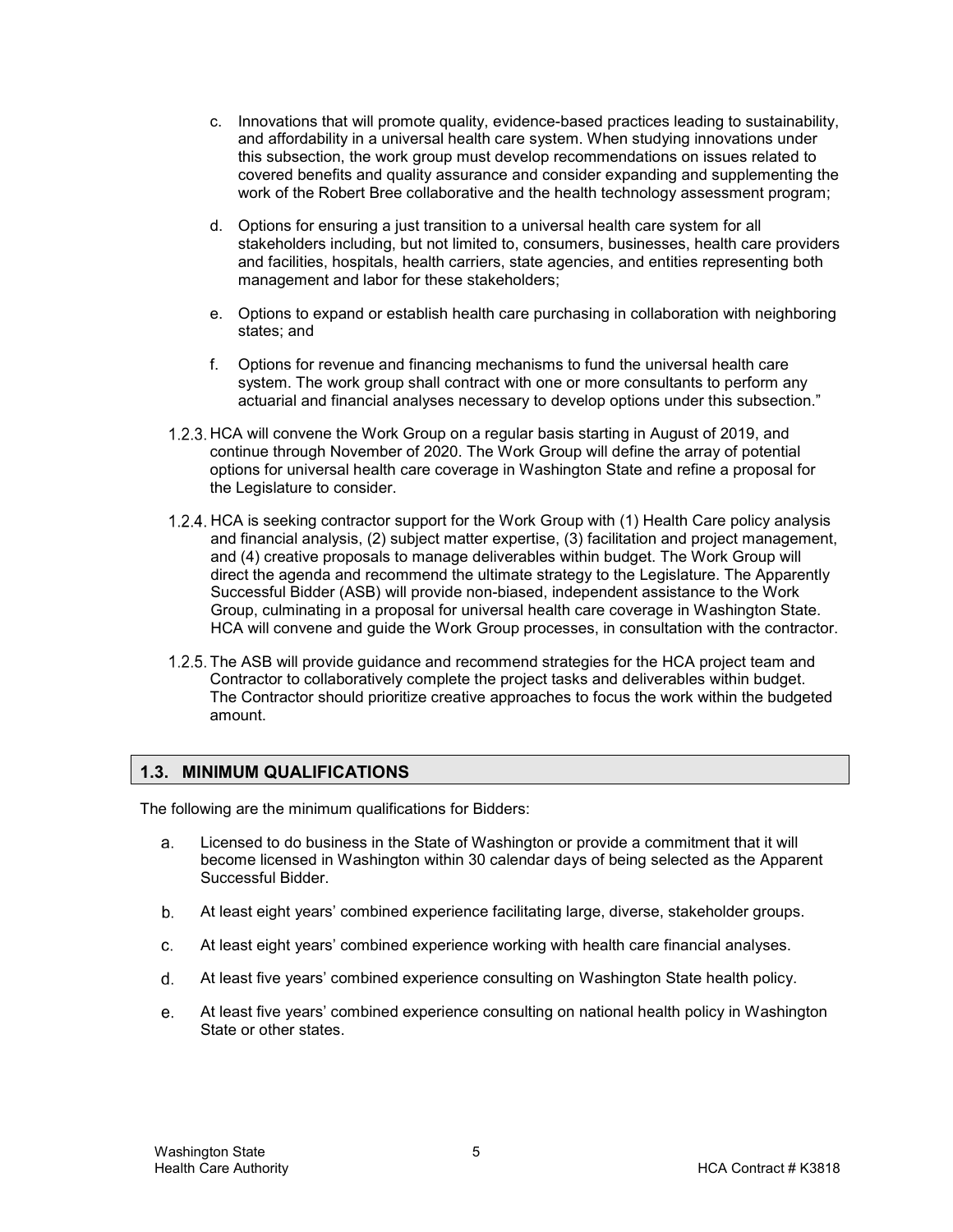c. Innovations that will promote quality, evidence-based practices leading to sustainability, and affordability in a universal health care system. When studying innovations under this subsection, the work group must develop recommendations on issues related to covered benefits and quality assurance and consider expanding and supplementing the work of the Robert Bree collaborative and the health technology assessment program;

d. Options for ensuring a just transition to a universal health care system for all stakeholders including, but not limited to, consumers, businesses, health care providers and facilities, hospitals, health carriers, state agencies, and entities representing both management and labor for these stakeholders;

e. Options to expand or establish health care purchasing in collaboration with neighboring states; and

f. Options for revenue and financing mechanisms to fund the universal health care system. The work group shall contract with one or more consultants to perform any actuarial and financial analyses necessary to develop options under this subsection."

1.2.3. HCA will convene the Work Group on a regular basis starting in August of 2019, and continue through November of 2020. The Work Group will define the array of potential options for universal health care coverage in Washington State and refine a proposal for the Legislature to consider.

1.2.4. HCA is seeking contractor support for the Work Group with (1) Health Care policy analysis and financial analysis, (2) subject matter expertise, (3) facilitation and project management, and (4) creative proposals to manage deliverables within budget. The Work Group will direct the agenda and recommend the ultimate strategy to the Legislature. The Apparently Successful Bidder (ASB) will provide non-biased, independent assistance to the Work Group, culminating in a proposal for universal health care coverage in Washington State. HCA will convene and guide the Work Group processes, in consultation with the contractor.

1.2.5. The ASB will provide guidance and recommend strategies for the HCA project team and Contractor to collaboratively complete the project tasks and deliverables within budget. The Contractor should prioritize creative approaches to focus the work within the budgeted amount.

## 1.3. MINIMUM QUALIFICATIONS

The following are the minimum qualifications for Bidders:

a. Licensed to do business in the State of Washington or provide a commitment that it will become licensed in Washington within 30 calendar days of being selected as the Apparent Successful Bidder.

b. At least eight years' combined experience facilitating large, diverse, stakeholder groups.

c. At least eight years' combined experience working with health care financial analyses.

d. At least five years' combined experience consulting on Washington State health policy.

e. At least five years' combined experience consulting on national health policy in Washington State or other states.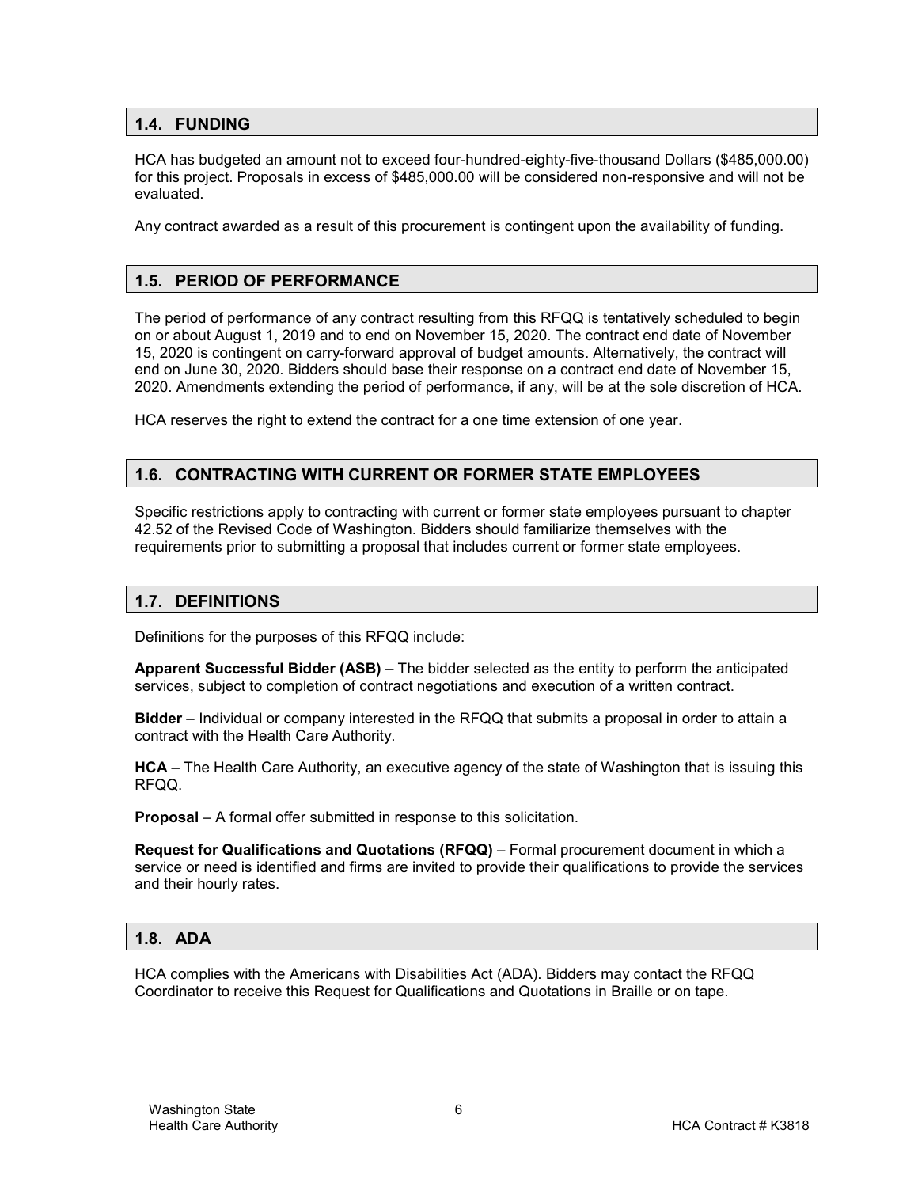## 1.4. FUNDING

HCA has budgeted an amount not to exceed four-hundred-eighty-five-thousand Dollars ($485,000.00) for this project. Proposals in excess of $485,000.00 will be considered non-responsive and will not be evaluated.

Any contract awarded as a result of this procurement is contingent upon the availability of funding.

## 1.5. PERIOD OF PERFORMANCE

The period of performance of any contract resulting from this RFQQ is tentatively scheduled to begin on or about August 1, 2019 and to end on November 15, 2020. The contract end date of November 15, 2020 is contingent on carry-forward approval of budget amounts. Alternatively, the contract will end on June 30, 2020. Bidders should base their response on a contract end date of November 15, 2020. Amendments extending the period of performance, if any, will be at the sole discretion of HCA.

HCA reserves the right to extend the contract for a one time extension of one year.

## 1.6. CONTRACTING WITH CURRENT OR FORMER STATE EMPLOYEES

Specific restrictions apply to contracting with current or former state employees pursuant to chapter 42.52 of the Revised Code of Washington. Bidders should familiarize themselves with the requirements prior to submitting a proposal that includes current or former state employees.

## 1.7. DEFINITIONS

Definitions for the purposes of this RFQQ include:

**Apparent Successful Bidder (ASB)** – The bidder selected as the entity to perform the anticipated services, subject to completion of contract negotiations and execution of a written contract.

**Bidder** – Individual or company interested in the RFQQ that submits a proposal in order to attain a contract with the Health Care Authority.

**HCA** – The Health Care Authority, an executive agency of the state of Washington that is issuing this RFQQ.

**Proposal** – A formal offer submitted in response to this solicitation.

**Request for Qualifications and Quotations (RFQQ)** – Formal procurement document in which a service or need is identified and firms are invited to provide their qualifications to provide the services and their hourly rates.

## 1.8. ADA

HCA complies with the Americans with Disabilities Act (ADA). Bidders may contact the RFQQ Coordinator to receive this Request for Qualifications and Quotations in Braille or on tape.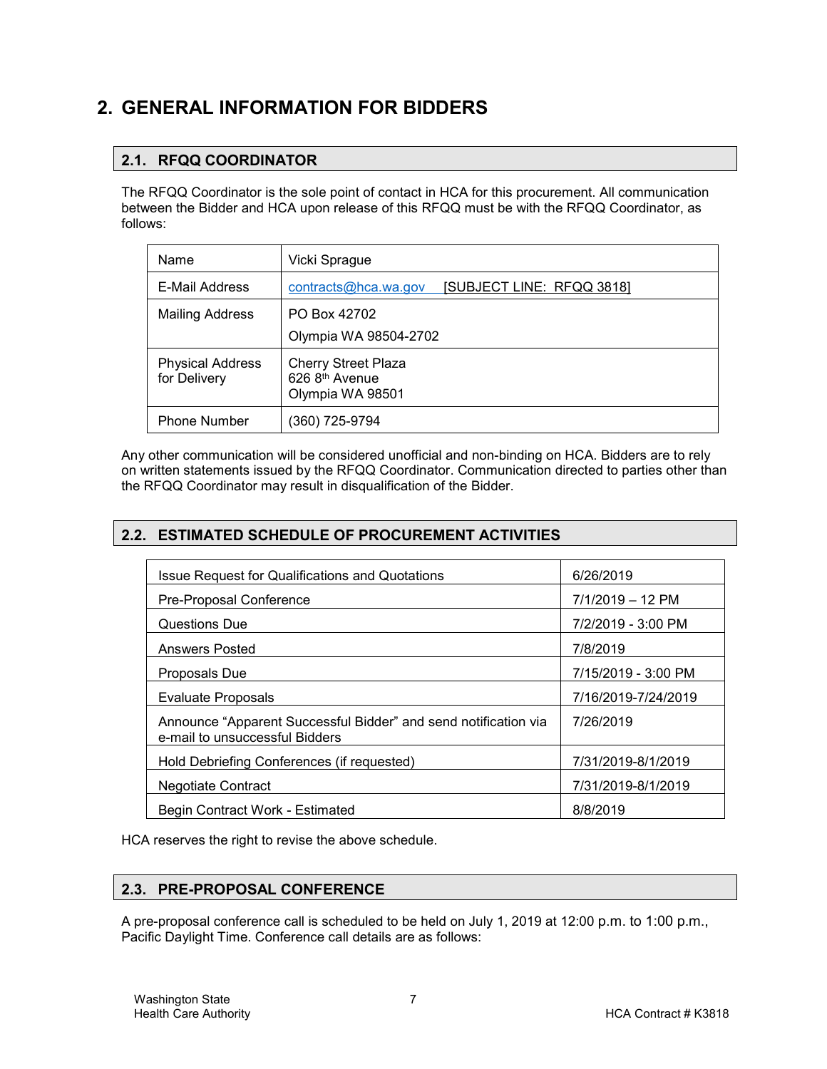# 2. GENERAL INFORMATION FOR BIDDERS

## 2.1. RFQQ COORDINATOR

The RFQQ Coordinator is the sole point of contact in HCA for this procurement. All communication between the Bidder and HCA upon release of this RFQQ must be with the RFQQ Coordinator, as follows:

| | |
|---|---|
| Name | Vicki Sprague |
| E-Mail Address | contracts@hca.wa.gov [SUBJECT LINE: RFQQ 3818] |
| Mailing Address | PO Box 42702<br>Olympia WA 98504-2702 |
| Physical Address for Delivery | Cherry Street Plaza<br>626 8th Avenue<br>Olympia WA 98501 |
| Phone Number | (360) 725-9794 |

Any other communication will be considered unofficial and non-binding on HCA. Bidders are to rely on written statements issued by the RFQQ Coordinator. Communication directed to parties other than the RFQQ Coordinator may result in disqualification of the Bidder.

## 2.2. ESTIMATED SCHEDULE OF PROCUREMENT ACTIVITIES

| | |
|---|---|
| Issue Request for Qualifications and Quotations | 6/26/2019 |
| Pre-Proposal Conference | 7/1/2019 – 12 PM |
| Questions Due | 7/2/2019 - 3:00 PM |
| Answers Posted | 7/8/2019 |
| Proposals Due | 7/15/2019 - 3:00 PM |
| Evaluate Proposals | 7/16/2019-7/24/2019 |
| Announce "Apparent Successful Bidder" and send notification via e-mail to unsuccessful Bidders | 7/26/2019 |
| Hold Debriefing Conferences (if requested) | 7/31/2019-8/1/2019 |
| Negotiate Contract | 7/31/2019-8/1/2019 |
| Begin Contract Work - Estimated | 8/8/2019 |

HCA reserves the right to revise the above schedule.

## 2.3. PRE-PROPOSAL CONFERENCE

A pre-proposal conference call is scheduled to be held on July 1, 2019 at 12:00 p.m. to 1:00 p.m., Pacific Daylight Time. Conference call details are as follows: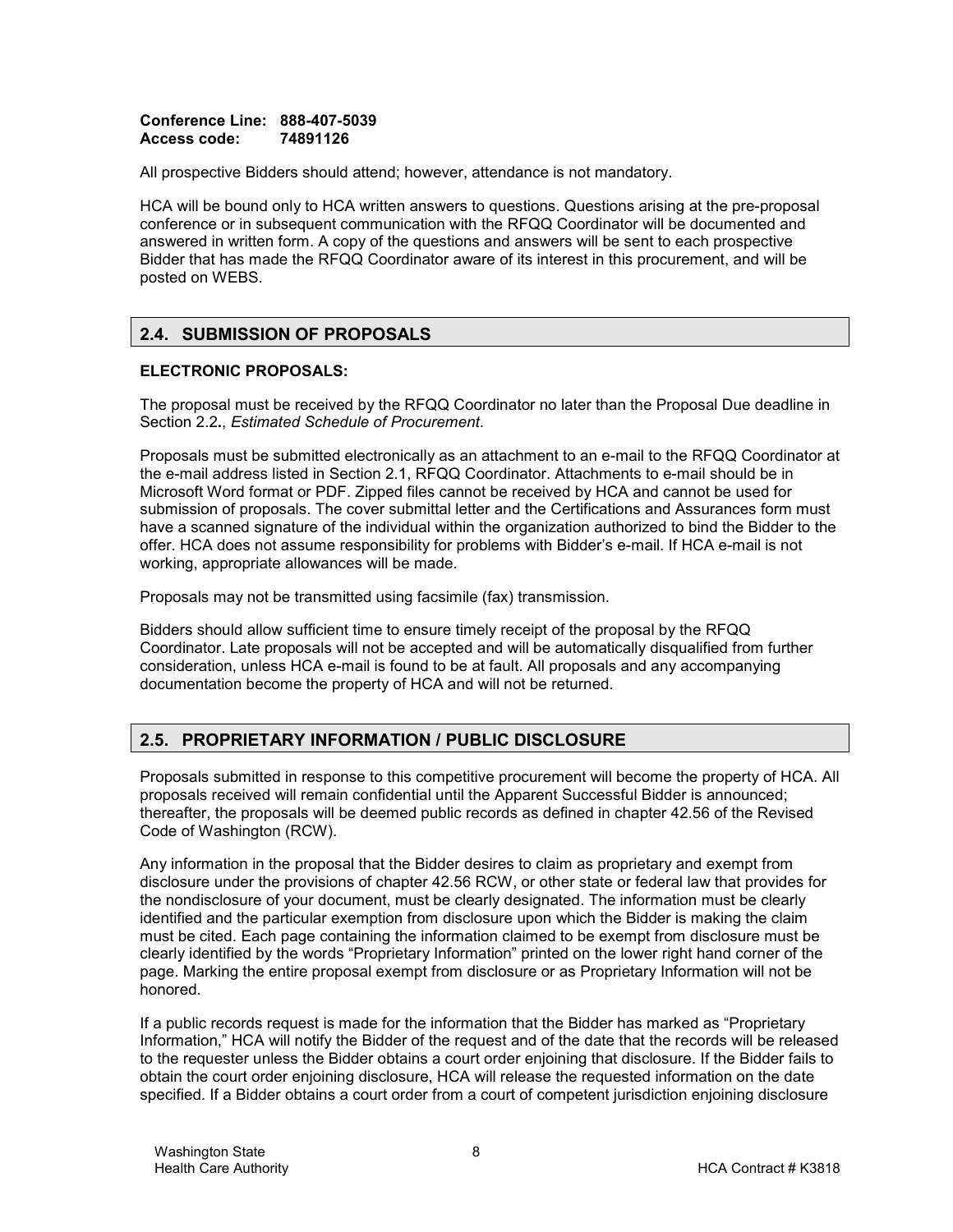**Conference Line: 888-407-5039**
**Access code: 74891126**

All prospective Bidders should attend; however, attendance is not mandatory.

HCA will be bound only to HCA written answers to questions. Questions arising at the pre-proposal conference or in subsequent communication with the RFQQ Coordinator will be documented and answered in written form. A copy of the questions and answers will be sent to each prospective Bidder that has made the RFQQ Coordinator aware of its interest in this procurement, and will be posted on WEBS.

## 2.4. SUBMISSION OF PROPOSALS

**ELECTRONIC PROPOSALS:**

The proposal must be received by the RFQQ Coordinator no later than the Proposal Due deadline in Section 2.2**.**, *Estimated Schedule of Procurement*.

Proposals must be submitted electronically as an attachment to an e-mail to the RFQQ Coordinator at the e-mail address listed in Section 2.1, RFQQ Coordinator. Attachments to e-mail should be in Microsoft Word format or PDF. Zipped files cannot be received by HCA and cannot be used for submission of proposals. The cover submittal letter and the Certifications and Assurances form must have a scanned signature of the individual within the organization authorized to bind the Bidder to the offer. HCA does not assume responsibility for problems with Bidder's e-mail. If HCA e-mail is not working, appropriate allowances will be made.

Proposals may not be transmitted using facsimile (fax) transmission.

Bidders should allow sufficient time to ensure timely receipt of the proposal by the RFQQ Coordinator. Late proposals will not be accepted and will be automatically disqualified from further consideration, unless HCA e-mail is found to be at fault. All proposals and any accompanying documentation become the property of HCA and will not be returned.

## 2.5. PROPRIETARY INFORMATION / PUBLIC DISCLOSURE

Proposals submitted in response to this competitive procurement will become the property of HCA. All proposals received will remain confidential until the Apparent Successful Bidder is announced; thereafter, the proposals will be deemed public records as defined in chapter 42.56 of the Revised Code of Washington (RCW).

Any information in the proposal that the Bidder desires to claim as proprietary and exempt from disclosure under the provisions of chapter 42.56 RCW, or other state or federal law that provides for the nondisclosure of your document, must be clearly designated. The information must be clearly identified and the particular exemption from disclosure upon which the Bidder is making the claim must be cited. Each page containing the information claimed to be exempt from disclosure must be clearly identified by the words "Proprietary Information" printed on the lower right hand corner of the page. Marking the entire proposal exempt from disclosure or as Proprietary Information will not be honored.

If a public records request is made for the information that the Bidder has marked as "Proprietary Information," HCA will notify the Bidder of the request and of the date that the records will be released to the requester unless the Bidder obtains a court order enjoining that disclosure. If the Bidder fails to obtain the court order enjoining disclosure, HCA will release the requested information on the date specified. If a Bidder obtains a court order from a court of competent jurisdiction enjoining disclosure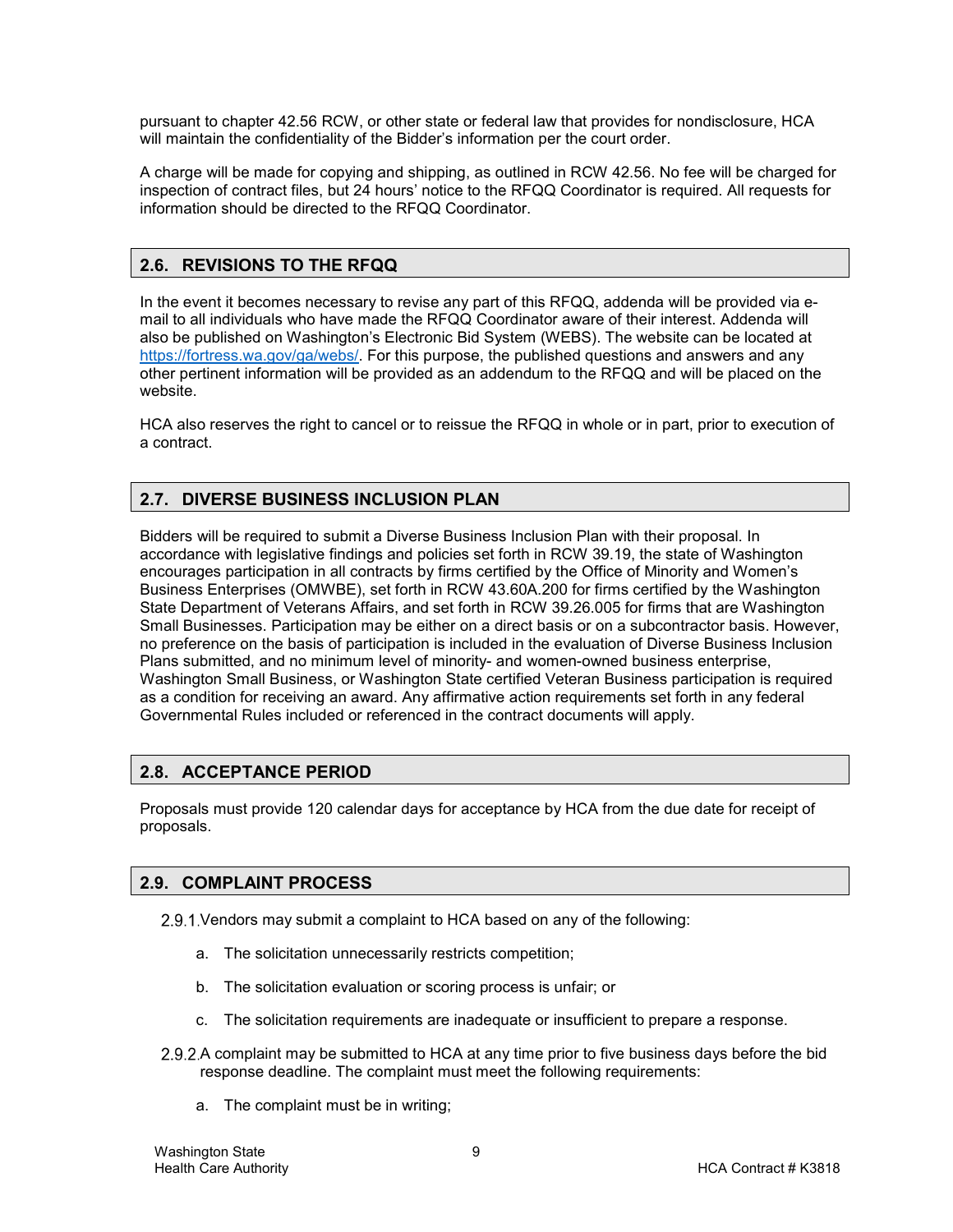pursuant to chapter 42.56 RCW, or other state or federal law that provides for nondisclosure, HCA will maintain the confidentiality of the Bidder's information per the court order.

A charge will be made for copying and shipping, as outlined in RCW 42.56. No fee will be charged for inspection of contract files, but 24 hours' notice to the RFQQ Coordinator is required. All requests for information should be directed to the RFQQ Coordinator.

## 2.6. REVISIONS TO THE RFQQ

In the event it becomes necessary to revise any part of this RFQQ, addenda will be provided via e-mail to all individuals who have made the RFQQ Coordinator aware of their interest. Addenda will also be published on Washington's Electronic Bid System (WEBS). The website can be located at https://fortress.wa.gov/ga/webs/. For this purpose, the published questions and answers and any other pertinent information will be provided as an addendum to the RFQQ and will be placed on the website.

HCA also reserves the right to cancel or to reissue the RFQQ in whole or in part, prior to execution of a contract.

## 2.7. DIVERSE BUSINESS INCLUSION PLAN

Bidders will be required to submit a Diverse Business Inclusion Plan with their proposal. In accordance with legislative findings and policies set forth in RCW 39.19, the state of Washington encourages participation in all contracts by firms certified by the Office of Minority and Women's Business Enterprises (OMWBE), set forth in RCW 43.60A.200 for firms certified by the Washington State Department of Veterans Affairs, and set forth in RCW 39.26.005 for firms that are Washington Small Businesses. Participation may be either on a direct basis or on a subcontractor basis. However, no preference on the basis of participation is included in the evaluation of Diverse Business Inclusion Plans submitted, and no minimum level of minority- and women-owned business enterprise, Washington Small Business, or Washington State certified Veteran Business participation is required as a condition for receiving an award. Any affirmative action requirements set forth in any federal Governmental Rules included or referenced in the contract documents will apply.

## 2.8. ACCEPTANCE PERIOD

Proposals must provide 120 calendar days for acceptance by HCA from the due date for receipt of proposals.

## 2.9. COMPLAINT PROCESS

2.9.1. Vendors may submit a complaint to HCA based on any of the following:

a. The solicitation unnecessarily restricts competition;

b. The solicitation evaluation or scoring process is unfair; or

c. The solicitation requirements are inadequate or insufficient to prepare a response.

2.9.2. A complaint may be submitted to HCA at any time prior to five business days before the bid response deadline. The complaint must meet the following requirements:

a. The complaint must be in writing;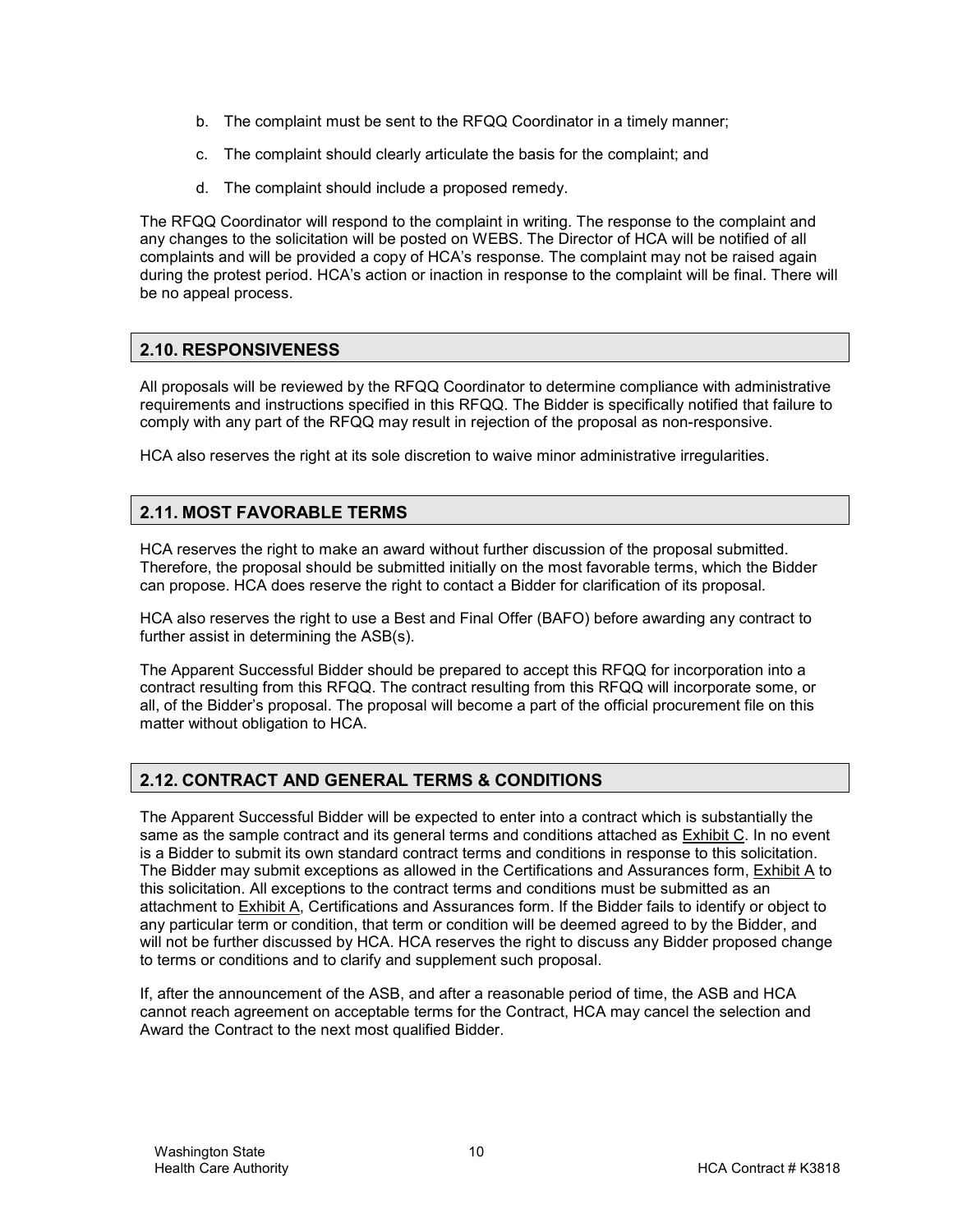b. The complaint must be sent to the RFQQ Coordinator in a timely manner;

c. The complaint should clearly articulate the basis for the complaint; and

d. The complaint should include a proposed remedy.

The RFQQ Coordinator will respond to the complaint in writing. The response to the complaint and any changes to the solicitation will be posted on WEBS. The Director of HCA will be notified of all complaints and will be provided a copy of HCA's response. The complaint may not be raised again during the protest period. HCA's action or inaction in response to the complaint will be final. There will be no appeal process.

## 2.10. RESPONSIVENESS

All proposals will be reviewed by the RFQQ Coordinator to determine compliance with administrative requirements and instructions specified in this RFQQ. The Bidder is specifically notified that failure to comply with any part of the RFQQ may result in rejection of the proposal as non-responsive.

HCA also reserves the right at its sole discretion to waive minor administrative irregularities.

## 2.11. MOST FAVORABLE TERMS

HCA reserves the right to make an award without further discussion of the proposal submitted. Therefore, the proposal should be submitted initially on the most favorable terms, which the Bidder can propose. HCA does reserve the right to contact a Bidder for clarification of its proposal.

HCA also reserves the right to use a Best and Final Offer (BAFO) before awarding any contract to further assist in determining the ASB(s).

The Apparent Successful Bidder should be prepared to accept this RFQQ for incorporation into a contract resulting from this RFQQ. The contract resulting from this RFQQ will incorporate some, or all, of the Bidder's proposal. The proposal will become a part of the official procurement file on this matter without obligation to HCA.

## 2.12. CONTRACT AND GENERAL TERMS & CONDITIONS

The Apparent Successful Bidder will be expected to enter into a contract which is substantially the same as the sample contract and its general terms and conditions attached as Exhibit C. In no event is a Bidder to submit its own standard contract terms and conditions in response to this solicitation. The Bidder may submit exceptions as allowed in the Certifications and Assurances form, Exhibit A to this solicitation. All exceptions to the contract terms and conditions must be submitted as an attachment to Exhibit A, Certifications and Assurances form. If the Bidder fails to identify or object to any particular term or condition, that term or condition will be deemed agreed to by the Bidder, and will not be further discussed by HCA. HCA reserves the right to discuss any Bidder proposed change to terms or conditions and to clarify and supplement such proposal.

If, after the announcement of the ASB, and after a reasonable period of time, the ASB and HCA cannot reach agreement on acceptable terms for the Contract, HCA may cancel the selection and Award the Contract to the next most qualified Bidder.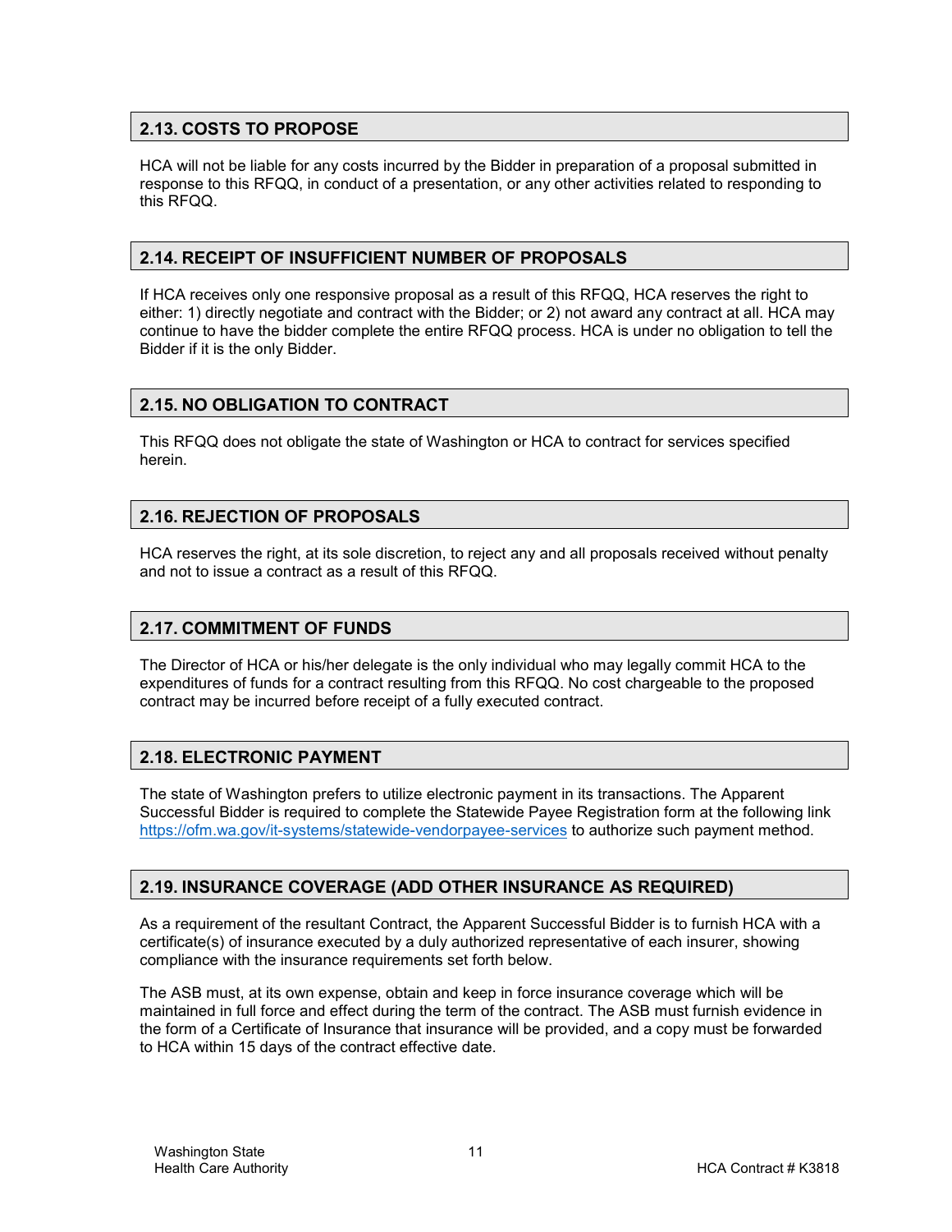## 2.13. COSTS TO PROPOSE

HCA will not be liable for any costs incurred by the Bidder in preparation of a proposal submitted in response to this RFQQ, in conduct of a presentation, or any other activities related to responding to this RFQQ.

## 2.14. RECEIPT OF INSUFFICIENT NUMBER OF PROPOSALS

If HCA receives only one responsive proposal as a result of this RFQQ, HCA reserves the right to either: 1) directly negotiate and contract with the Bidder; or 2) not award any contract at all. HCA may continue to have the bidder complete the entire RFQQ process. HCA is under no obligation to tell the Bidder if it is the only Bidder.

## 2.15. NO OBLIGATION TO CONTRACT

This RFQQ does not obligate the state of Washington or HCA to contract for services specified herein.

## 2.16. REJECTION OF PROPOSALS

HCA reserves the right, at its sole discretion, to reject any and all proposals received without penalty and not to issue a contract as a result of this RFQQ.

## 2.17. COMMITMENT OF FUNDS

The Director of HCA or his/her delegate is the only individual who may legally commit HCA to the expenditures of funds for a contract resulting from this RFQQ. No cost chargeable to the proposed contract may be incurred before receipt of a fully executed contract.

## 2.18. ELECTRONIC PAYMENT

The state of Washington prefers to utilize electronic payment in its transactions. The Apparent Successful Bidder is required to complete the Statewide Payee Registration form at the following link https://ofm.wa.gov/it-systems/statewide-vendorpayee-services to authorize such payment method.

## 2.19. INSURANCE COVERAGE (ADD OTHER INSURANCE AS REQUIRED)

As a requirement of the resultant Contract, the Apparent Successful Bidder is to furnish HCA with a certificate(s) of insurance executed by a duly authorized representative of each insurer, showing compliance with the insurance requirements set forth below.

The ASB must, at its own expense, obtain and keep in force insurance coverage which will be maintained in full force and effect during the term of the contract. The ASB must furnish evidence in the form of a Certificate of Insurance that insurance will be provided, and a copy must be forwarded to HCA within 15 days of the contract effective date.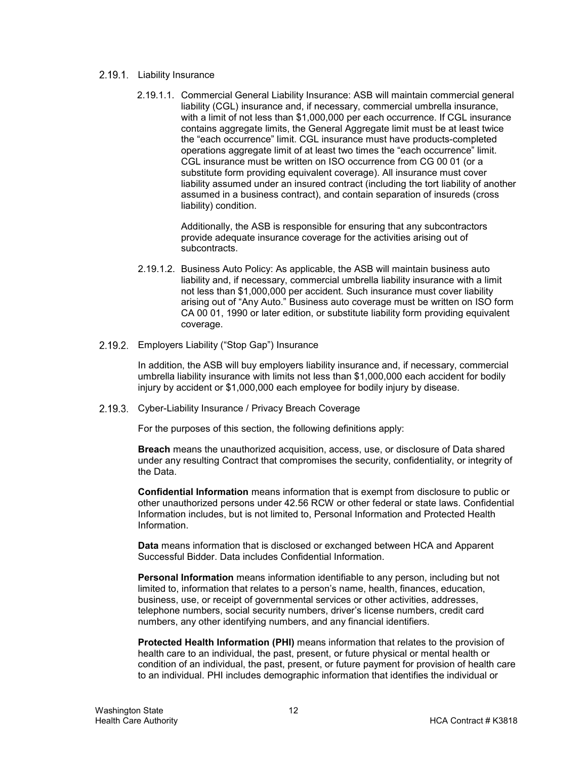### 2.19.1. Liability Insurance

2.19.1.1. Commercial General Liability Insurance: ASB will maintain commercial general liability (CGL) insurance and, if necessary, commercial umbrella insurance, with a limit of not less than $1,000,000 per each occurrence. If CGL insurance contains aggregate limits, the General Aggregate limit must be at least twice the "each occurrence" limit. CGL insurance must have products-completed operations aggregate limit of at least two times the "each occurrence" limit. CGL insurance must be written on ISO occurrence from CG 00 01 (or a substitute form providing equivalent coverage). All insurance must cover liability assumed under an insured contract (including the tort liability of another assumed in a business contract), and contain separation of insureds (cross liability) condition.

Additionally, the ASB is responsible for ensuring that any subcontractors provide adequate insurance coverage for the activities arising out of subcontracts.

2.19.1.2. Business Auto Policy: As applicable, the ASB will maintain business auto liability and, if necessary, commercial umbrella liability insurance with a limit not less than $1,000,000 per accident. Such insurance must cover liability arising out of "Any Auto." Business auto coverage must be written on ISO form CA 00 01, 1990 or later edition, or substitute liability form providing equivalent coverage.

### 2.19.2. Employers Liability ("Stop Gap") Insurance

In addition, the ASB will buy employers liability insurance and, if necessary, commercial umbrella liability insurance with limits not less than $1,000,000 each accident for bodily injury by accident or $1,000,000 each employee for bodily injury by disease.

### 2.19.3. Cyber-Liability Insurance / Privacy Breach Coverage

For the purposes of this section, the following definitions apply:

**Breach** means the unauthorized acquisition, access, use, or disclosure of Data shared under any resulting Contract that compromises the security, confidentiality, or integrity of the Data.

**Confidential Information** means information that is exempt from disclosure to public or other unauthorized persons under 42.56 RCW or other federal or state laws. Confidential Information includes, but is not limited to, Personal Information and Protected Health Information.

**Data** means information that is disclosed or exchanged between HCA and Apparent Successful Bidder. Data includes Confidential Information.

**Personal Information** means information identifiable to any person, including but not limited to, information that relates to a person's name, health, finances, education, business, use, or receipt of governmental services or other activities, addresses, telephone numbers, social security numbers, driver's license numbers, credit card numbers, any other identifying numbers, and any financial identifiers.

**Protected Health Information (PHI)** means information that relates to the provision of health care to an individual, the past, present, or future physical or mental health or condition of an individual, the past, present, or future payment for provision of health care to an individual. PHI includes demographic information that identifies the individual or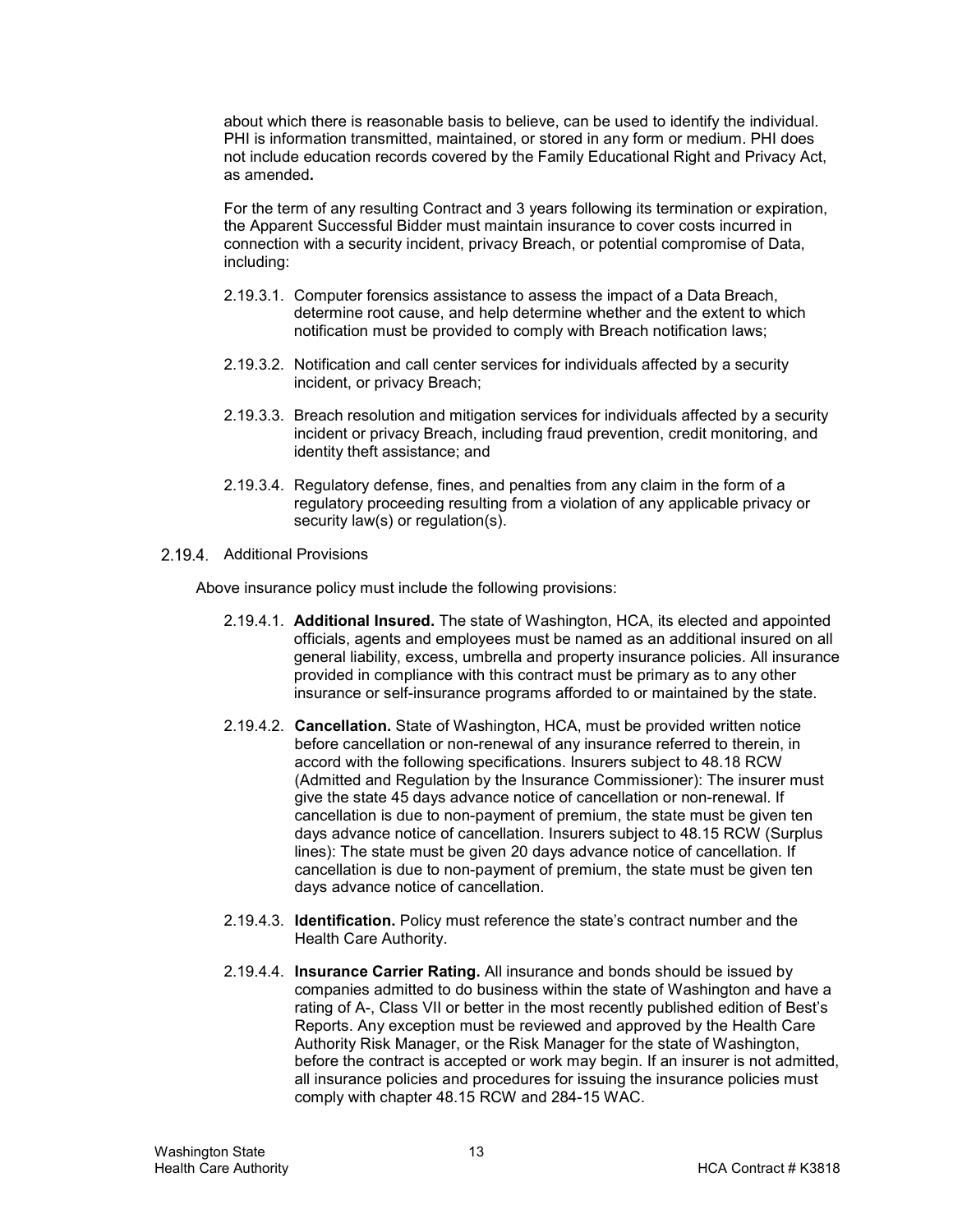about which there is reasonable basis to believe, can be used to identify the individual. PHI is information transmitted, maintained, or stored in any form or medium. PHI does not include education records covered by the Family Educational Right and Privacy Act, as amended**.**

For the term of any resulting Contract and 3 years following its termination or expiration, the Apparent Successful Bidder must maintain insurance to cover costs incurred in connection with a security incident, privacy Breach, or potential compromise of Data, including:

- 2.19.3.1. Computer forensics assistance to assess the impact of a Data Breach, determine root cause, and help determine whether and the extent to which notification must be provided to comply with Breach notification laws;
- 2.19.3.2. Notification and call center services for individuals affected by a security incident, or privacy Breach;
- 2.19.3.3. Breach resolution and mitigation services for individuals affected by a security incident or privacy Breach, including fraud prevention, credit monitoring, and identity theft assistance; and
- 2.19.3.4. Regulatory defense, fines, and penalties from any claim in the form of a regulatory proceeding resulting from a violation of any applicable privacy or security law(s) or regulation(s).

2.19.4. Additional Provisions

Above insurance policy must include the following provisions:

- 2.19.4.1. **Additional Insured.** The state of Washington, HCA, its elected and appointed officials, agents and employees must be named as an additional insured on all general liability, excess, umbrella and property insurance policies. All insurance provided in compliance with this contract must be primary as to any other insurance or self-insurance programs afforded to or maintained by the state.
- 2.19.4.2. **Cancellation.** State of Washington, HCA, must be provided written notice before cancellation or non-renewal of any insurance referred to therein, in accord with the following specifications. Insurers subject to 48.18 RCW (Admitted and Regulation by the Insurance Commissioner): The insurer must give the state 45 days advance notice of cancellation or non-renewal. If cancellation is due to non-payment of premium, the state must be given ten days advance notice of cancellation. Insurers subject to 48.15 RCW (Surplus lines): The state must be given 20 days advance notice of cancellation. If cancellation is due to non-payment of premium, the state must be given ten days advance notice of cancellation.
- 2.19.4.3. **Identification.** Policy must reference the state's contract number and the Health Care Authority.
- 2.19.4.4. **Insurance Carrier Rating.** All insurance and bonds should be issued by companies admitted to do business within the state of Washington and have a rating of A-, Class VII or better in the most recently published edition of Best's Reports. Any exception must be reviewed and approved by the Health Care Authority Risk Manager, or the Risk Manager for the state of Washington, before the contract is accepted or work may begin. If an insurer is not admitted, all insurance policies and procedures for issuing the insurance policies must comply with chapter 48.15 RCW and 284-15 WAC.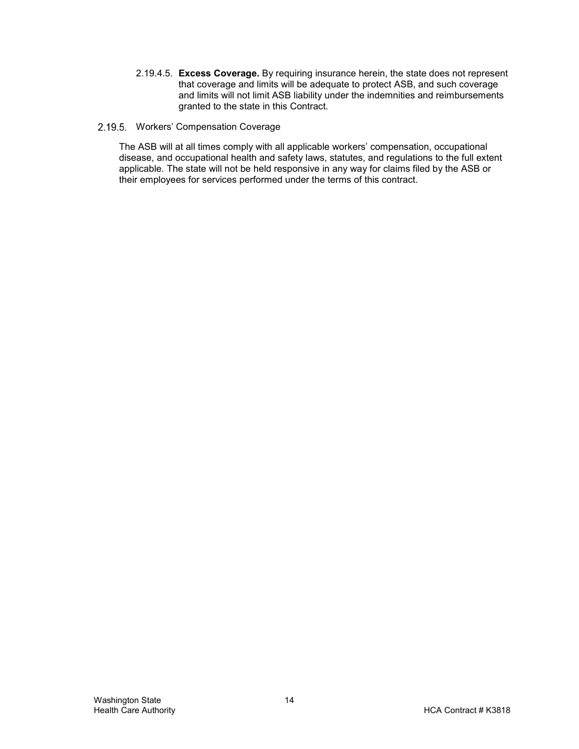2.19.4.5. **Excess Coverage.** By requiring insurance herein, the state does not represent that coverage and limits will be adequate to protect ASB, and such coverage and limits will not limit ASB liability under the indemnities and reimbursements granted to the state in this Contract.

2.19.5. Workers' Compensation Coverage

The ASB will at all times comply with all applicable workers' compensation, occupational disease, and occupational health and safety laws, statutes, and regulations to the full extent applicable. The state will not be held responsive in any way for claims filed by the ASB or their employees for services performed under the terms of this contract.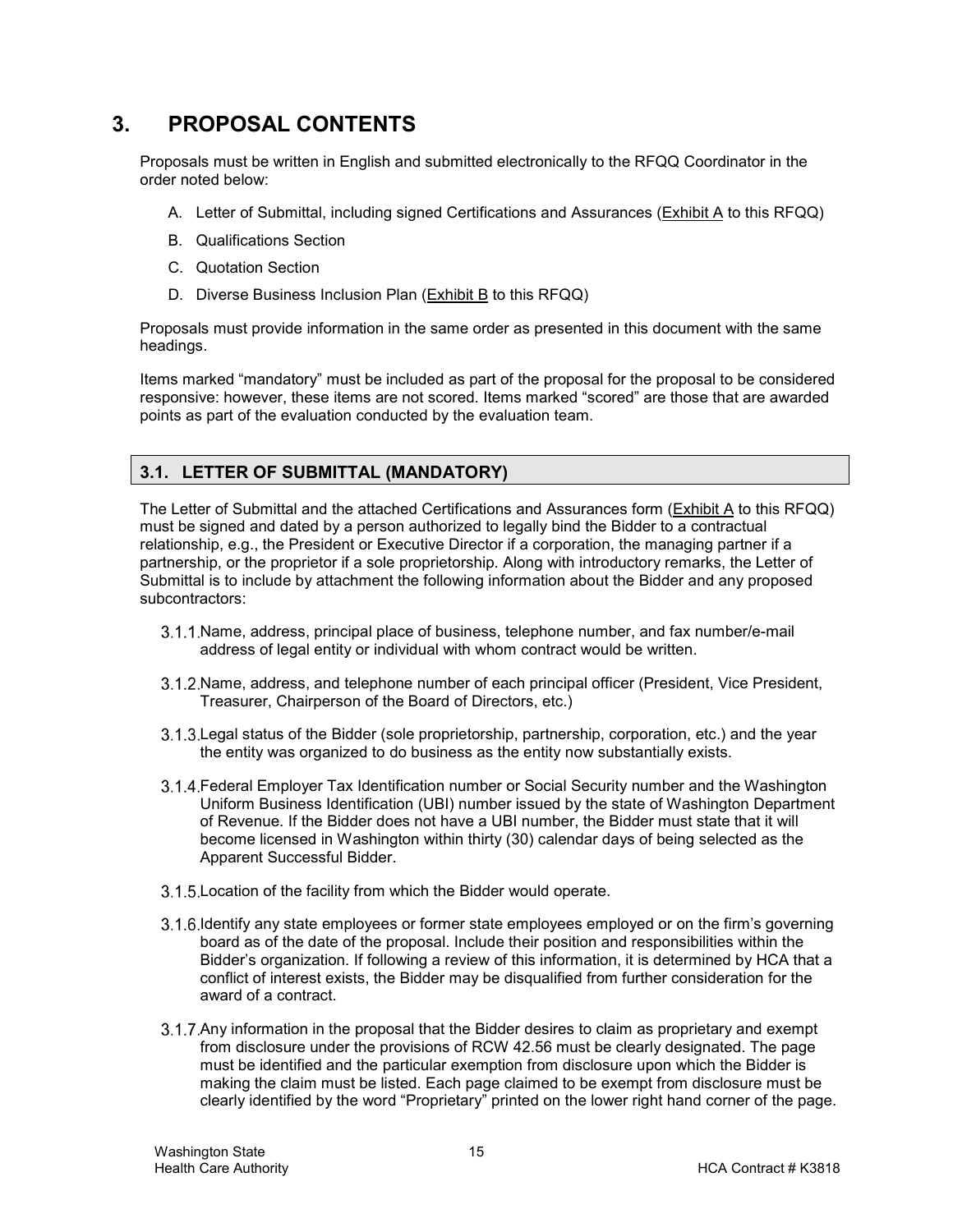# 3. PROPOSAL CONTENTS

Proposals must be written in English and submitted electronically to the RFQQ Coordinator in the order noted below:

A. Letter of Submittal, including signed Certifications and Assurances (Exhibit A to this RFQQ)

B. Qualifications Section

C. Quotation Section

D. Diverse Business Inclusion Plan (Exhibit B to this RFQQ)

Proposals must provide information in the same order as presented in this document with the same headings.

Items marked "mandatory" must be included as part of the proposal for the proposal to be considered responsive: however, these items are not scored. Items marked "scored" are those that are awarded points as part of the evaluation conducted by the evaluation team.

## 3.1. LETTER OF SUBMITTAL (MANDATORY)

The Letter of Submittal and the attached Certifications and Assurances form (Exhibit A to this RFQQ) must be signed and dated by a person authorized to legally bind the Bidder to a contractual relationship, e.g., the President or Executive Director if a corporation, the managing partner if a partnership, or the proprietor if a sole proprietorship. Along with introductory remarks, the Letter of Submittal is to include by attachment the following information about the Bidder and any proposed subcontractors:

3.1.1. Name, address, principal place of business, telephone number, and fax number/e-mail address of legal entity or individual with whom contract would be written.

3.1.2. Name, address, and telephone number of each principal officer (President, Vice President, Treasurer, Chairperson of the Board of Directors, etc.)

3.1.3. Legal status of the Bidder (sole proprietorship, partnership, corporation, etc.) and the year the entity was organized to do business as the entity now substantially exists.

3.1.4. Federal Employer Tax Identification number or Social Security number and the Washington Uniform Business Identification (UBI) number issued by the state of Washington Department of Revenue. If the Bidder does not have a UBI number, the Bidder must state that it will become licensed in Washington within thirty (30) calendar days of being selected as the Apparent Successful Bidder.

3.1.5. Location of the facility from which the Bidder would operate.

3.1.6. Identify any state employees or former state employees employed or on the firm's governing board as of the date of the proposal. Include their position and responsibilities within the Bidder's organization. If following a review of this information, it is determined by HCA that a conflict of interest exists, the Bidder may be disqualified from further consideration for the award of a contract.

3.1.7. Any information in the proposal that the Bidder desires to claim as proprietary and exempt from disclosure under the provisions of RCW 42.56 must be clearly designated. The page must be identified and the particular exemption from disclosure upon which the Bidder is making the claim must be listed. Each page claimed to be exempt from disclosure must be clearly identified by the word "Proprietary" printed on the lower right hand corner of the page.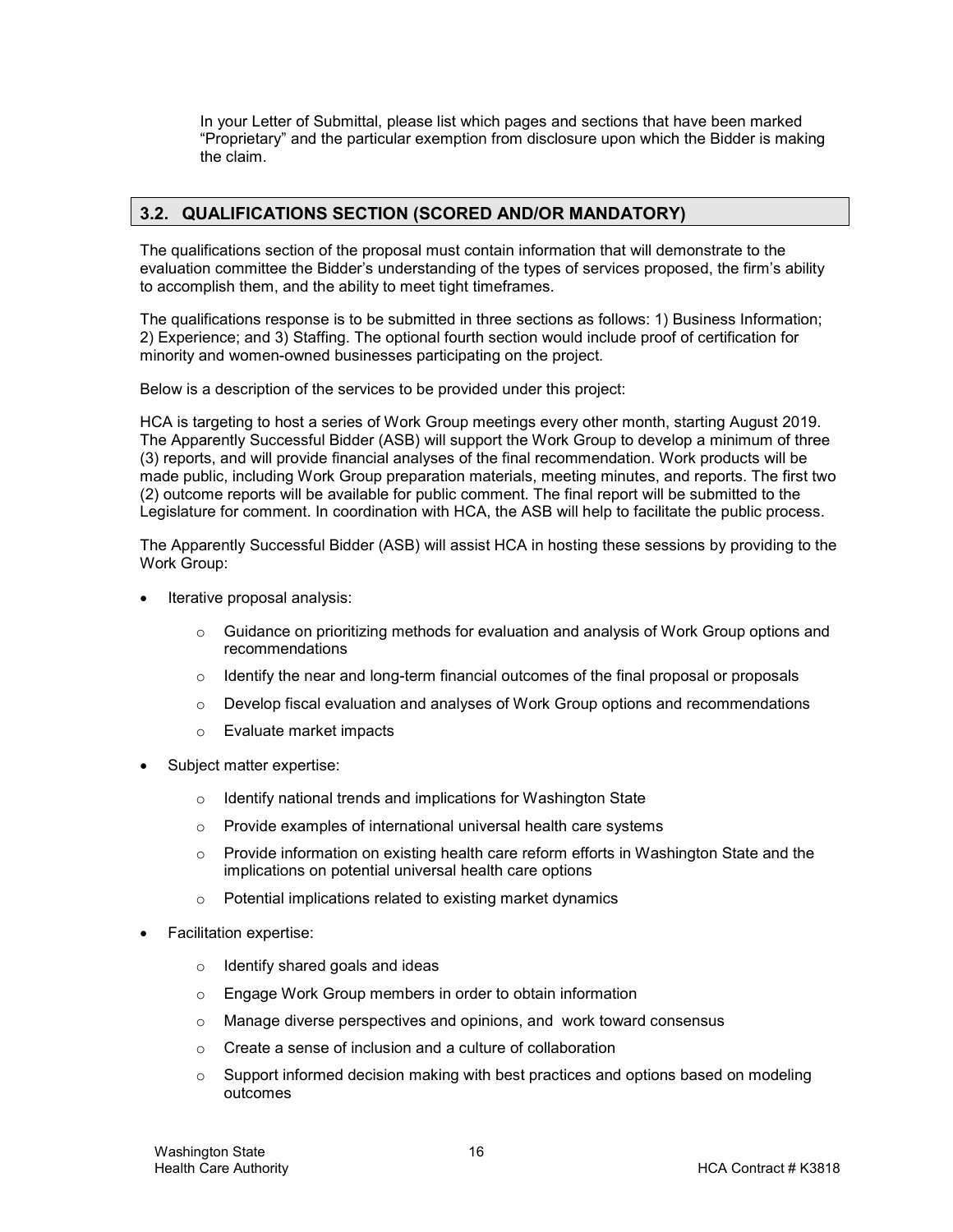In your Letter of Submittal, please list which pages and sections that have been marked "Proprietary" and the particular exemption from disclosure upon which the Bidder is making the claim.

## 3.2. QUALIFICATIONS SECTION (SCORED AND/OR MANDATORY)

The qualifications section of the proposal must contain information that will demonstrate to the evaluation committee the Bidder's understanding of the types of services proposed, the firm's ability to accomplish them, and the ability to meet tight timeframes.

The qualifications response is to be submitted in three sections as follows: 1) Business Information; 2) Experience; and 3) Staffing. The optional fourth section would include proof of certification for minority and women-owned businesses participating on the project.

Below is a description of the services to be provided under this project:

HCA is targeting to host a series of Work Group meetings every other month, starting August 2019. The Apparently Successful Bidder (ASB) will support the Work Group to develop a minimum of three (3) reports, and will provide financial analyses of the final recommendation. Work products will be made public, including Work Group preparation materials, meeting minutes, and reports. The first two (2) outcome reports will be available for public comment. The final report will be submitted to the Legislature for comment. In coordination with HCA, the ASB will help to facilitate the public process.

The Apparently Successful Bidder (ASB) will assist HCA in hosting these sessions by providing to the Work Group:

- Iterative proposal analysis:
  - Guidance on prioritizing methods for evaluation and analysis of Work Group options and recommendations
  - Identify the near and long-term financial outcomes of the final proposal or proposals
  - Develop fiscal evaluation and analyses of Work Group options and recommendations
  - Evaluate market impacts
- Subject matter expertise:
  - Identify national trends and implications for Washington State
  - Provide examples of international universal health care systems
  - Provide information on existing health care reform efforts in Washington State and the implications on potential universal health care options
  - Potential implications related to existing market dynamics
- Facilitation expertise:
  - Identify shared goals and ideas
  - Engage Work Group members in order to obtain information
  - Manage diverse perspectives and opinions, and work toward consensus
  - Create a sense of inclusion and a culture of collaboration
  - Support informed decision making with best practices and options based on modeling outcomes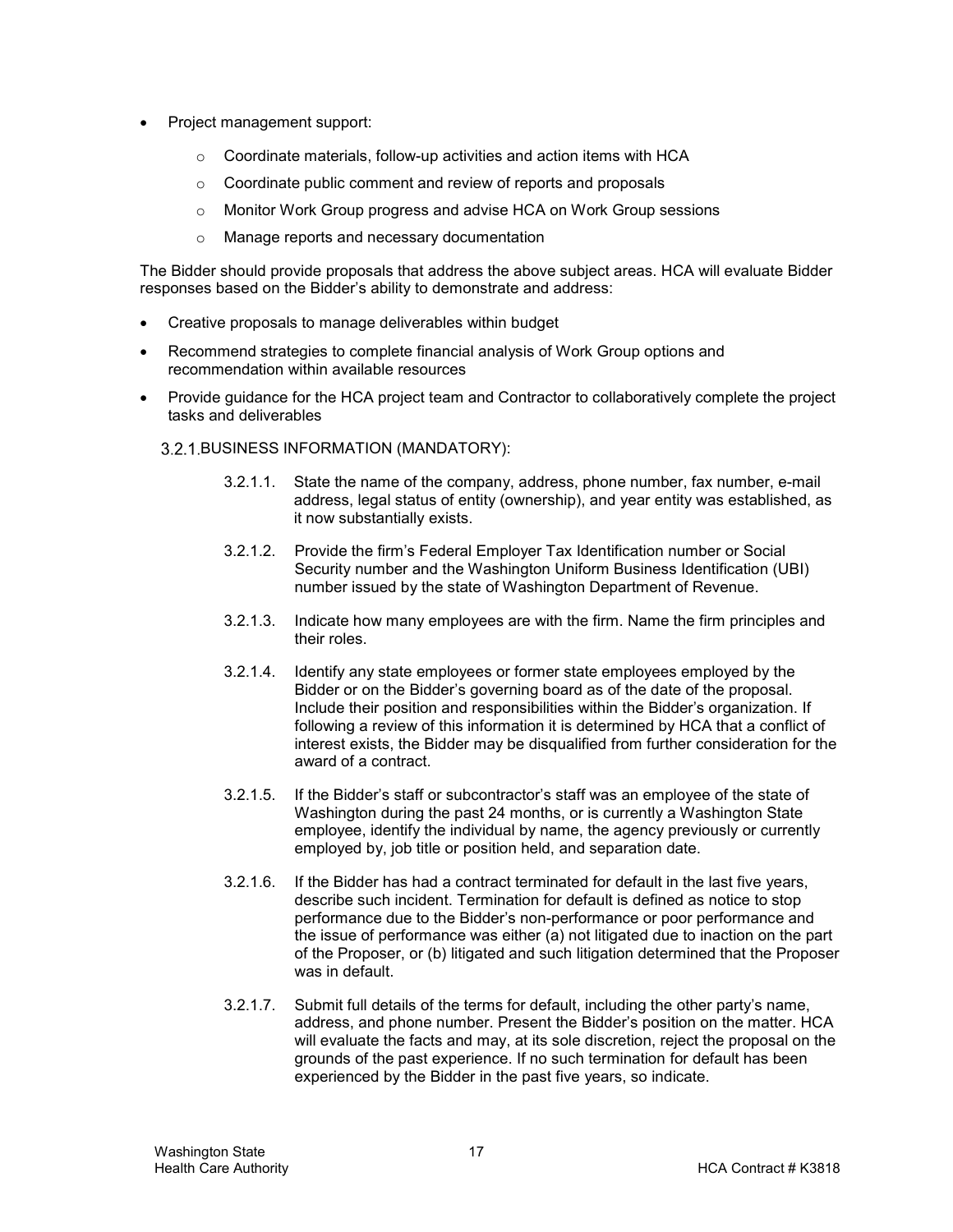- Project management support:
    - Coordinate materials, follow-up activities and action items with HCA
    - Coordinate public comment and review of reports and proposals
    - Monitor Work Group progress and advise HCA on Work Group sessions
    - Manage reports and necessary documentation

The Bidder should provide proposals that address the above subject areas. HCA will evaluate Bidder responses based on the Bidder's ability to demonstrate and address:

- Creative proposals to manage deliverables within budget
- Recommend strategies to complete financial analysis of Work Group options and recommendation within available resources
- Provide guidance for the HCA project team and Contractor to collaboratively complete the project tasks and deliverables

3.2.1. BUSINESS INFORMATION (MANDATORY):

3.2.1.1. State the name of the company, address, phone number, fax number, e-mail address, legal status of entity (ownership), and year entity was established, as it now substantially exists.

3.2.1.2. Provide the firm's Federal Employer Tax Identification number or Social Security number and the Washington Uniform Business Identification (UBI) number issued by the state of Washington Department of Revenue.

3.2.1.3. Indicate how many employees are with the firm. Name the firm principles and their roles.

3.2.1.4. Identify any state employees or former state employees employed by the Bidder or on the Bidder's governing board as of the date of the proposal. Include their position and responsibilities within the Bidder's organization. If following a review of this information it is determined by HCA that a conflict of interest exists, the Bidder may be disqualified from further consideration for the award of a contract.

3.2.1.5. If the Bidder's staff or subcontractor's staff was an employee of the state of Washington during the past 24 months, or is currently a Washington State employee, identify the individual by name, the agency previously or currently employed by, job title or position held, and separation date.

3.2.1.6. If the Bidder has had a contract terminated for default in the last five years, describe such incident. Termination for default is defined as notice to stop performance due to the Bidder's non-performance or poor performance and the issue of performance was either (a) not litigated due to inaction on the part of the Proposer, or (b) litigated and such litigation determined that the Proposer was in default.

3.2.1.7. Submit full details of the terms for default, including the other party's name, address, and phone number. Present the Bidder's position on the matter. HCA will evaluate the facts and may, at its sole discretion, reject the proposal on the grounds of the past experience. If no such termination for default has been experienced by the Bidder in the past five years, so indicate.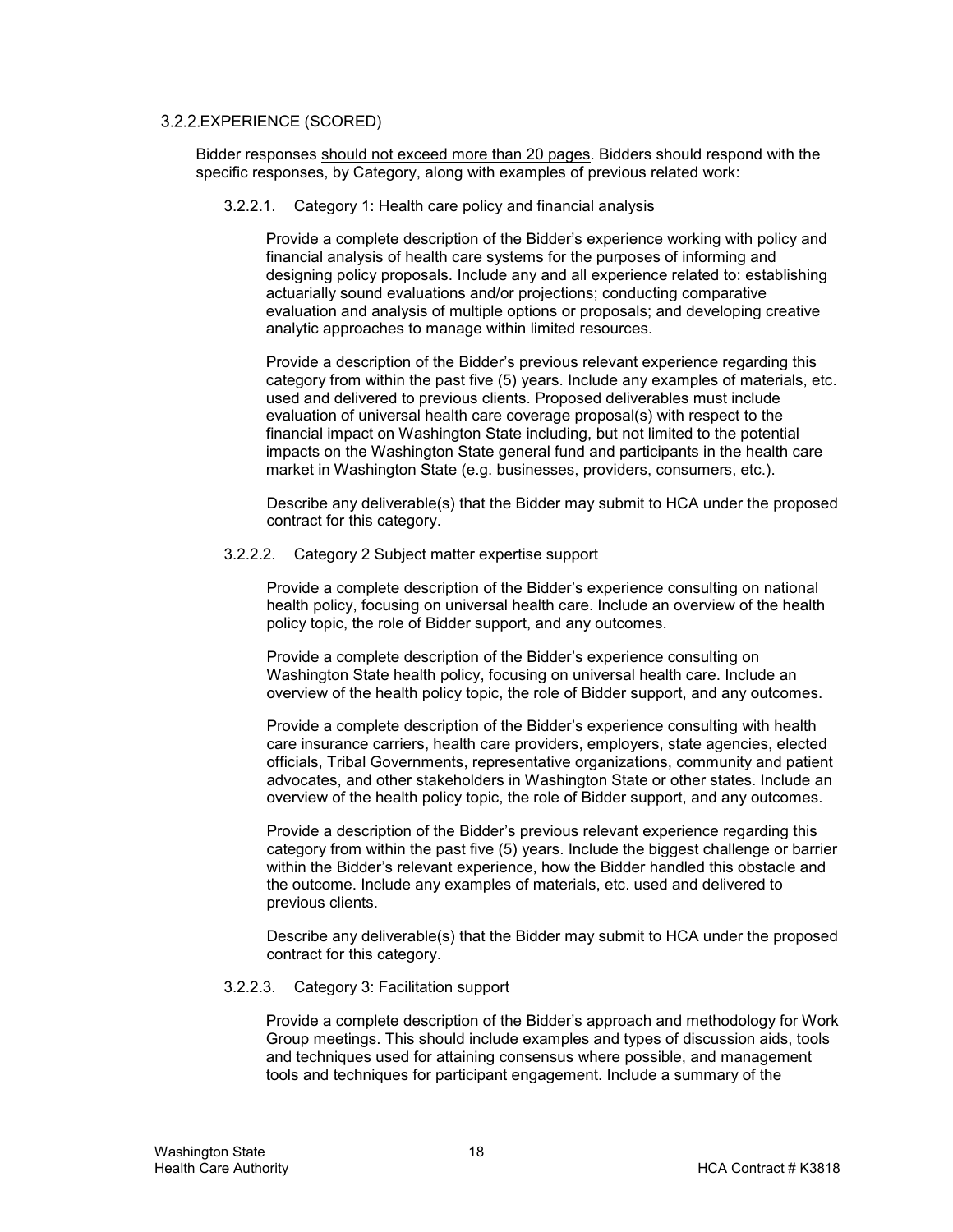### 3.2.2. EXPERIENCE (SCORED)

Bidder responses <u>should not exceed more than 20 pages</u>. Bidders should respond with the specific responses, by Category, along with examples of previous related work:

#### 3.2.2.1. Category 1: Health care policy and financial analysis

Provide a complete description of the Bidder's experience working with policy and financial analysis of health care systems for the purposes of informing and designing policy proposals. Include any and all experience related to: establishing actuarially sound evaluations and/or projections; conducting comparative evaluation and analysis of multiple options or proposals; and developing creative analytic approaches to manage within limited resources.

Provide a description of the Bidder's previous relevant experience regarding this category from within the past five (5) years. Include any examples of materials, etc. used and delivered to previous clients. Proposed deliverables must include evaluation of universal health care coverage proposal(s) with respect to the financial impact on Washington State including, but not limited to the potential impacts on the Washington State general fund and participants in the health care market in Washington State (e.g. businesses, providers, consumers, etc.).

Describe any deliverable(s) that the Bidder may submit to HCA under the proposed contract for this category.

#### 3.2.2.2. Category 2 Subject matter expertise support

Provide a complete description of the Bidder's experience consulting on national health policy, focusing on universal health care. Include an overview of the health policy topic, the role of Bidder support, and any outcomes.

Provide a complete description of the Bidder's experience consulting on Washington State health policy, focusing on universal health care. Include an overview of the health policy topic, the role of Bidder support, and any outcomes.

Provide a complete description of the Bidder's experience consulting with health care insurance carriers, health care providers, employers, state agencies, elected officials, Tribal Governments, representative organizations, community and patient advocates, and other stakeholders in Washington State or other states. Include an overview of the health policy topic, the role of Bidder support, and any outcomes.

Provide a description of the Bidder's previous relevant experience regarding this category from within the past five (5) years. Include the biggest challenge or barrier within the Bidder's relevant experience, how the Bidder handled this obstacle and the outcome. Include any examples of materials, etc. used and delivered to previous clients.

Describe any deliverable(s) that the Bidder may submit to HCA under the proposed contract for this category.

#### 3.2.2.3. Category 3: Facilitation support

Provide a complete description of the Bidder's approach and methodology for Work Group meetings. This should include examples and types of discussion aids, tools and techniques used for attaining consensus where possible, and management tools and techniques for participant engagement. Include a summary of the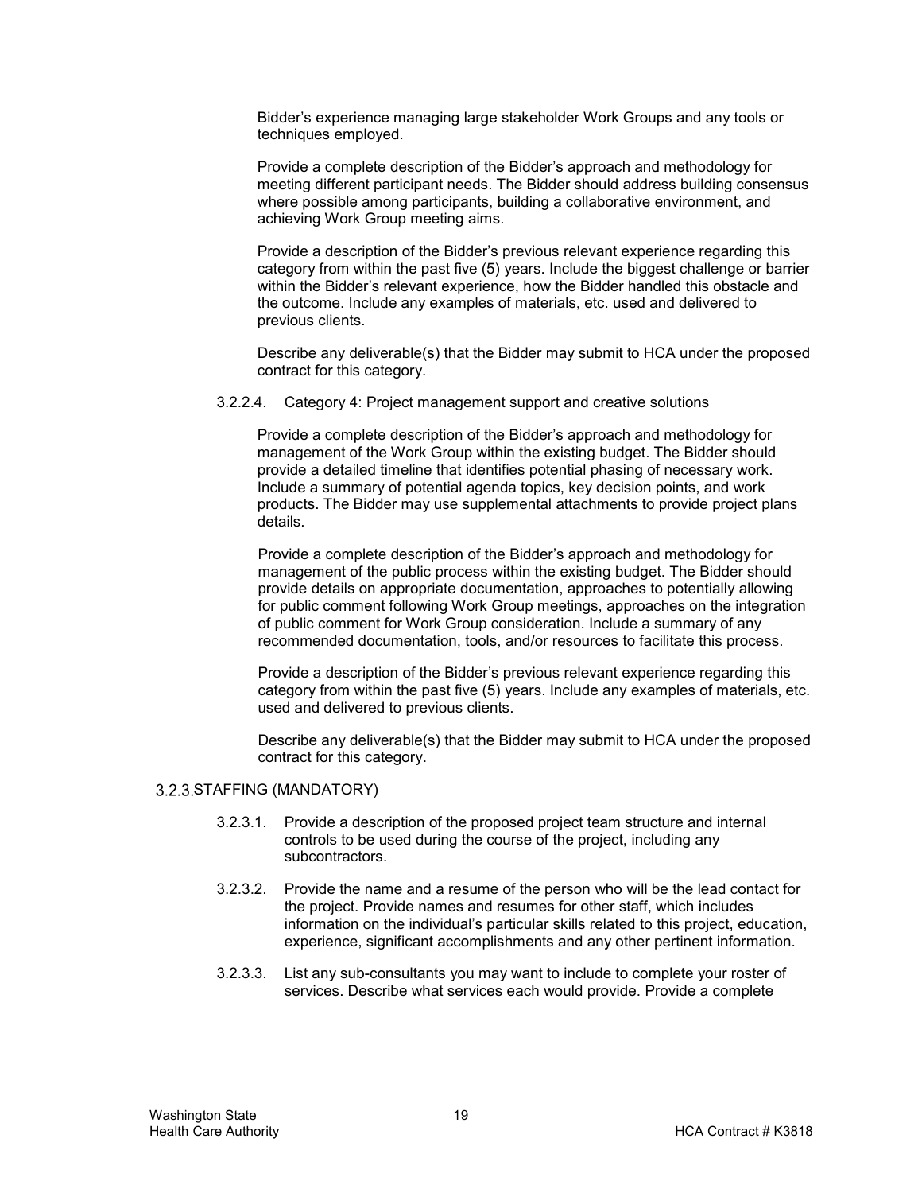Bidder's experience managing large stakeholder Work Groups and any tools or techniques employed.

Provide a complete description of the Bidder's approach and methodology for meeting different participant needs. The Bidder should address building consensus where possible among participants, building a collaborative environment, and achieving Work Group meeting aims.

Provide a description of the Bidder's previous relevant experience regarding this category from within the past five (5) years. Include the biggest challenge or barrier within the Bidder's relevant experience, how the Bidder handled this obstacle and the outcome. Include any examples of materials, etc. used and delivered to previous clients.

Describe any deliverable(s) that the Bidder may submit to HCA under the proposed contract for this category.

3.2.2.4. Category 4: Project management support and creative solutions

Provide a complete description of the Bidder's approach and methodology for management of the Work Group within the existing budget. The Bidder should provide a detailed timeline that identifies potential phasing of necessary work. Include a summary of potential agenda topics, key decision points, and work products. The Bidder may use supplemental attachments to provide project plans details.

Provide a complete description of the Bidder's approach and methodology for management of the public process within the existing budget. The Bidder should provide details on appropriate documentation, approaches to potentially allowing for public comment following Work Group meetings, approaches on the integration of public comment for Work Group consideration. Include a summary of any recommended documentation, tools, and/or resources to facilitate this process.

Provide a description of the Bidder's previous relevant experience regarding this category from within the past five (5) years. Include any examples of materials, etc. used and delivered to previous clients.

Describe any deliverable(s) that the Bidder may submit to HCA under the proposed contract for this category.

### 3.2.3. STAFFING (MANDATORY)

3.2.3.1. Provide a description of the proposed project team structure and internal controls to be used during the course of the project, including any subcontractors.

3.2.3.2. Provide the name and a resume of the person who will be the lead contact for the project. Provide names and resumes for other staff, which includes information on the individual's particular skills related to this project, education, experience, significant accomplishments and any other pertinent information.

3.2.3.3. List any sub-consultants you may want to include to complete your roster of services. Describe what services each would provide. Provide a complete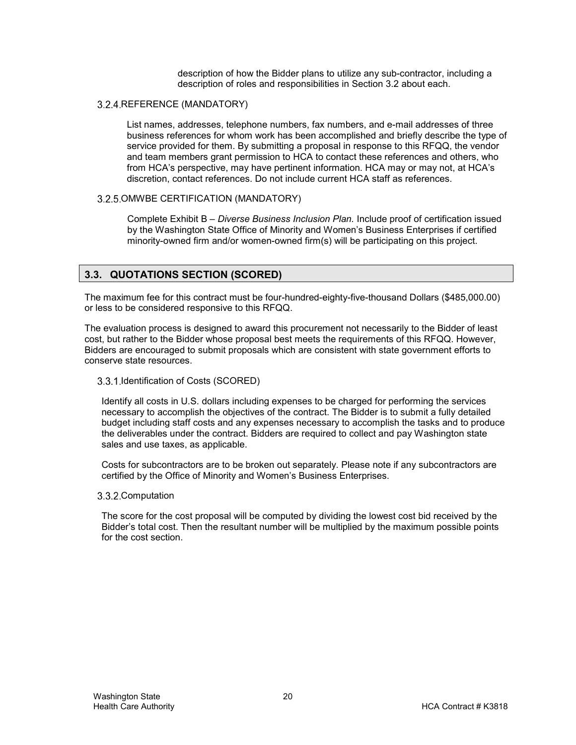description of how the Bidder plans to utilize any sub-contractor, including a description of roles and responsibilities in Section 3.2 about each.

### 3.2.4. REFERENCE (MANDATORY)

List names, addresses, telephone numbers, fax numbers, and e-mail addresses of three business references for whom work has been accomplished and briefly describe the type of service provided for them. By submitting a proposal in response to this RFQQ, the vendor and team members grant permission to HCA to contact these references and others, who from HCA's perspective, may have pertinent information. HCA may or may not, at HCA's discretion, contact references. Do not include current HCA staff as references.

### 3.2.5. OMWBE CERTIFICATION (MANDATORY)

Complete Exhibit B – *Diverse Business Inclusion Plan.* Include proof of certification issued by the Washington State Office of Minority and Women's Business Enterprises if certified minority-owned firm and/or women-owned firm(s) will be participating on this project.

## 3.3. QUOTATIONS SECTION (SCORED)

The maximum fee for this contract must be four-hundred-eighty-five-thousand Dollars ($485,000.00) or less to be considered responsive to this RFQQ.

The evaluation process is designed to award this procurement not necessarily to the Bidder of least cost, but rather to the Bidder whose proposal best meets the requirements of this RFQQ. However, Bidders are encouraged to submit proposals which are consistent with state government efforts to conserve state resources.

### 3.3.1. Identification of Costs (SCORED)

Identify all costs in U.S. dollars including expenses to be charged for performing the services necessary to accomplish the objectives of the contract. The Bidder is to submit a fully detailed budget including staff costs and any expenses necessary to accomplish the tasks and to produce the deliverables under the contract. Bidders are required to collect and pay Washington state sales and use taxes, as applicable.

Costs for subcontractors are to be broken out separately. Please note if any subcontractors are certified by the Office of Minority and Women's Business Enterprises.

### 3.3.2. Computation

The score for the cost proposal will be computed by dividing the lowest cost bid received by the Bidder's total cost. Then the resultant number will be multiplied by the maximum possible points for the cost section.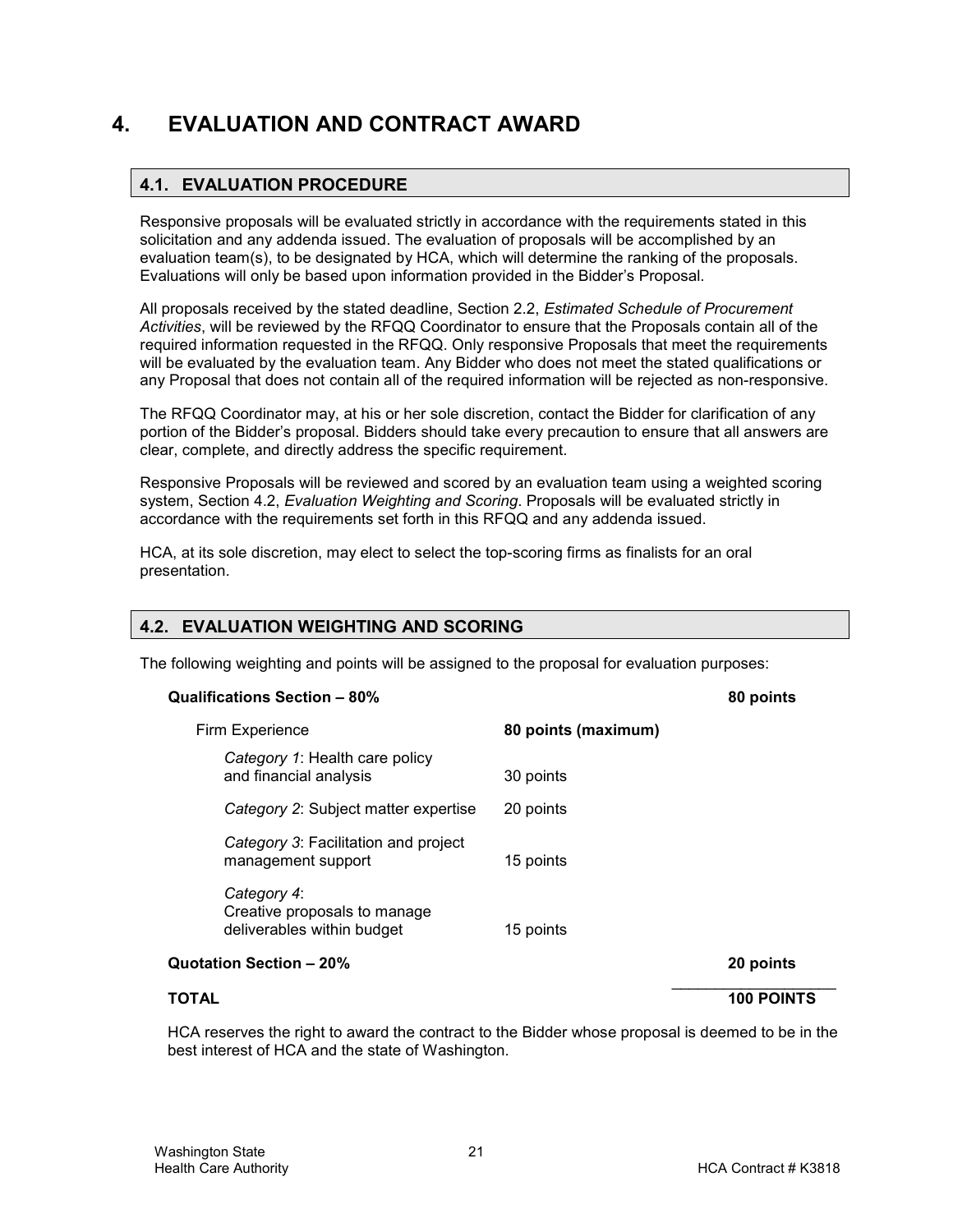# 4. EVALUATION AND CONTRACT AWARD

## 4.1. EVALUATION PROCEDURE

Responsive proposals will be evaluated strictly in accordance with the requirements stated in this solicitation and any addenda issued. The evaluation of proposals will be accomplished by an evaluation team(s), to be designated by HCA, which will determine the ranking of the proposals. Evaluations will only be based upon information provided in the Bidder's Proposal.

All proposals received by the stated deadline, Section 2.2, *Estimated Schedule of Procurement Activities*, will be reviewed by the RFQQ Coordinator to ensure that the Proposals contain all of the required information requested in the RFQQ. Only responsive Proposals that meet the requirements will be evaluated by the evaluation team. Any Bidder who does not meet the stated qualifications or any Proposal that does not contain all of the required information will be rejected as non-responsive.

The RFQQ Coordinator may, at his or her sole discretion, contact the Bidder for clarification of any portion of the Bidder's proposal. Bidders should take every precaution to ensure that all answers are clear, complete, and directly address the specific requirement.

Responsive Proposals will be reviewed and scored by an evaluation team using a weighted scoring system, Section 4.2, *Evaluation Weighting and Scoring*. Proposals will be evaluated strictly in accordance with the requirements set forth in this RFQQ and any addenda issued.

HCA, at its sole discretion, may elect to select the top-scoring firms as finalists for an oral presentation.

## 4.2. EVALUATION WEIGHTING AND SCORING

The following weighting and points will be assigned to the proposal for evaluation purposes:

| | | |
|---|---|---|
| **Qualifications Section – 80%** | | **80 points** |
| Firm Experience | **80 points (maximum)** | |
| *Category 1*: Health care policy and financial analysis | 30 points | |
| *Category 2*: Subject matter expertise | 20 points | |
| *Category 3*: Facilitation and project management support | 15 points | |
| *Category 4*: Creative proposals to manage deliverables within budget | 15 points | |
| **Quotation Section – 20%** | | **20 points** |
| **TOTAL** | | **100 POINTS** |

HCA reserves the right to award the contract to the Bidder whose proposal is deemed to be in the best interest of HCA and the state of Washington.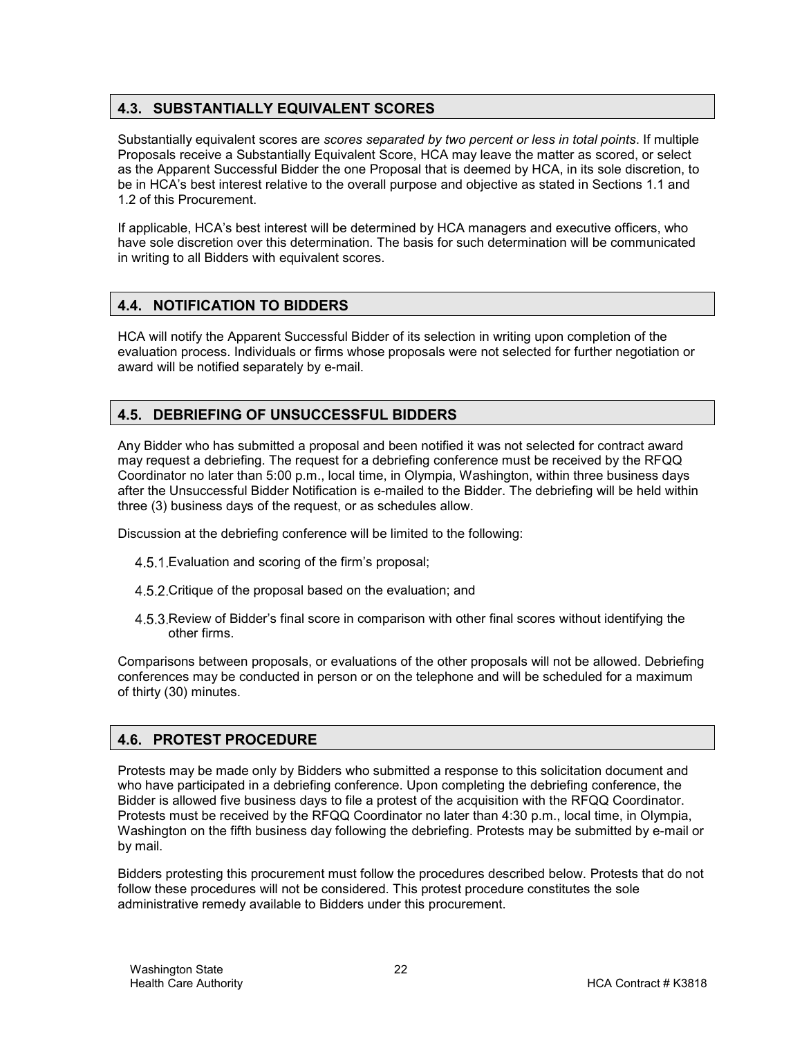## 4.3. SUBSTANTIALLY EQUIVALENT SCORES

Substantially equivalent scores are *scores separated by two percent or less in total points*. If multiple Proposals receive a Substantially Equivalent Score, HCA may leave the matter as scored, or select as the Apparent Successful Bidder the one Proposal that is deemed by HCA, in its sole discretion, to be in HCA's best interest relative to the overall purpose and objective as stated in Sections 1.1 and 1.2 of this Procurement.

If applicable, HCA's best interest will be determined by HCA managers and executive officers, who have sole discretion over this determination. The basis for such determination will be communicated in writing to all Bidders with equivalent scores.

## 4.4. NOTIFICATION TO BIDDERS

HCA will notify the Apparent Successful Bidder of its selection in writing upon completion of the evaluation process. Individuals or firms whose proposals were not selected for further negotiation or award will be notified separately by e-mail.

## 4.5. DEBRIEFING OF UNSUCCESSFUL BIDDERS

Any Bidder who has submitted a proposal and been notified it was not selected for contract award may request a debriefing. The request for a debriefing conference must be received by the RFQQ Coordinator no later than 5:00 p.m., local time, in Olympia, Washington, within three business days after the Unsuccessful Bidder Notification is e-mailed to the Bidder. The debriefing will be held within three (3) business days of the request, or as schedules allow.

Discussion at the debriefing conference will be limited to the following:

4.5.1. Evaluation and scoring of the firm's proposal;

4.5.2. Critique of the proposal based on the evaluation; and

4.5.3. Review of Bidder's final score in comparison with other final scores without identifying the other firms.

Comparisons between proposals, or evaluations of the other proposals will not be allowed. Debriefing conferences may be conducted in person or on the telephone and will be scheduled for a maximum of thirty (30) minutes.

## 4.6. PROTEST PROCEDURE

Protests may be made only by Bidders who submitted a response to this solicitation document and who have participated in a debriefing conference. Upon completing the debriefing conference, the Bidder is allowed five business days to file a protest of the acquisition with the RFQQ Coordinator. Protests must be received by the RFQQ Coordinator no later than 4:30 p.m., local time, in Olympia, Washington on the fifth business day following the debriefing. Protests may be submitted by e-mail or by mail.

Bidders protesting this procurement must follow the procedures described below. Protests that do not follow these procedures will not be considered. This protest procedure constitutes the sole administrative remedy available to Bidders under this procurement.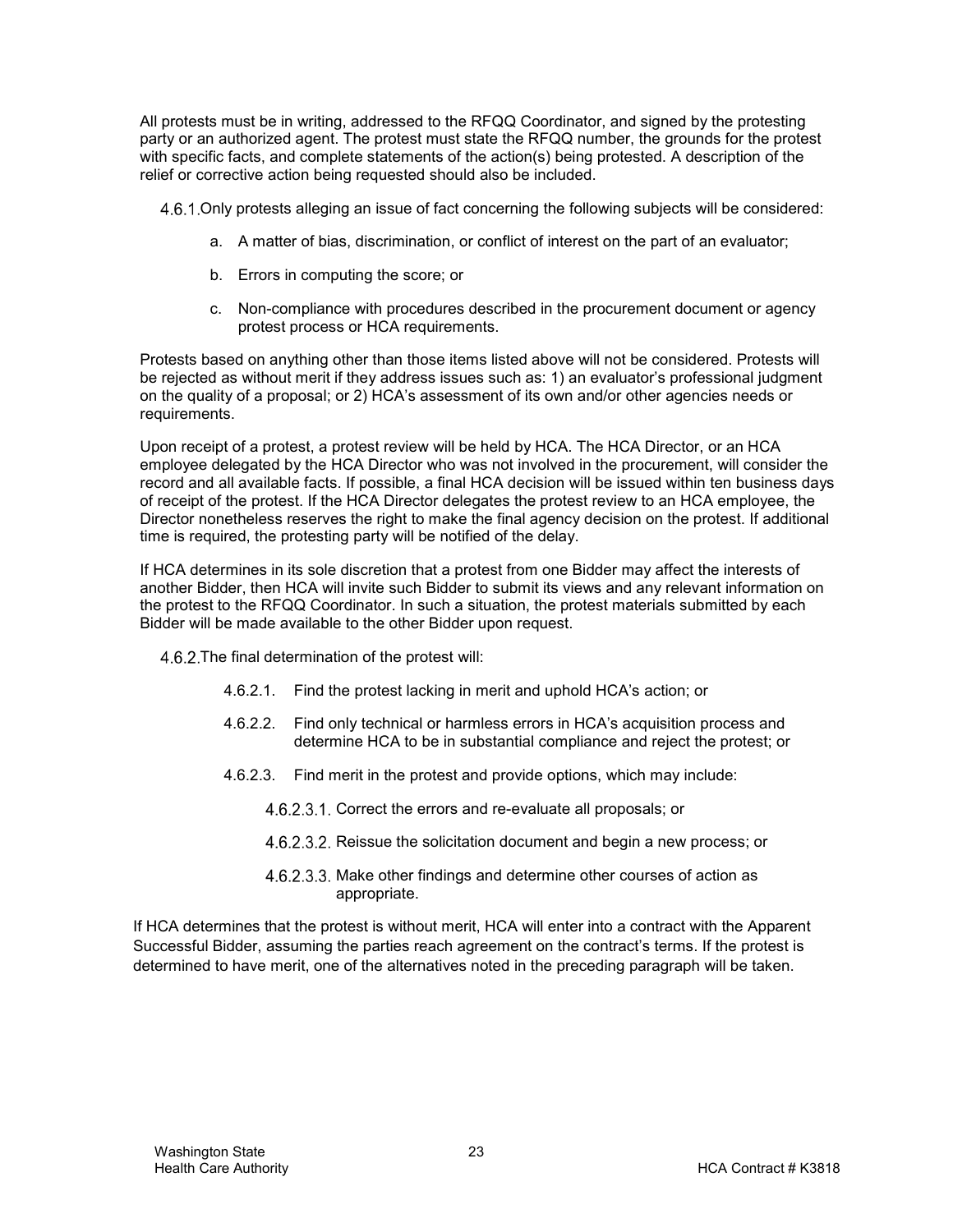All protests must be in writing, addressed to the RFQQ Coordinator, and signed by the protesting party or an authorized agent. The protest must state the RFQQ number, the grounds for the protest with specific facts, and complete statements of the action(s) being protested. A description of the relief or corrective action being requested should also be included.

4.6.1. Only protests alleging an issue of fact concerning the following subjects will be considered:

a. A matter of bias, discrimination, or conflict of interest on the part of an evaluator;

b. Errors in computing the score; or

c. Non-compliance with procedures described in the procurement document or agency protest process or HCA requirements.

Protests based on anything other than those items listed above will not be considered. Protests will be rejected as without merit if they address issues such as: 1) an evaluator's professional judgment on the quality of a proposal; or 2) HCA's assessment of its own and/or other agencies needs or requirements.

Upon receipt of a protest, a protest review will be held by HCA. The HCA Director, or an HCA employee delegated by the HCA Director who was not involved in the procurement, will consider the record and all available facts. If possible, a final HCA decision will be issued within ten business days of receipt of the protest. If the HCA Director delegates the protest review to an HCA employee, the Director nonetheless reserves the right to make the final agency decision on the protest. If additional time is required, the protesting party will be notified of the delay.

If HCA determines in its sole discretion that a protest from one Bidder may affect the interests of another Bidder, then HCA will invite such Bidder to submit its views and any relevant information on the protest to the RFQQ Coordinator. In such a situation, the protest materials submitted by each Bidder will be made available to the other Bidder upon request.

4.6.2. The final determination of the protest will:

4.6.2.1. Find the protest lacking in merit and uphold HCA's action; or

4.6.2.2. Find only technical or harmless errors in HCA's acquisition process and determine HCA to be in substantial compliance and reject the protest; or

4.6.2.3. Find merit in the protest and provide options, which may include:

4.6.2.3.1. Correct the errors and re-evaluate all proposals; or

4.6.2.3.2. Reissue the solicitation document and begin a new process; or

4.6.2.3.3. Make other findings and determine other courses of action as appropriate.

If HCA determines that the protest is without merit, HCA will enter into a contract with the Apparent Successful Bidder, assuming the parties reach agreement on the contract's terms. If the protest is determined to have merit, one of the alternatives noted in the preceding paragraph will be taken.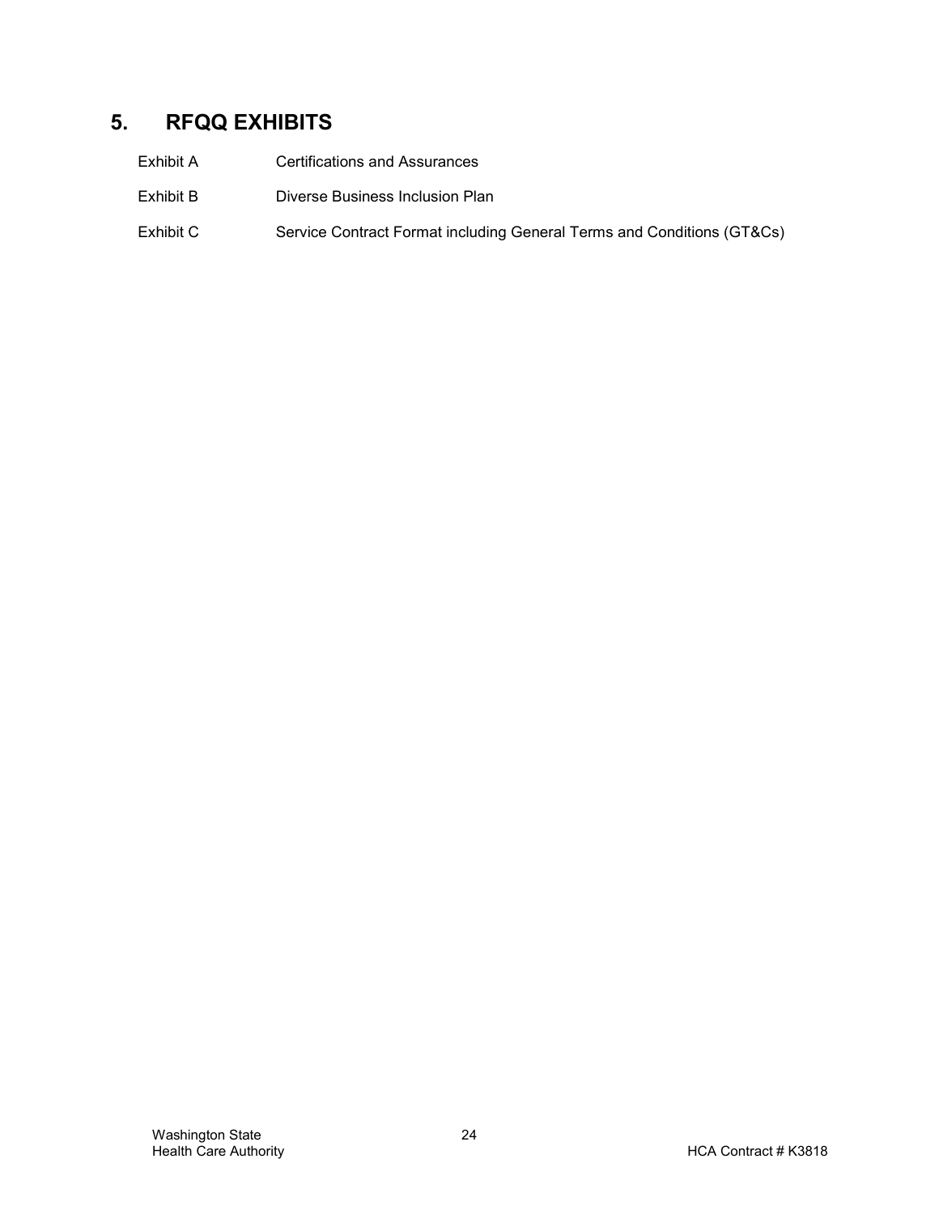## 5. RFQQ EXHIBITS

| | |
|---|---|
| Exhibit A | Certifications and Assurances |
| Exhibit B | Diverse Business Inclusion Plan |
| Exhibit C | Service Contract Format including General Terms and Conditions (GT&Cs) |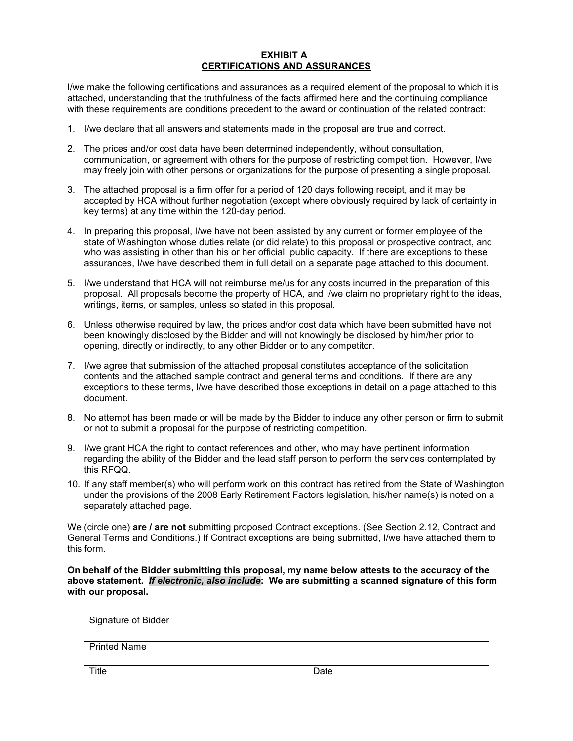# EXHIBIT A
## CERTIFICATIONS AND ASSURANCES

I/we make the following certifications and assurances as a required element of the proposal to which it is attached, understanding that the truthfulness of the facts affirmed here and the continuing compliance with these requirements are conditions precedent to the award or continuation of the related contract:

1. I/we declare that all answers and statements made in the proposal are true and correct.
2. The prices and/or cost data have been determined independently, without consultation, communication, or agreement with others for the purpose of restricting competition. However, I/we may freely join with other persons or organizations for the purpose of presenting a single proposal.
3. The attached proposal is a firm offer for a period of 120 days following receipt, and it may be accepted by HCA without further negotiation (except where obviously required by lack of certainty in key terms) at any time within the 120-day period.
4. In preparing this proposal, I/we have not been assisted by any current or former employee of the state of Washington whose duties relate (or did relate) to this proposal or prospective contract, and who was assisting in other than his or her official, public capacity. If there are exceptions to these assurances, I/we have described them in full detail on a separate page attached to this document.
5. I/we understand that HCA will not reimburse me/us for any costs incurred in the preparation of this proposal. All proposals become the property of HCA, and I/we claim no proprietary right to the ideas, writings, items, or samples, unless so stated in this proposal.
6. Unless otherwise required by law, the prices and/or cost data which have been submitted have not been knowingly disclosed by the Bidder and will not knowingly be disclosed by him/her prior to opening, directly or indirectly, to any other Bidder or to any competitor.
7. I/we agree that submission of the attached proposal constitutes acceptance of the solicitation contents and the attached sample contract and general terms and conditions. If there are any exceptions to these terms, I/we have described those exceptions in detail on a page attached to this document.
8. No attempt has been made or will be made by the Bidder to induce any other person or firm to submit or not to submit a proposal for the purpose of restricting competition.
9. I/we grant HCA the right to contact references and other, who may have pertinent information regarding the ability of the Bidder and the lead staff person to perform the services contemplated by this RFQQ.
10. If any staff member(s) who will perform work on this contract has retired from the State of Washington under the provisions of the 2008 Early Retirement Factors legislation, his/her name(s) is noted on a separately attached page.

We (circle one) **are / are not** submitting proposed Contract exceptions. (See Section 2.12, Contract and General Terms and Conditions.) If Contract exceptions are being submitted, I/we have attached them to this form.

**On behalf of the Bidder submitting this proposal, my name below attests to the accuracy of the above statement. *If electronic, also include*: We are submitting a scanned signature of this form with our proposal.**

Signature of Bidder

Printed Name

Title                                                            Date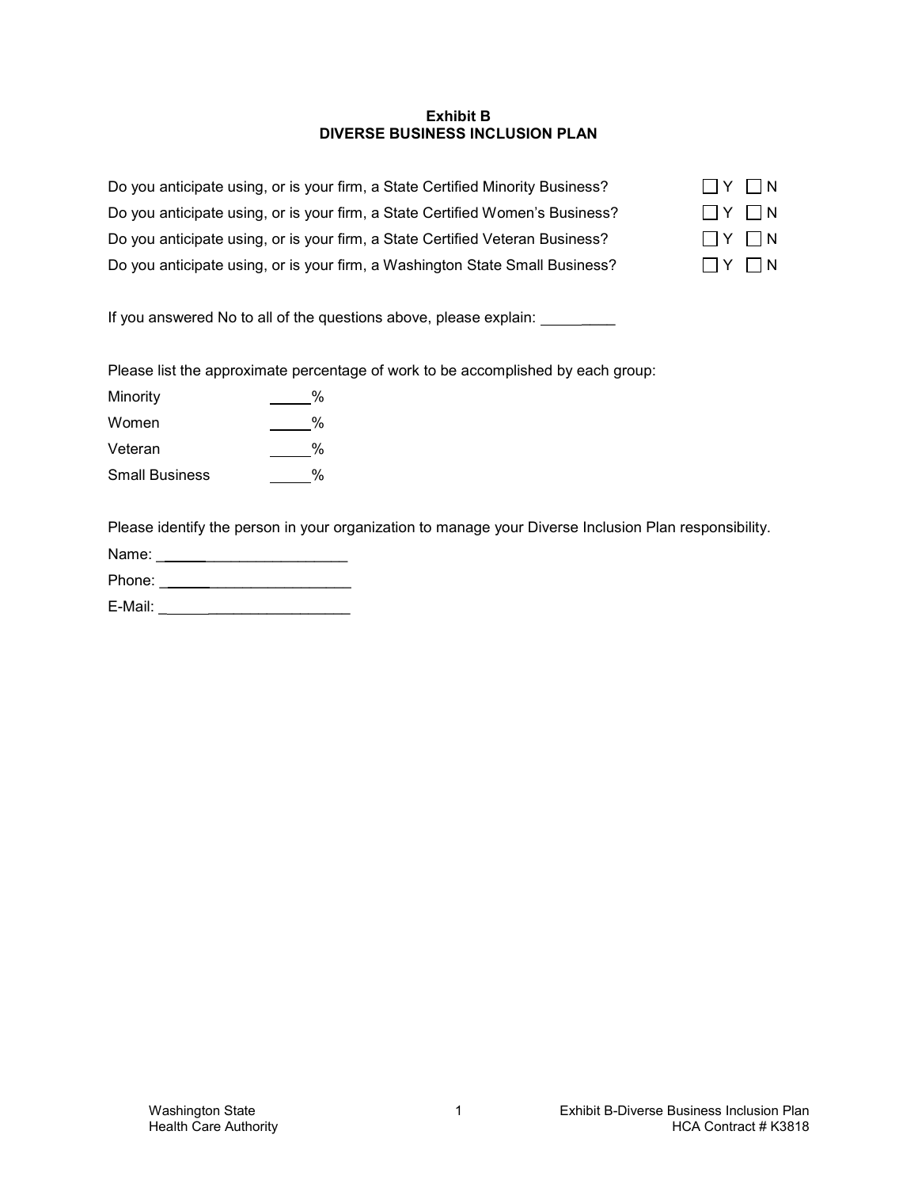**Exhibit B**
**DIVERSE BUSINESS INCLUSION PLAN**

Do you anticipate using, or is your firm, a State Certified Minority Business? ☐ Y ☐ N

Do you anticipate using, or is your firm, a State Certified Women's Business? ☐ Y ☐ N

Do you anticipate using, or is your firm, a State Certified Veteran Business? ☐ Y ☐ N

Do you anticipate using, or is your firm, a Washington State Small Business? ☐ Y ☐ N

If you answered No to all of the questions above, please explain: _________

Please list the approximate percentage of work to be accomplished by each group:

Minority _____%

Women _____%

Veteran _____%

Small Business _____%

Please identify the person in your organization to manage your Diverse Inclusion Plan responsibility.

Name: ________________________

Phone: ________________________

E-Mail: ________________________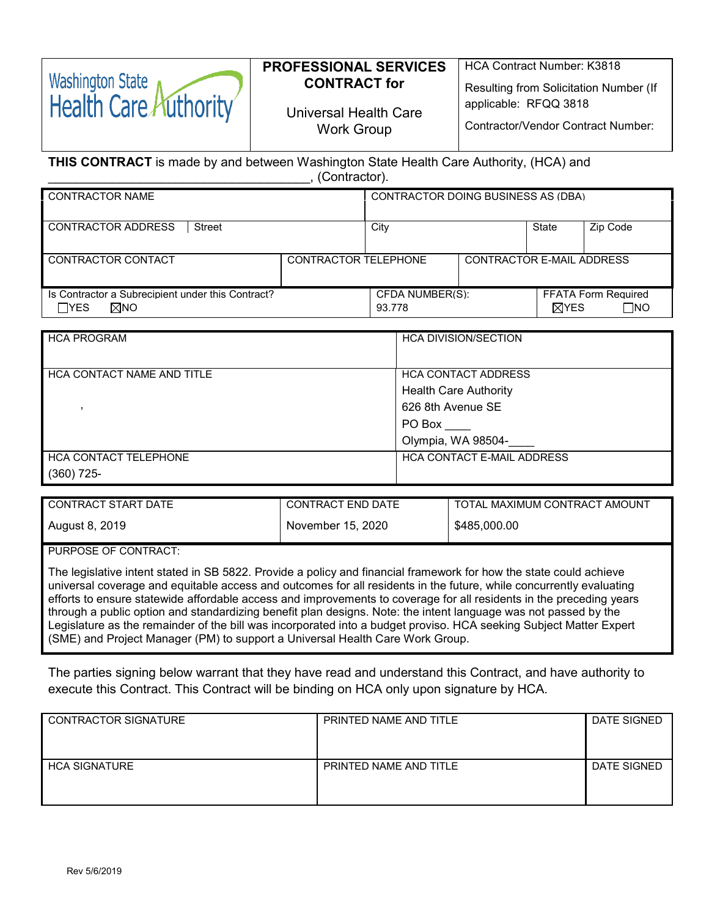| Washington State Health Care Authority | **PROFESSIONAL SERVICES CONTRACT for**<br><br>Universal Health Care Work Group | HCA Contract Number: K3818<br><br>Resulting from Solicitation Number (If applicable: RFQQ 3818<br><br>Contractor/Vendor Contract Number: |
|---|---|---|

**THIS CONTRACT** is made by and between Washington State Health Care Authority, (HCA) and ____________________________________, (Contractor).

| CONTRACTOR NAME | | | CONTRACTOR DOING BUSINESS AS (DBA) | | |
|---|---|---|---|---|---|
| CONTRACTOR ADDRESS | Street | | City | State | Zip Code |
| CONTRACTOR CONTACT | CONTRACTOR TELEPHONE | | CONTRACTOR E-MAIL ADDRESS | | |
| Is Contractor a Subrecipient under this Contract?<br>☐YES ☒NO | | CFDA NUMBER(S):<br>93.778 | | FFATA Form Required<br>☒YES ☐NO | |

| HCA PROGRAM | HCA DIVISION/SECTION |
|---|---|
| HCA CONTACT NAME AND TITLE<br><br>, | HCA CONTACT ADDRESS<br>Health Care Authority<br>626 8th Avenue SE<br>PO Box ____<br>Olympia, WA 98504-____ |
| HCA CONTACT TELEPHONE<br>(360) 725- | HCA CONTACT E-MAIL ADDRESS |

| CONTRACT START DATE | CONTRACT END DATE | TOTAL MAXIMUM CONTRACT AMOUNT |
|---|---|---|
| August 8, 2019 | November 15, 2020 | $485,000.00 |

PURPOSE OF CONTRACT:

The legislative intent stated in SB 5822. Provide a policy and financial framework for how the state could achieve universal coverage and equitable access and outcomes for all residents in the future, while concurrently evaluating efforts to ensure statewide affordable access and improvements to coverage for all residents in the preceding years through a public option and standardizing benefit plan designs. Note: the intent language was not passed by the Legislature as the remainder of the bill was incorporated into a budget proviso. HCA seeking Subject Matter Expert (SME) and Project Manager (PM) to support a Universal Health Care Work Group.

The parties signing below warrant that they have read and understand this Contract, and have authority to execute this Contract. This Contract will be binding on HCA only upon signature by HCA.

| CONTRACTOR SIGNATURE | PRINTED NAME AND TITLE | DATE SIGNED |
|---|---|---|
| | | |
| **HCA SIGNATURE** | **PRINTED NAME AND TITLE** | **DATE SIGNED** |
| | | |

Rev 5/6/2019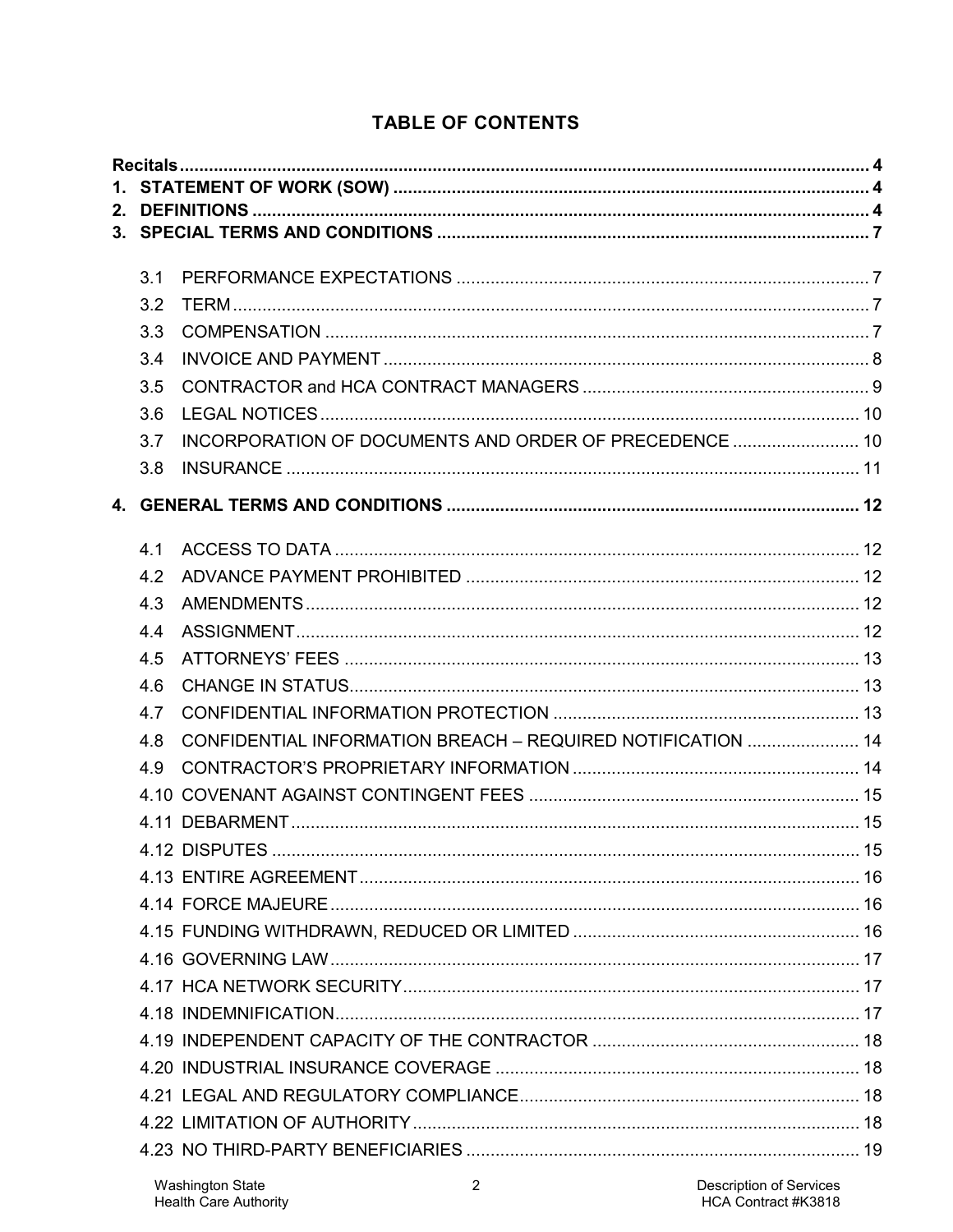## TABLE OF CONTENTS

**Recitals** ........................................................................................................ 4
**1. STATEMENT OF WORK (SOW)** ........................................................................ 4
**2. DEFINITIONS** ............................................................................................... 4
**3. SPECIAL TERMS AND CONDITIONS** ................................................................ 7

- 3.1 PERFORMANCE EXPECTATIONS ........................................................ 7
- 3.2 TERM ....................................................................................................... 7
- 3.3 COMPENSATION ...................................................................................... 7
- 3.4 INVOICE AND PAYMENT ........................................................................... 8
- 3.5 CONTRACTOR and HCA CONTRACT MANAGERS ....................................... 9
- 3.6 LEGAL NOTICES ...................................................................................... 10
- 3.7 INCORPORATION OF DOCUMENTS AND ORDER OF PRECEDENCE .............. 10
- 3.8 INSURANCE ............................................................................................. 11

**4. GENERAL TERMS AND CONDITIONS** ............................................................. 12

- 4.1 ACCESS TO DATA ..................................................................................... 12
- 4.2 ADVANCE PAYMENT PROHIBITED ............................................................. 12
- 4.3 AMENDMENTS .......................................................................................... 12
- 4.4 ASSIGNMENT ............................................................................................ 12
- 4.5 ATTORNEYS' FEES .................................................................................... 13
- 4.6 CHANGE IN STATUS .................................................................................. 13
- 4.7 CONFIDENTIAL INFORMATION PROTECTION ............................................. 13
- 4.8 CONFIDENTIAL INFORMATION BREACH – REQUIRED NOTIFICATION ............ 14
- 4.9 CONTRACTOR'S PROPRIETARY INFORMATION ........................................... 14
- 4.10 COVENANT AGAINST CONTINGENT FEES .................................................. 15
- 4.11 DEBARMENT ............................................................................................ 15
- 4.12 DISPUTES ................................................................................................ 15
- 4.13 ENTIRE AGREEMENT ................................................................................ 16
- 4.14 FORCE MAJEURE ..................................................................................... 16
- 4.15 FUNDING WITHDRAWN, REDUCED OR LIMITED ......................................... 16
- 4.16 GOVERNING LAW ..................................................................................... 17
- 4.17 HCA NETWORK SECURITY ........................................................................ 17
- 4.18 INDEMNIFICATION .................................................................................... 17
- 4.19 INDEPENDENT CAPACITY OF THE CONTRACTOR ....................................... 18
- 4.20 INDUSTRIAL INSURANCE COVERAGE ........................................................ 18
- 4.21 LEGAL AND REGULATORY COMPLIANCE ................................................... 18
- 4.22 LIMITATION OF AUTHORITY ...................................................................... 18
- 4.23 NO THIRD-PARTY BENEFICIARIES ............................................................. 19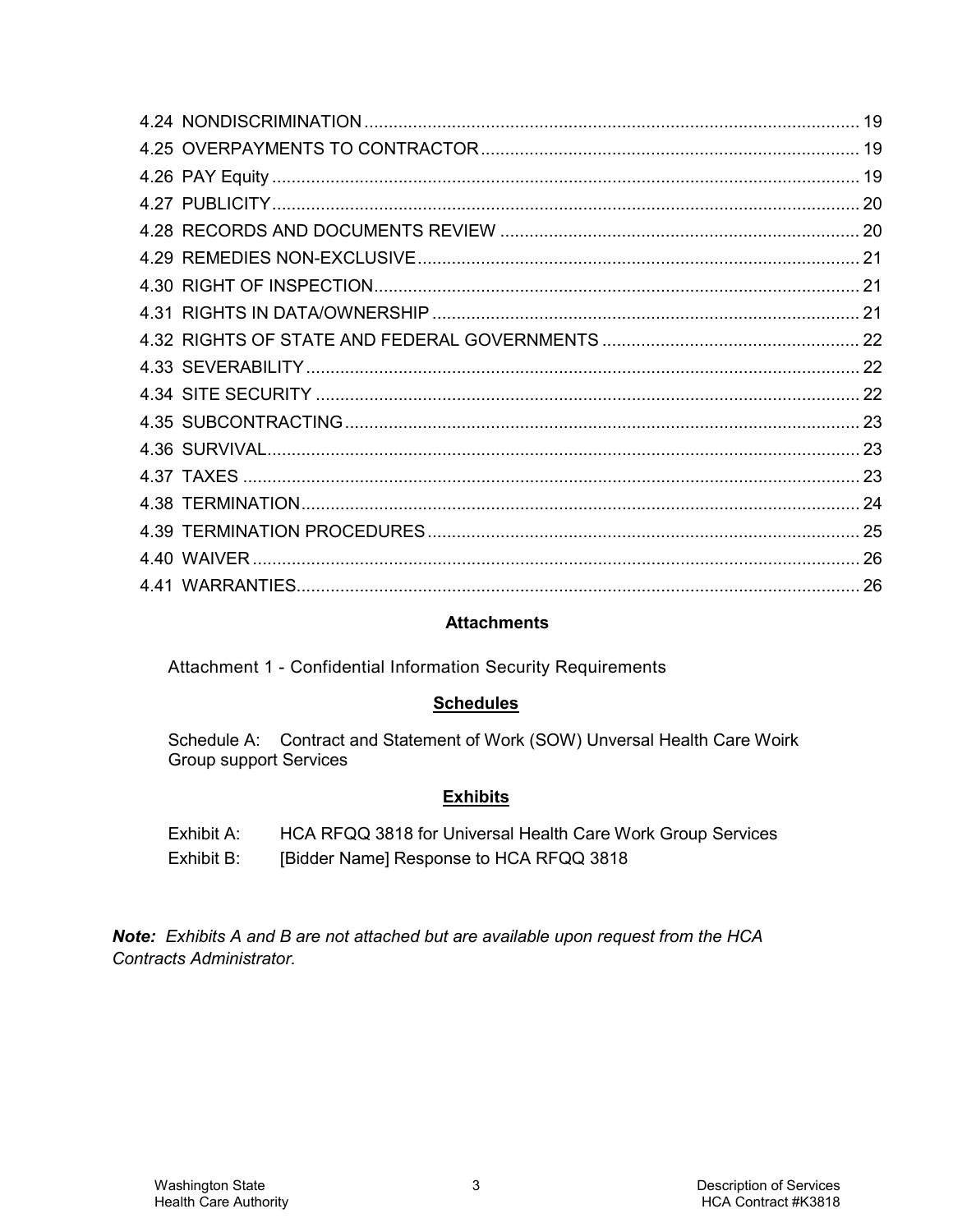4.24 NONDISCRIMINATION ........................................................................................................ 19
4.25 OVERPAYMENTS TO CONTRACTOR ............................................................................. 19
4.26 PAY Equity ......................................................................................................................... 19
4.27 PUBLICITY ......................................................................................................................... 20
4.28 RECORDS AND DOCUMENTS REVIEW .......................................................................... 20
4.29 REMEDIES NON-EXCLUSIVE ........................................................................................... 21
4.30 RIGHT OF INSPECTION .................................................................................................... 21
4.31 RIGHTS IN DATA/OWNERSHIP ........................................................................................ 21
4.32 RIGHTS OF STATE AND FEDERAL GOVERNMENTS ..................................................... 22
4.33 SEVERABILITY .................................................................................................................. 22
4.34 SITE SECURITY ................................................................................................................ 22
4.35 SUBCONTRACTING .......................................................................................................... 23
4.36 SURVIVAL .......................................................................................................................... 23
4.37 TAXES ............................................................................................................................... 23
4.38 TERMINATION ................................................................................................................... 24
4.39 TERMINATION PROCEDURES ......................................................................................... 25
4.40 WAIVER ............................................................................................................................. 26
4.41 WARRANTIES .................................................................................................................... 26

**Attachments**

Attachment 1 - Confidential Information Security Requirements

**Schedules**

Schedule A: Contract and Statement of Work (SOW) Unversal Health Care Woirk Group support Services

**Exhibits**

Exhibit A: HCA RFQQ 3818 for Universal Health Care Work Group Services

Exhibit B: [Bidder Name] Response to HCA RFQQ 3818

***Note:*** *Exhibits A and B are not attached but are available upon request from the HCA Contracts Administrator.*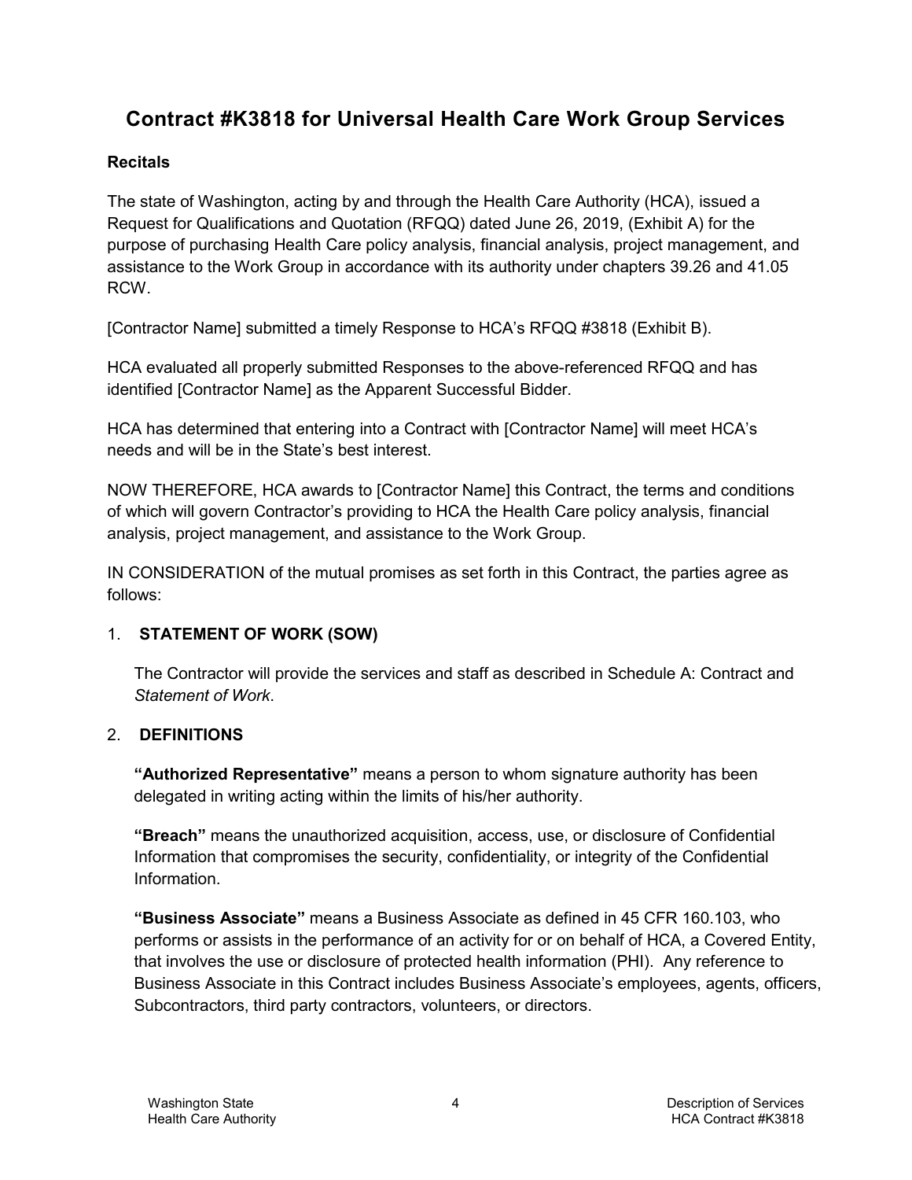# Contract #K3818 for Universal Health Care Work Group Services

### Recitals

The state of Washington, acting by and through the Health Care Authority (HCA), issued a Request for Qualifications and Quotation (RFQQ) dated June 26, 2019, (Exhibit A) for the purpose of purchasing Health Care policy analysis, financial analysis, project management, and assistance to the Work Group in accordance with its authority under chapters 39.26 and 41.05 RCW.

[Contractor Name] submitted a timely Response to HCA's RFQQ #3818 (Exhibit B).

HCA evaluated all properly submitted Responses to the above-referenced RFQQ and has identified [Contractor Name] as the Apparent Successful Bidder.

HCA has determined that entering into a Contract with [Contractor Name] will meet HCA's needs and will be in the State's best interest.

NOW THEREFORE, HCA awards to [Contractor Name] this Contract, the terms and conditions of which will govern Contractor's providing to HCA the Health Care policy analysis, financial analysis, project management, and assistance to the Work Group.

IN CONSIDERATION of the mutual promises as set forth in this Contract, the parties agree as follows:

1. **STATEMENT OF WORK (SOW)**

   The Contractor will provide the services and staff as described in Schedule A: Contract and *Statement of Work*.

2. **DEFINITIONS**

   **"Authorized Representative"** means a person to whom signature authority has been delegated in writing acting within the limits of his/her authority.

   **"Breach"** means the unauthorized acquisition, access, use, or disclosure of Confidential Information that compromises the security, confidentiality, or integrity of the Confidential Information.

   **"Business Associate"** means a Business Associate as defined in 45 CFR 160.103, who performs or assists in the performance of an activity for or on behalf of HCA, a Covered Entity, that involves the use or disclosure of protected health information (PHI). Any reference to Business Associate in this Contract includes Business Associate's employees, agents, officers, Subcontractors, third party contractors, volunteers, or directors.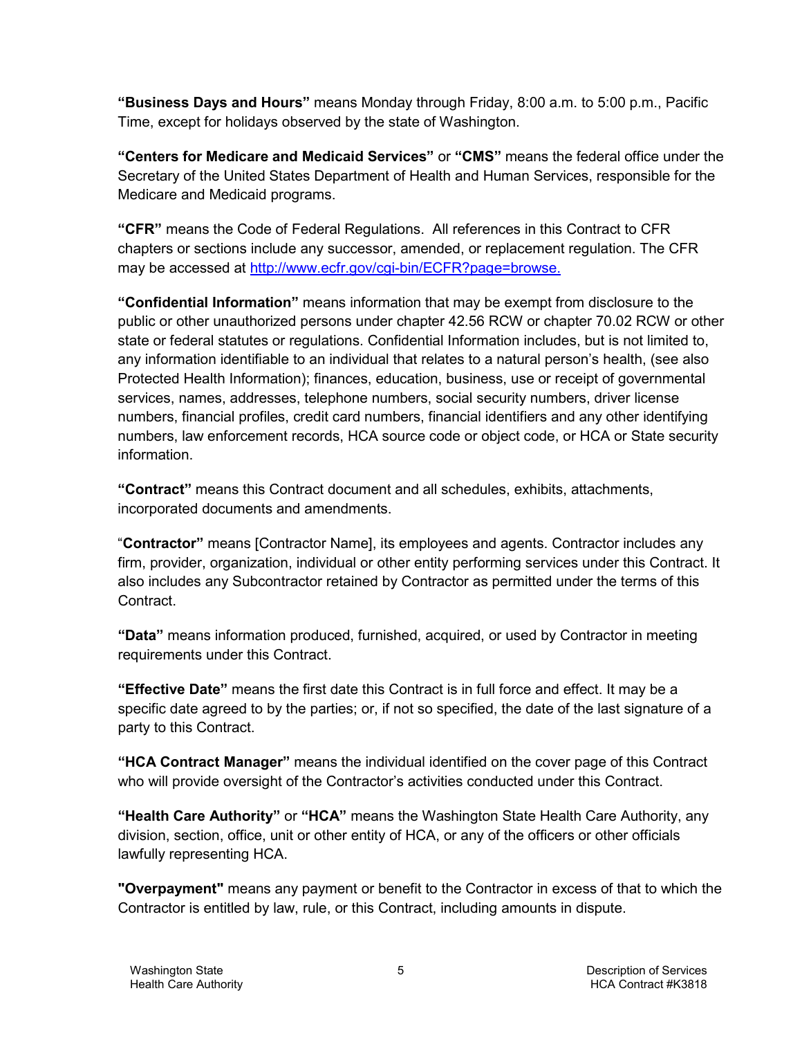**"Business Days and Hours"** means Monday through Friday, 8:00 a.m. to 5:00 p.m., Pacific Time, except for holidays observed by the state of Washington.

**"Centers for Medicare and Medicaid Services"** or **"CMS"** means the federal office under the Secretary of the United States Department of Health and Human Services, responsible for the Medicare and Medicaid programs.

**"CFR"** means the Code of Federal Regulations. All references in this Contract to CFR chapters or sections include any successor, amended, or replacement regulation. The CFR may be accessed at http://www.ecfr.gov/cgi-bin/ECFR?page=browse.

**"Confidential Information"** means information that may be exempt from disclosure to the public or other unauthorized persons under chapter 42.56 RCW or chapter 70.02 RCW or other state or federal statutes or regulations. Confidential Information includes, but is not limited to, any information identifiable to an individual that relates to a natural person's health, (see also Protected Health Information); finances, education, business, use or receipt of governmental services, names, addresses, telephone numbers, social security numbers, driver license numbers, financial profiles, credit card numbers, financial identifiers and any other identifying numbers, law enforcement records, HCA source code or object code, or HCA or State security information.

**"Contract"** means this Contract document and all schedules, exhibits, attachments, incorporated documents and amendments.

"**Contractor"** means [Contractor Name], its employees and agents. Contractor includes any firm, provider, organization, individual or other entity performing services under this Contract. It also includes any Subcontractor retained by Contractor as permitted under the terms of this Contract.

**"Data"** means information produced, furnished, acquired, or used by Contractor in meeting requirements under this Contract.

**"Effective Date"** means the first date this Contract is in full force and effect. It may be a specific date agreed to by the parties; or, if not so specified, the date of the last signature of a party to this Contract.

**"HCA Contract Manager"** means the individual identified on the cover page of this Contract who will provide oversight of the Contractor's activities conducted under this Contract.

**"Health Care Authority"** or **"HCA"** means the Washington State Health Care Authority, any division, section, office, unit or other entity of HCA, or any of the officers or other officials lawfully representing HCA.

**"Overpayment"** means any payment or benefit to the Contractor in excess of that to which the Contractor is entitled by law, rule, or this Contract, including amounts in dispute.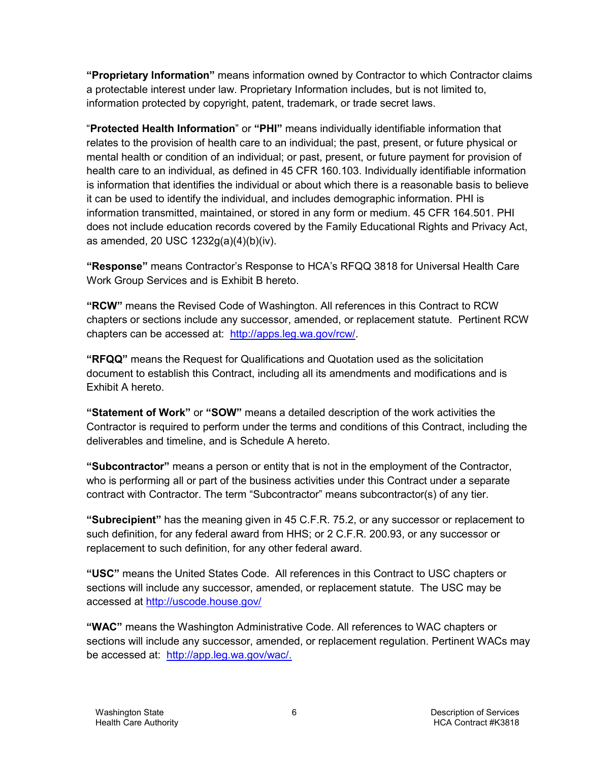**"Proprietary Information"** means information owned by Contractor to which Contractor claims a protectable interest under law. Proprietary Information includes, but is not limited to, information protected by copyright, patent, trademark, or trade secret laws.

"**Protected Health Information**" or **"PHI"** means individually identifiable information that relates to the provision of health care to an individual; the past, present, or future physical or mental health or condition of an individual; or past, present, or future payment for provision of health care to an individual, as defined in 45 CFR 160.103. Individually identifiable information is information that identifies the individual or about which there is a reasonable basis to believe it can be used to identify the individual, and includes demographic information. PHI is information transmitted, maintained, or stored in any form or medium. 45 CFR 164.501. PHI does not include education records covered by the Family Educational Rights and Privacy Act, as amended, 20 USC 1232g(a)(4)(b)(iv).

**"Response"** means Contractor's Response to HCA's RFQQ 3818 for Universal Health Care Work Group Services and is Exhibit B hereto.

**"RCW"** means the Revised Code of Washington. All references in this Contract to RCW chapters or sections include any successor, amended, or replacement statute. Pertinent RCW chapters can be accessed at: http://apps.leg.wa.gov/rcw/.

**"RFQQ"** means the Request for Qualifications and Quotation used as the solicitation document to establish this Contract, including all its amendments and modifications and is Exhibit A hereto.

**"Statement of Work"** or **"SOW"** means a detailed description of the work activities the Contractor is required to perform under the terms and conditions of this Contract, including the deliverables and timeline, and is Schedule A hereto.

**"Subcontractor"** means a person or entity that is not in the employment of the Contractor, who is performing all or part of the business activities under this Contract under a separate contract with Contractor. The term "Subcontractor" means subcontractor(s) of any tier.

**"Subrecipient"** has the meaning given in 45 C.F.R. 75.2, or any successor or replacement to such definition, for any federal award from HHS; or 2 C.F.R. 200.93, or any successor or replacement to such definition, for any other federal award.

**"USC"** means the United States Code. All references in this Contract to USC chapters or sections will include any successor, amended, or replacement statute. The USC may be accessed at http://uscode.house.gov/

**"WAC"** means the Washington Administrative Code. All references to WAC chapters or sections will include any successor, amended, or replacement regulation. Pertinent WACs may be accessed at: http://app.leg.wa.gov/wac/.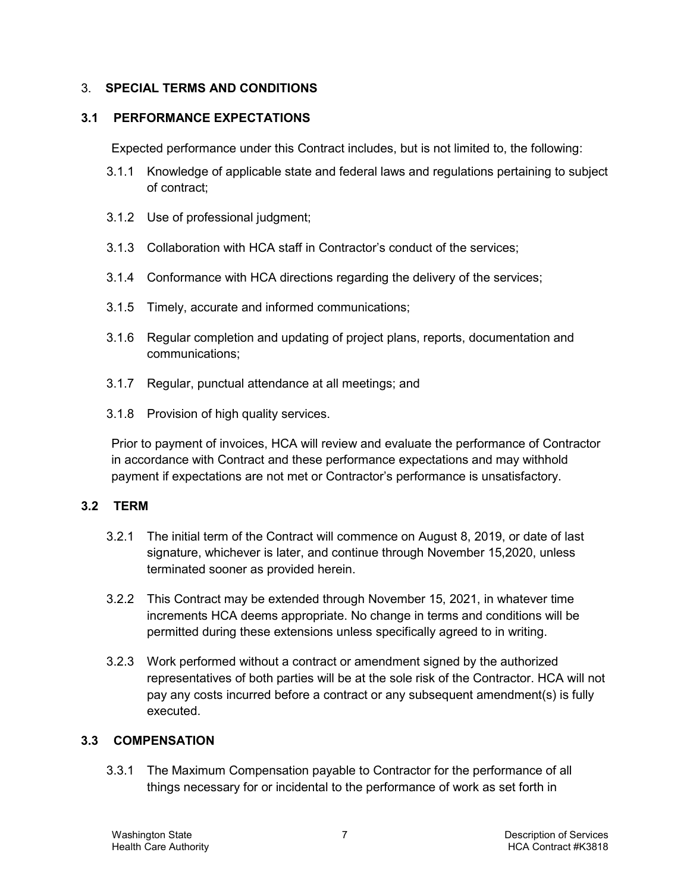## 3. SPECIAL TERMS AND CONDITIONS

### 3.1 PERFORMANCE EXPECTATIONS

Expected performance under this Contract includes, but is not limited to, the following:

3.1.1 Knowledge of applicable state and federal laws and regulations pertaining to subject of contract;

3.1.2 Use of professional judgment;

3.1.3 Collaboration with HCA staff in Contractor's conduct of the services;

3.1.4 Conformance with HCA directions regarding the delivery of the services;

3.1.5 Timely, accurate and informed communications;

3.1.6 Regular completion and updating of project plans, reports, documentation and communications;

3.1.7 Regular, punctual attendance at all meetings; and

3.1.8 Provision of high quality services.

Prior to payment of invoices, HCA will review and evaluate the performance of Contractor in accordance with Contract and these performance expectations and may withhold payment if expectations are not met or Contractor's performance is unsatisfactory.

### 3.2 TERM

3.2.1 The initial term of the Contract will commence on August 8, 2019, or date of last signature, whichever is later, and continue through November 15,2020, unless terminated sooner as provided herein.

3.2.2 This Contract may be extended through November 15, 2021, in whatever time increments HCA deems appropriate. No change in terms and conditions will be permitted during these extensions unless specifically agreed to in writing.

3.2.3 Work performed without a contract or amendment signed by the authorized representatives of both parties will be at the sole risk of the Contractor. HCA will not pay any costs incurred before a contract or any subsequent amendment(s) is fully executed.

### 3.3 COMPENSATION

3.3.1 The Maximum Compensation payable to Contractor for the performance of all things necessary for or incidental to the performance of work as set forth in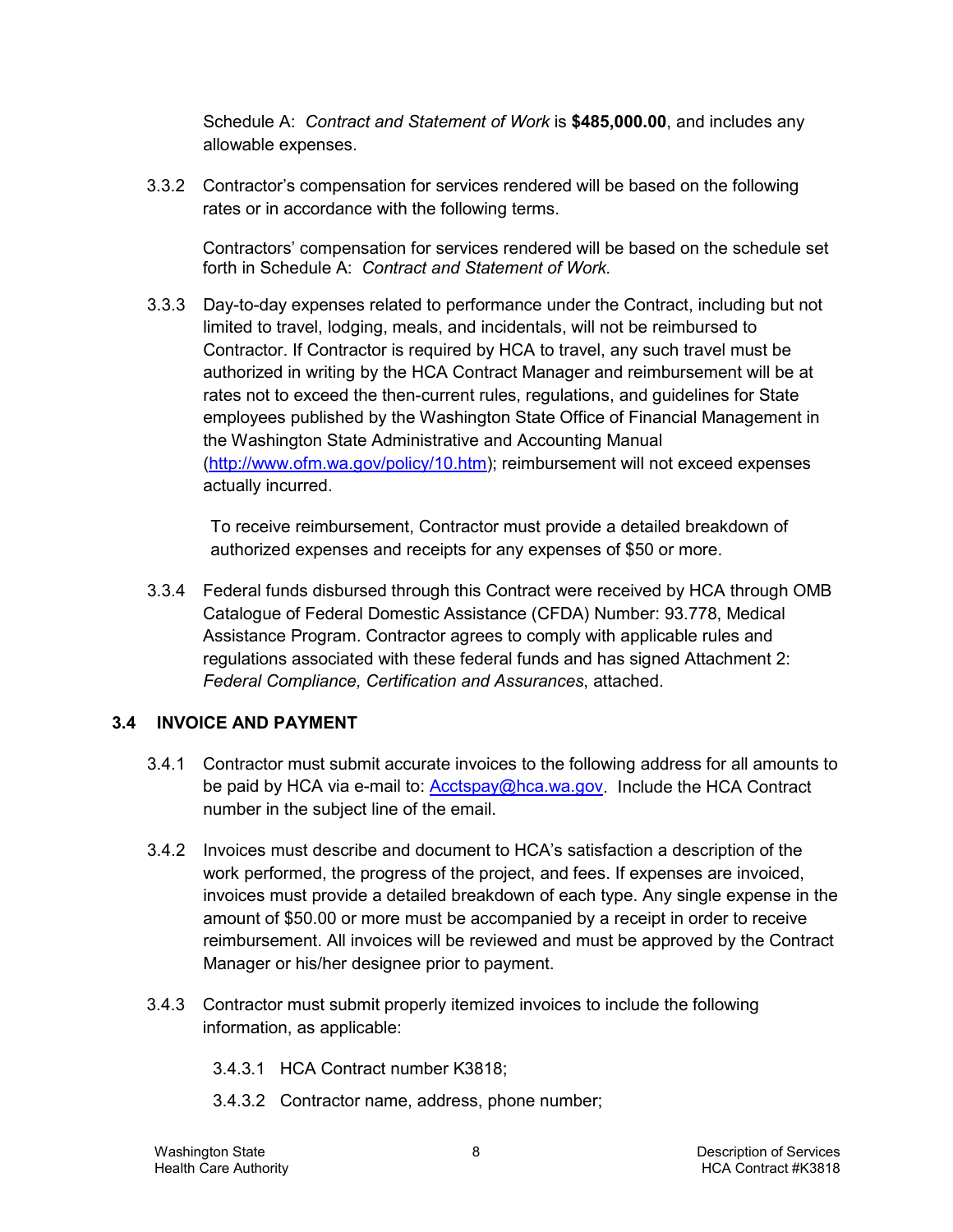Schedule A: *Contract and Statement of Work* is **$485,000.00**, and includes any allowable expenses.

3.3.2 Contractor's compensation for services rendered will be based on the following rates or in accordance with the following terms.

Contractors' compensation for services rendered will be based on the schedule set forth in Schedule A: *Contract and Statement of Work.*

3.3.3 Day-to-day expenses related to performance under the Contract, including but not limited to travel, lodging, meals, and incidentals, will not be reimbursed to Contractor. If Contractor is required by HCA to travel, any such travel must be authorized in writing by the HCA Contract Manager and reimbursement will be at rates not to exceed the then-current rules, regulations, and guidelines for State employees published by the Washington State Office of Financial Management in the Washington State Administrative and Accounting Manual (http://www.ofm.wa.gov/policy/10.htm); reimbursement will not exceed expenses actually incurred.

To receive reimbursement, Contractor must provide a detailed breakdown of authorized expenses and receipts for any expenses of $50 or more.

3.3.4 Federal funds disbursed through this Contract were received by HCA through OMB Catalogue of Federal Domestic Assistance (CFDA) Number: 93.778, Medical Assistance Program. Contractor agrees to comply with applicable rules and regulations associated with these federal funds and has signed Attachment 2: *Federal Compliance, Certification and Assurances*, attached.

## 3.4 INVOICE AND PAYMENT

3.4.1 Contractor must submit accurate invoices to the following address for all amounts to be paid by HCA via e-mail to: Acctspay@hca.wa.gov. Include the HCA Contract number in the subject line of the email.

3.4.2 Invoices must describe and document to HCA's satisfaction a description of the work performed, the progress of the project, and fees. If expenses are invoiced, invoices must provide a detailed breakdown of each type. Any single expense in the amount of $50.00 or more must be accompanied by a receipt in order to receive reimbursement. All invoices will be reviewed and must be approved by the Contract Manager or his/her designee prior to payment.

3.4.3 Contractor must submit properly itemized invoices to include the following information, as applicable:

3.4.3.1 HCA Contract number K3818;

3.4.3.2 Contractor name, address, phone number;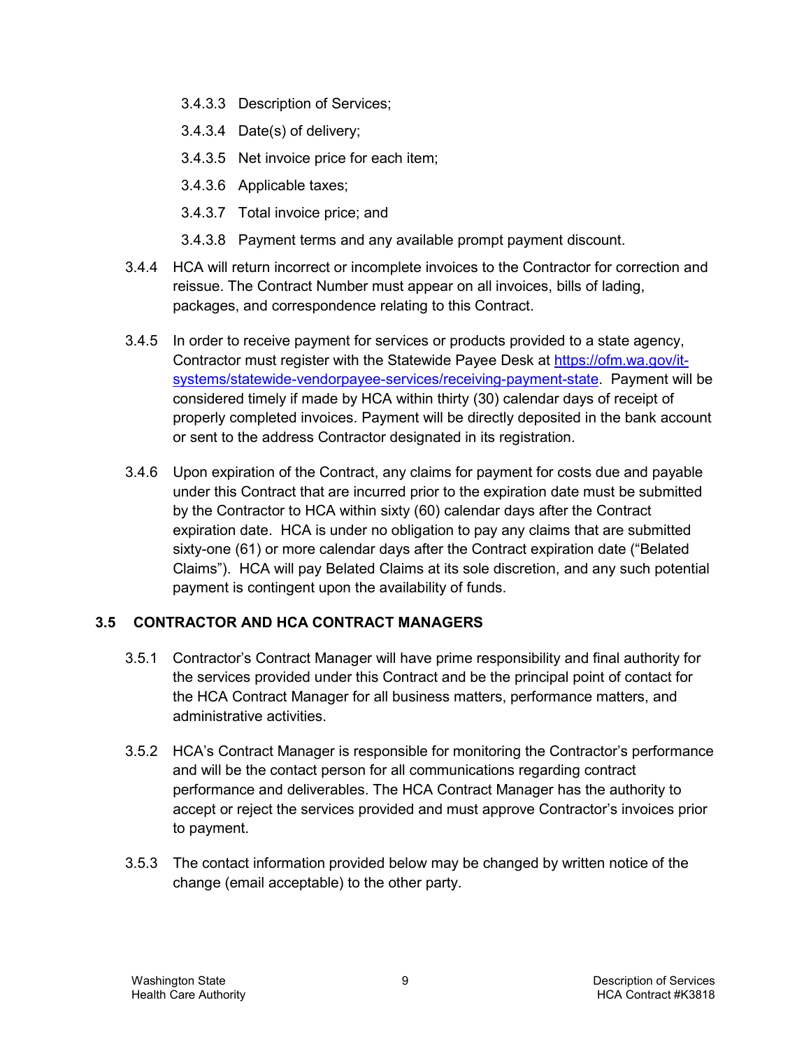3.4.3.3 Description of Services;

3.4.3.4 Date(s) of delivery;

3.4.3.5 Net invoice price for each item;

3.4.3.6 Applicable taxes;

3.4.3.7 Total invoice price; and

3.4.3.8 Payment terms and any available prompt payment discount.

3.4.4 HCA will return incorrect or incomplete invoices to the Contractor for correction and reissue. The Contract Number must appear on all invoices, bills of lading, packages, and correspondence relating to this Contract.

3.4.5 In order to receive payment for services or products provided to a state agency, Contractor must register with the Statewide Payee Desk at [https://ofm.wa.gov/it-systems/statewide-vendorpayee-services/receiving-payment-state](https://ofm.wa.gov/it-systems/statewide-vendorpayee-services/receiving-payment-state). Payment will be considered timely if made by HCA within thirty (30) calendar days of receipt of properly completed invoices. Payment will be directly deposited in the bank account or sent to the address Contractor designated in its registration.

3.4.6 Upon expiration of the Contract, any claims for payment for costs due and payable under this Contract that are incurred prior to the expiration date must be submitted by the Contractor to HCA within sixty (60) calendar days after the Contract expiration date. HCA is under no obligation to pay any claims that are submitted sixty-one (61) or more calendar days after the Contract expiration date ("Belated Claims"). HCA will pay Belated Claims at its sole discretion, and any such potential payment is contingent upon the availability of funds.

### 3.5 CONTRACTOR AND HCA CONTRACT MANAGERS

3.5.1 Contractor's Contract Manager will have prime responsibility and final authority for the services provided under this Contract and be the principal point of contact for the HCA Contract Manager for all business matters, performance matters, and administrative activities.

3.5.2 HCA's Contract Manager is responsible for monitoring the Contractor's performance and will be the contact person for all communications regarding contract performance and deliverables. The HCA Contract Manager has the authority to accept or reject the services provided and must approve Contractor's invoices prior to payment.

3.5.3 The contact information provided below may be changed by written notice of the change (email acceptable) to the other party.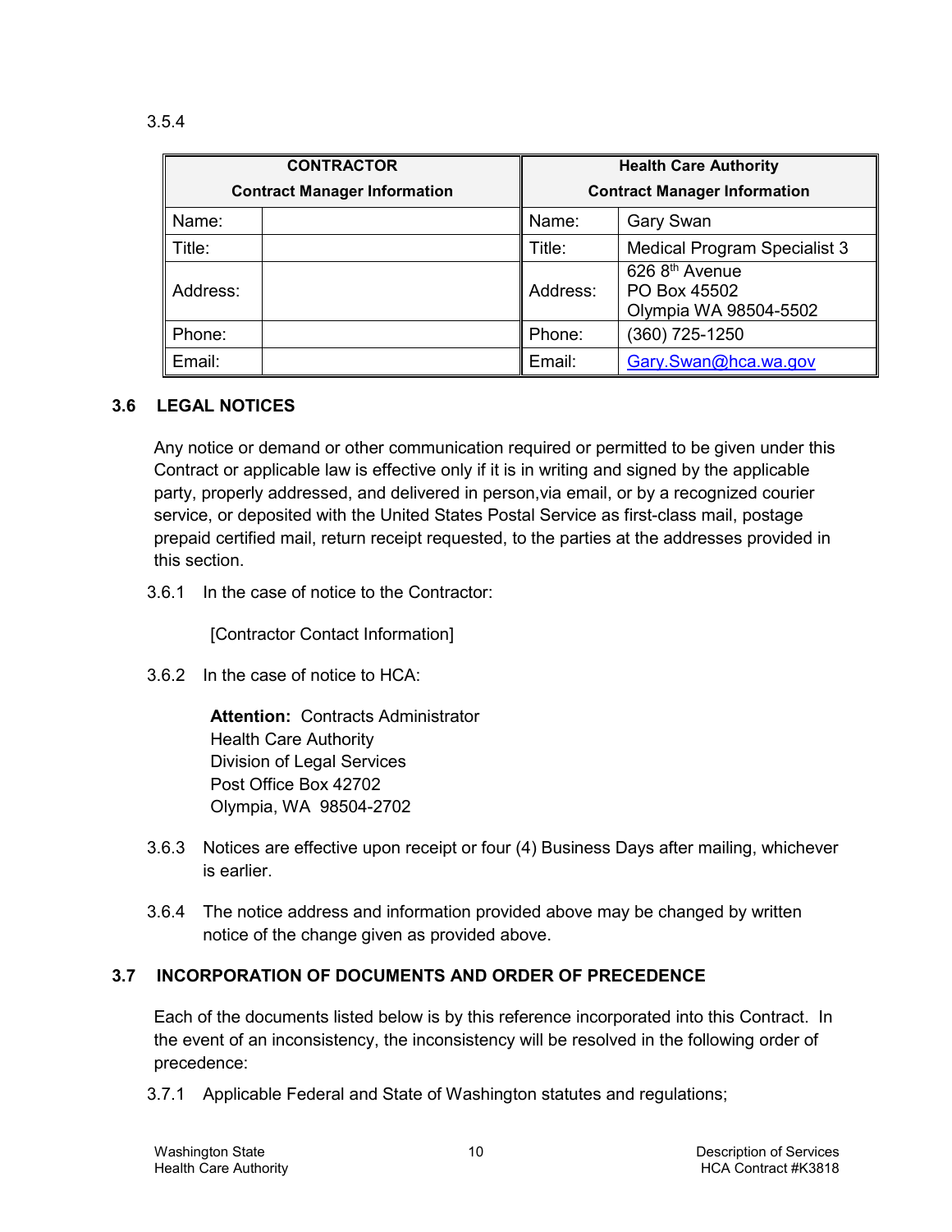3.5.4

| CONTRACTOR Contract Manager Information | | Health Care Authority Contract Manager Information | |
|---|---|---|---|
| Name: | | Name: | Gary Swan |
| Title: | | Title: | Medical Program Specialist 3 |
| Address: | | Address: | 626 8th Avenue<br>PO Box 45502<br>Olympia WA 98504-5502 |
| Phone: | | Phone: | (360) 725-1250 |
| Email: | | Email: | Gary.Swan@hca.wa.gov |

### 3.6 LEGAL NOTICES

Any notice or demand or other communication required or permitted to be given under this Contract or applicable law is effective only if it is in writing and signed by the applicable party, properly addressed, and delivered in person,via email, or by a recognized courier service, or deposited with the United States Postal Service as first-class mail, postage prepaid certified mail, return receipt requested, to the parties at the addresses provided in this section.

3.6.1 In the case of notice to the Contractor:

[Contractor Contact Information]

3.6.2 In the case of notice to HCA:

**Attention:** Contracts Administrator
Health Care Authority
Division of Legal Services
Post Office Box 42702
Olympia, WA 98504-2702

3.6.3 Notices are effective upon receipt or four (4) Business Days after mailing, whichever is earlier.

3.6.4 The notice address and information provided above may be changed by written notice of the change given as provided above.

### 3.7 INCORPORATION OF DOCUMENTS AND ORDER OF PRECEDENCE

Each of the documents listed below is by this reference incorporated into this Contract. In the event of an inconsistency, the inconsistency will be resolved in the following order of precedence:

3.7.1 Applicable Federal and State of Washington statutes and regulations;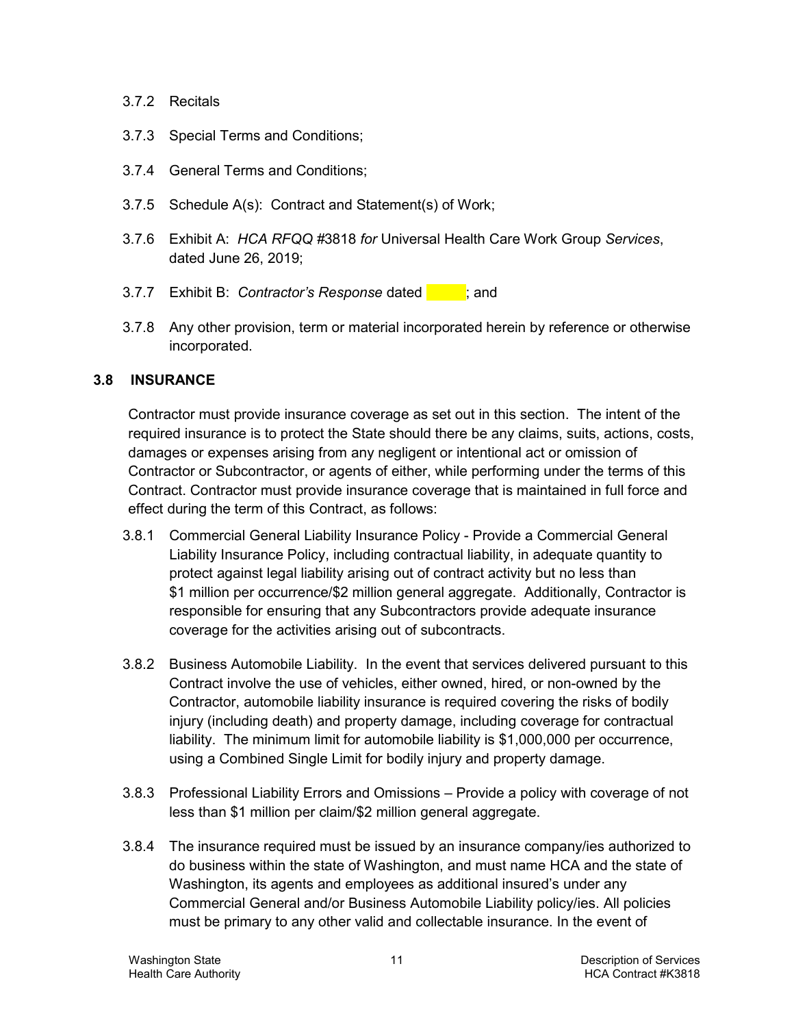3.7.2 Recitals

3.7.3 Special Terms and Conditions;

3.7.4 General Terms and Conditions;

3.7.5 Schedule A(s): Contract and Statement(s) of Work;

3.7.6 Exhibit A: *HCA RFQQ* #3818 *for* Universal Health Care Work Group *Services*, dated June 26, 2019;

3.7.7 Exhibit B: *Contractor's Response* dated ______; and

3.7.8 Any other provision, term or material incorporated herein by reference or otherwise incorporated.

### 3.8 INSURANCE

Contractor must provide insurance coverage as set out in this section. The intent of the required insurance is to protect the State should there be any claims, suits, actions, costs, damages or expenses arising from any negligent or intentional act or omission of Contractor or Subcontractor, or agents of either, while performing under the terms of this Contract. Contractor must provide insurance coverage that is maintained in full force and effect during the term of this Contract, as follows:

3.8.1 Commercial General Liability Insurance Policy - Provide a Commercial General Liability Insurance Policy, including contractual liability, in adequate quantity to protect against legal liability arising out of contract activity but no less than $1 million per occurrence/$2 million general aggregate. Additionally, Contractor is responsible for ensuring that any Subcontractors provide adequate insurance coverage for the activities arising out of subcontracts.

3.8.2 Business Automobile Liability. In the event that services delivered pursuant to this Contract involve the use of vehicles, either owned, hired, or non-owned by the Contractor, automobile liability insurance is required covering the risks of bodily injury (including death) and property damage, including coverage for contractual liability. The minimum limit for automobile liability is $1,000,000 per occurrence, using a Combined Single Limit for bodily injury and property damage.

3.8.3 Professional Liability Errors and Omissions – Provide a policy with coverage of not less than $1 million per claim/$2 million general aggregate.

3.8.4 The insurance required must be issued by an insurance company/ies authorized to do business within the state of Washington, and must name HCA and the state of Washington, its agents and employees as additional insured's under any Commercial General and/or Business Automobile Liability policy/ies. All policies must be primary to any other valid and collectable insurance. In the event of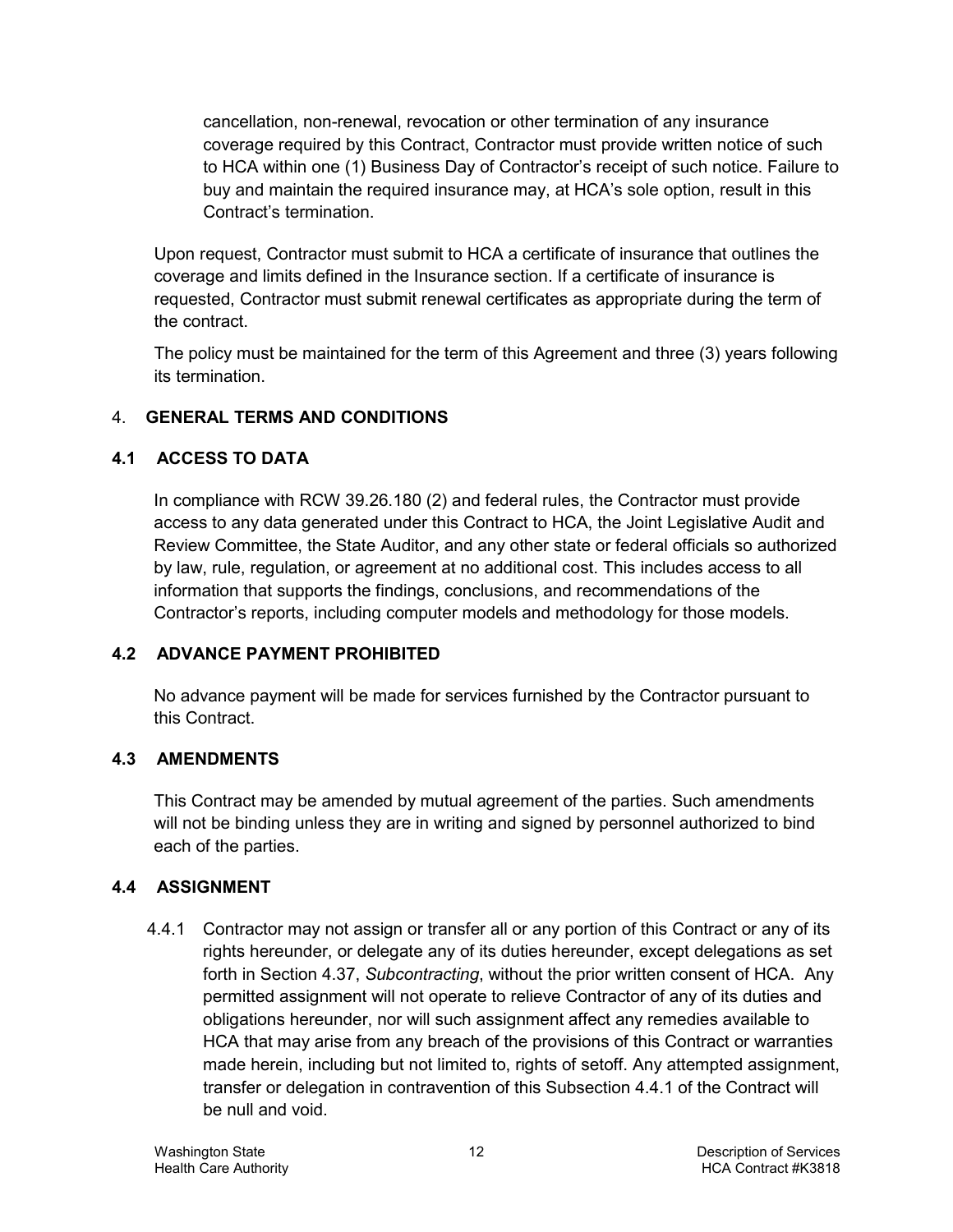cancellation, non-renewal, revocation or other termination of any insurance coverage required by this Contract, Contractor must provide written notice of such to HCA within one (1) Business Day of Contractor's receipt of such notice. Failure to buy and maintain the required insurance may, at HCA's sole option, result in this Contract's termination.

Upon request, Contractor must submit to HCA a certificate of insurance that outlines the coverage and limits defined in the Insurance section. If a certificate of insurance is requested, Contractor must submit renewal certificates as appropriate during the term of the contract.

The policy must be maintained for the term of this Agreement and three (3) years following its termination.

## 4. GENERAL TERMS AND CONDITIONS

### 4.1 ACCESS TO DATA

In compliance with RCW 39.26.180 (2) and federal rules, the Contractor must provide access to any data generated under this Contract to HCA, the Joint Legislative Audit and Review Committee, the State Auditor, and any other state or federal officials so authorized by law, rule, regulation, or agreement at no additional cost. This includes access to all information that supports the findings, conclusions, and recommendations of the Contractor's reports, including computer models and methodology for those models.

### 4.2 ADVANCE PAYMENT PROHIBITED

No advance payment will be made for services furnished by the Contractor pursuant to this Contract.

### 4.3 AMENDMENTS

This Contract may be amended by mutual agreement of the parties. Such amendments will not be binding unless they are in writing and signed by personnel authorized to bind each of the parties.

### 4.4 ASSIGNMENT

4.4.1 Contractor may not assign or transfer all or any portion of this Contract or any of its rights hereunder, or delegate any of its duties hereunder, except delegations as set forth in Section 4.37, *Subcontracting*, without the prior written consent of HCA. Any permitted assignment will not operate to relieve Contractor of any of its duties and obligations hereunder, nor will such assignment affect any remedies available to HCA that may arise from any breach of the provisions of this Contract or warranties made herein, including but not limited to, rights of setoff. Any attempted assignment, transfer or delegation in contravention of this Subsection 4.4.1 of the Contract will be null and void.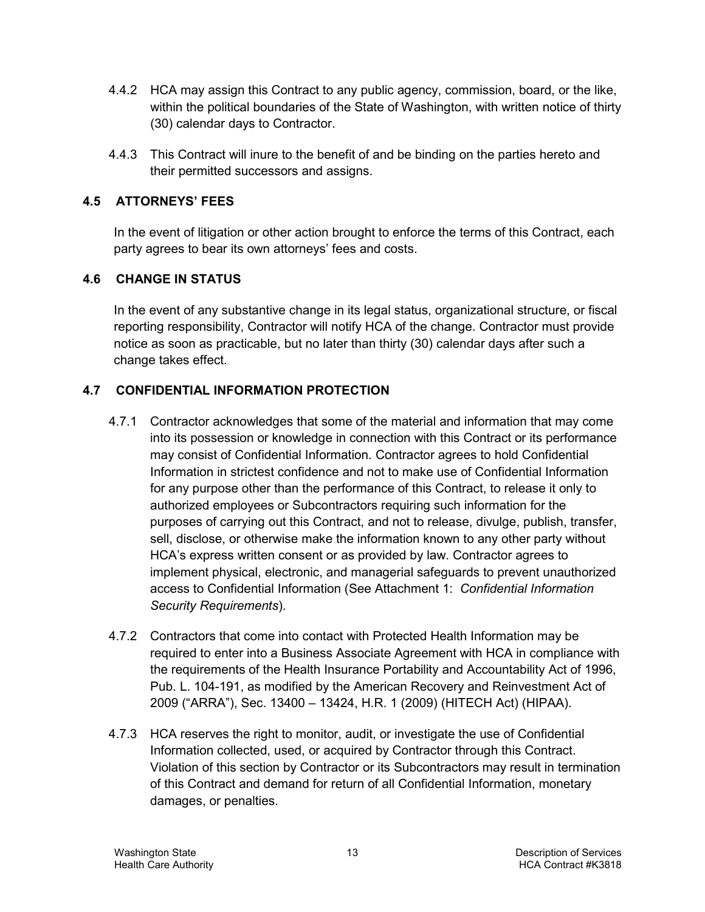4.4.2 HCA may assign this Contract to any public agency, commission, board, or the like, within the political boundaries of the State of Washington, with written notice of thirty (30) calendar days to Contractor.

4.4.3 This Contract will inure to the benefit of and be binding on the parties hereto and their permitted successors and assigns.

### 4.5 ATTORNEYS' FEES

In the event of litigation or other action brought to enforce the terms of this Contract, each party agrees to bear its own attorneys' fees and costs.

### 4.6 CHANGE IN STATUS

In the event of any substantive change in its legal status, organizational structure, or fiscal reporting responsibility, Contractor will notify HCA of the change. Contractor must provide notice as soon as practicable, but no later than thirty (30) calendar days after such a change takes effect.

### 4.7 CONFIDENTIAL INFORMATION PROTECTION

4.7.1 Contractor acknowledges that some of the material and information that may come into its possession or knowledge in connection with this Contract or its performance may consist of Confidential Information. Contractor agrees to hold Confidential Information in strictest confidence and not to make use of Confidential Information for any purpose other than the performance of this Contract, to release it only to authorized employees or Subcontractors requiring such information for the purposes of carrying out this Contract, and not to release, divulge, publish, transfer, sell, disclose, or otherwise make the information known to any other party without HCA's express written consent or as provided by law. Contractor agrees to implement physical, electronic, and managerial safeguards to prevent unauthorized access to Confidential Information (See Attachment 1: *Confidential Information Security Requirements*).

4.7.2 Contractors that come into contact with Protected Health Information may be required to enter into a Business Associate Agreement with HCA in compliance with the requirements of the Health Insurance Portability and Accountability Act of 1996, Pub. L. 104-191, as modified by the American Recovery and Reinvestment Act of 2009 ("ARRA"), Sec. 13400 – 13424, H.R. 1 (2009) (HITECH Act) (HIPAA).

4.7.3 HCA reserves the right to monitor, audit, or investigate the use of Confidential Information collected, used, or acquired by Contractor through this Contract. Violation of this section by Contractor or its Subcontractors may result in termination of this Contract and demand for return of all Confidential Information, monetary damages, or penalties.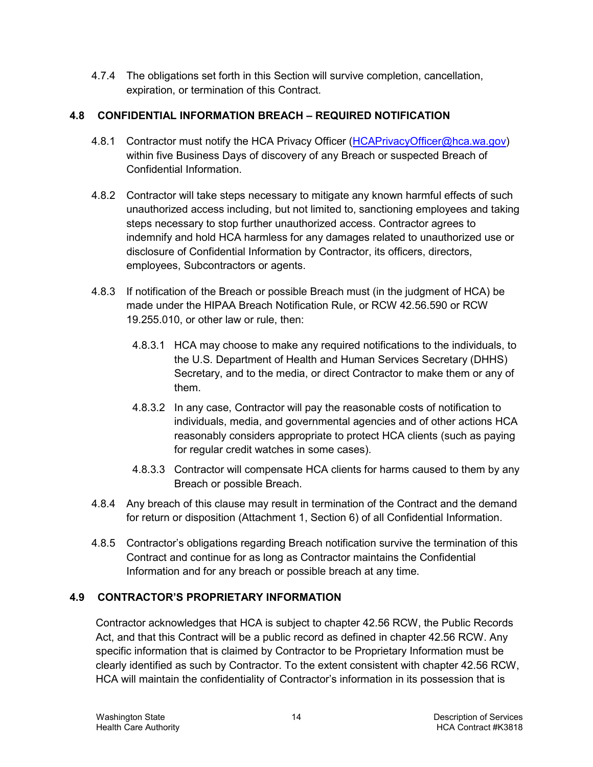4.7.4 The obligations set forth in this Section will survive completion, cancellation, expiration, or termination of this Contract.

## 4.8 CONFIDENTIAL INFORMATION BREACH – REQUIRED NOTIFICATION

4.8.1 Contractor must notify the HCA Privacy Officer (HCAPrivacyOfficer@hca.wa.gov) within five Business Days of discovery of any Breach or suspected Breach of Confidential Information.

4.8.2 Contractor will take steps necessary to mitigate any known harmful effects of such unauthorized access including, but not limited to, sanctioning employees and taking steps necessary to stop further unauthorized access. Contractor agrees to indemnify and hold HCA harmless for any damages related to unauthorized use or disclosure of Confidential Information by Contractor, its officers, directors, employees, Subcontractors or agents.

4.8.3 If notification of the Breach or possible Breach must (in the judgment of HCA) be made under the HIPAA Breach Notification Rule, or RCW 42.56.590 or RCW 19.255.010, or other law or rule, then:

4.8.3.1 HCA may choose to make any required notifications to the individuals, to the U.S. Department of Health and Human Services Secretary (DHHS) Secretary, and to the media, or direct Contractor to make them or any of them.

4.8.3.2 In any case, Contractor will pay the reasonable costs of notification to individuals, media, and governmental agencies and of other actions HCA reasonably considers appropriate to protect HCA clients (such as paying for regular credit watches in some cases).

4.8.3.3 Contractor will compensate HCA clients for harms caused to them by any Breach or possible Breach.

4.8.4 Any breach of this clause may result in termination of the Contract and the demand for return or disposition (Attachment 1, Section 6) of all Confidential Information.

4.8.5 Contractor's obligations regarding Breach notification survive the termination of this Contract and continue for as long as Contractor maintains the Confidential Information and for any breach or possible breach at any time.

## 4.9 CONTRACTOR'S PROPRIETARY INFORMATION

Contractor acknowledges that HCA is subject to chapter 42.56 RCW, the Public Records Act, and that this Contract will be a public record as defined in chapter 42.56 RCW. Any specific information that is claimed by Contractor to be Proprietary Information must be clearly identified as such by Contractor. To the extent consistent with chapter 42.56 RCW, HCA will maintain the confidentiality of Contractor's information in its possession that is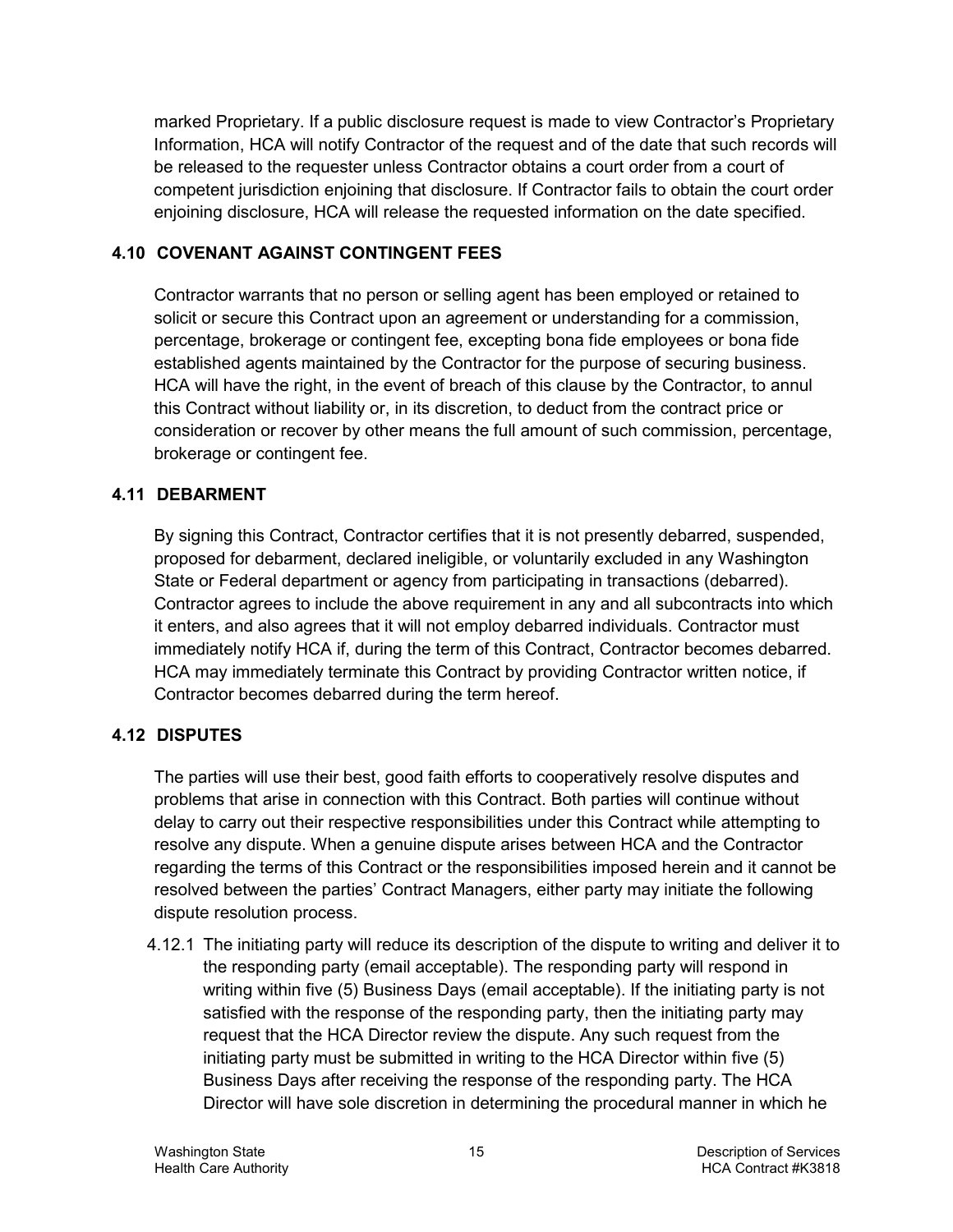marked Proprietary. If a public disclosure request is made to view Contractor's Proprietary Information, HCA will notify Contractor of the request and of the date that such records will be released to the requester unless Contractor obtains a court order from a court of competent jurisdiction enjoining that disclosure. If Contractor fails to obtain the court order enjoining disclosure, HCA will release the requested information on the date specified.

## 4.10 COVENANT AGAINST CONTINGENT FEES

Contractor warrants that no person or selling agent has been employed or retained to solicit or secure this Contract upon an agreement or understanding for a commission, percentage, brokerage or contingent fee, excepting bona fide employees or bona fide established agents maintained by the Contractor for the purpose of securing business. HCA will have the right, in the event of breach of this clause by the Contractor, to annul this Contract without liability or, in its discretion, to deduct from the contract price or consideration or recover by other means the full amount of such commission, percentage, brokerage or contingent fee.

## 4.11 DEBARMENT

By signing this Contract, Contractor certifies that it is not presently debarred, suspended, proposed for debarment, declared ineligible, or voluntarily excluded in any Washington State or Federal department or agency from participating in transactions (debarred). Contractor agrees to include the above requirement in any and all subcontracts into which it enters, and also agrees that it will not employ debarred individuals. Contractor must immediately notify HCA if, during the term of this Contract, Contractor becomes debarred. HCA may immediately terminate this Contract by providing Contractor written notice, if Contractor becomes debarred during the term hereof.

## 4.12 DISPUTES

The parties will use their best, good faith efforts to cooperatively resolve disputes and problems that arise in connection with this Contract. Both parties will continue without delay to carry out their respective responsibilities under this Contract while attempting to resolve any dispute. When a genuine dispute arises between HCA and the Contractor regarding the terms of this Contract or the responsibilities imposed herein and it cannot be resolved between the parties' Contract Managers, either party may initiate the following dispute resolution process.

4.12.1 The initiating party will reduce its description of the dispute to writing and deliver it to the responding party (email acceptable). The responding party will respond in writing within five (5) Business Days (email acceptable). If the initiating party is not satisfied with the response of the responding party, then the initiating party may request that the HCA Director review the dispute. Any such request from the initiating party must be submitted in writing to the HCA Director within five (5) Business Days after receiving the response of the responding party. The HCA Director will have sole discretion in determining the procedural manner in which he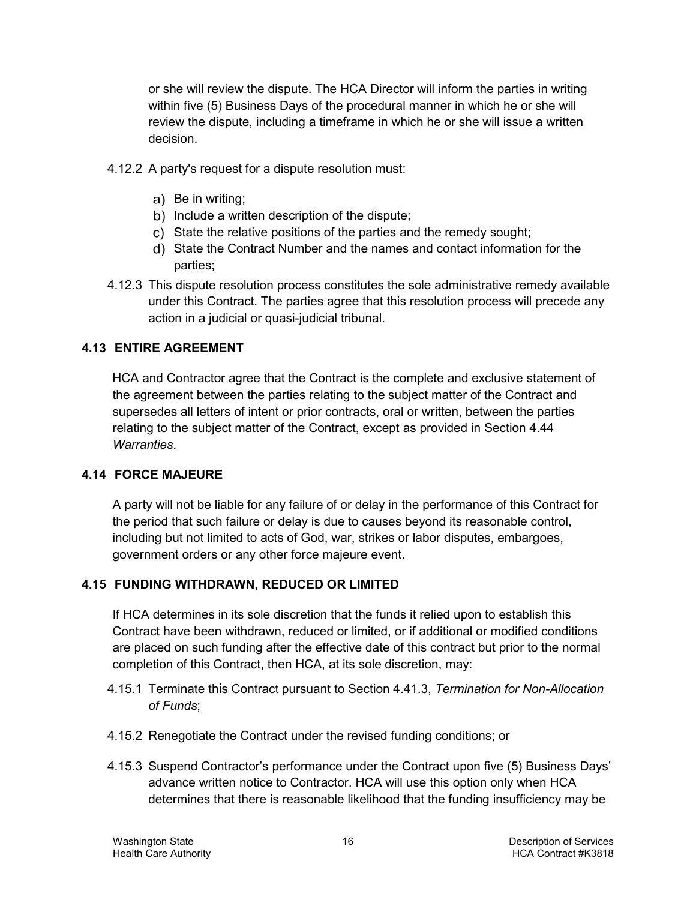or she will review the dispute. The HCA Director will inform the parties in writing within five (5) Business Days of the procedural manner in which he or she will review the dispute, including a timeframe in which he or she will issue a written decision.

4.12.2 A party's request for a dispute resolution must:

a) Be in writing;
b) Include a written description of the dispute;
c) State the relative positions of the parties and the remedy sought;
d) State the Contract Number and the names and contact information for the parties;

4.12.3 This dispute resolution process constitutes the sole administrative remedy available under this Contract. The parties agree that this resolution process will precede any action in a judicial or quasi-judicial tribunal.

## 4.13 ENTIRE AGREEMENT

HCA and Contractor agree that the Contract is the complete and exclusive statement of the agreement between the parties relating to the subject matter of the Contract and supersedes all letters of intent or prior contracts, oral or written, between the parties relating to the subject matter of the Contract, except as provided in Section 4.44 *Warranties*.

## 4.14 FORCE MAJEURE

A party will not be liable for any failure of or delay in the performance of this Contract for the period that such failure or delay is due to causes beyond its reasonable control, including but not limited to acts of God, war, strikes or labor disputes, embargoes, government orders or any other force majeure event.

## 4.15 FUNDING WITHDRAWN, REDUCED OR LIMITED

If HCA determines in its sole discretion that the funds it relied upon to establish this Contract have been withdrawn, reduced or limited, or if additional or modified conditions are placed on such funding after the effective date of this contract but prior to the normal completion of this Contract, then HCA, at its sole discretion, may:

4.15.1 Terminate this Contract pursuant to Section 4.41.3, *Termination for Non-Allocation of Funds*;

4.15.2 Renegotiate the Contract under the revised funding conditions; or

4.15.3 Suspend Contractor's performance under the Contract upon five (5) Business Days' advance written notice to Contractor. HCA will use this option only when HCA determines that there is reasonable likelihood that the funding insufficiency may be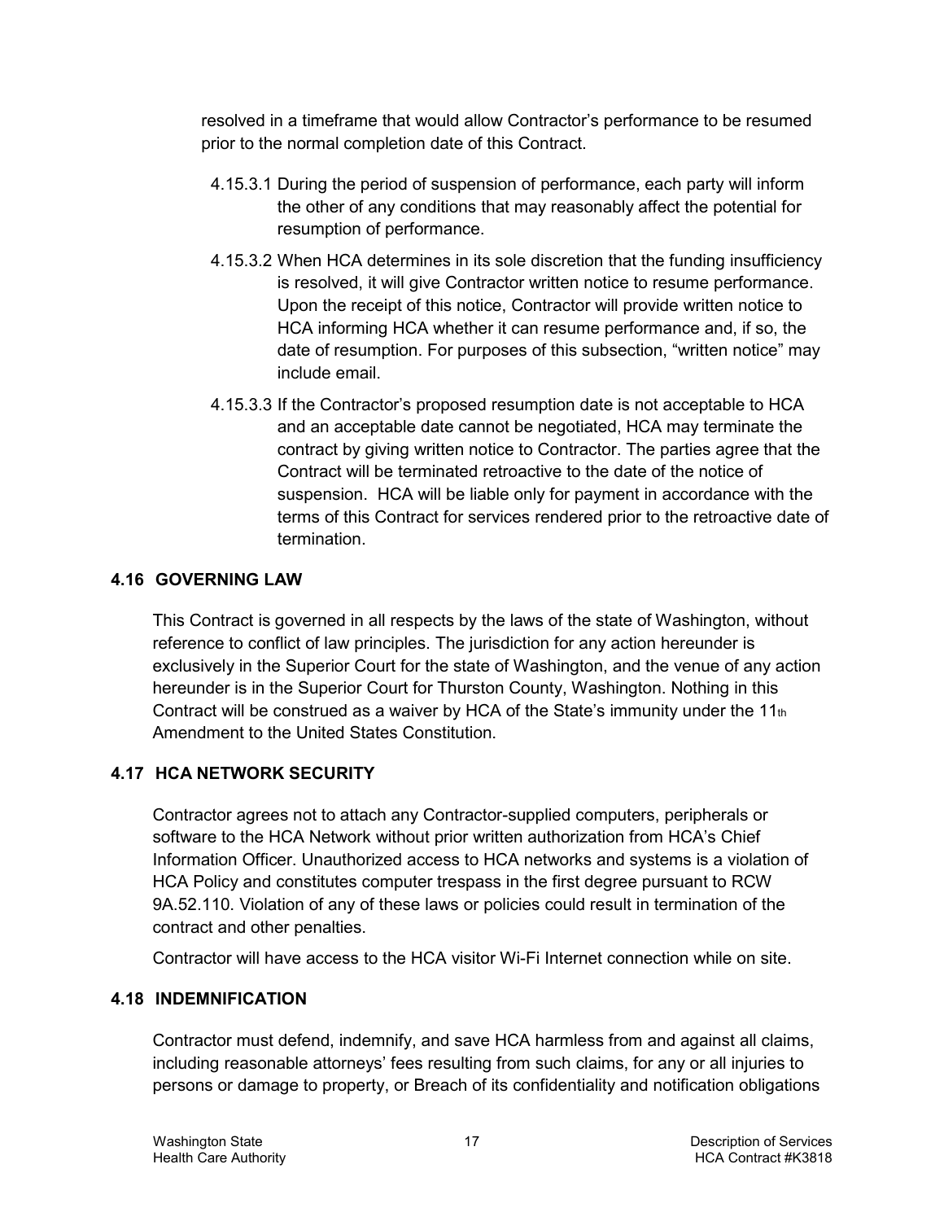resolved in a timeframe that would allow Contractor's performance to be resumed prior to the normal completion date of this Contract.

4.15.3.1 During the period of suspension of performance, each party will inform the other of any conditions that may reasonably affect the potential for resumption of performance.

4.15.3.2 When HCA determines in its sole discretion that the funding insufficiency is resolved, it will give Contractor written notice to resume performance. Upon the receipt of this notice, Contractor will provide written notice to HCA informing HCA whether it can resume performance and, if so, the date of resumption. For purposes of this subsection, "written notice" may include email.

4.15.3.3 If the Contractor's proposed resumption date is not acceptable to HCA and an acceptable date cannot be negotiated, HCA may terminate the contract by giving written notice to Contractor. The parties agree that the Contract will be terminated retroactive to the date of the notice of suspension. HCA will be liable only for payment in accordance with the terms of this Contract for services rendered prior to the retroactive date of termination.

## 4.16 GOVERNING LAW

This Contract is governed in all respects by the laws of the state of Washington, without reference to conflict of law principles. The jurisdiction for any action hereunder is exclusively in the Superior Court for the state of Washington, and the venue of any action hereunder is in the Superior Court for Thurston County, Washington. Nothing in this Contract will be construed as a waiver by HCA of the State's immunity under the 11th Amendment to the United States Constitution.

## 4.17 HCA NETWORK SECURITY

Contractor agrees not to attach any Contractor-supplied computers, peripherals or software to the HCA Network without prior written authorization from HCA's Chief Information Officer. Unauthorized access to HCA networks and systems is a violation of HCA Policy and constitutes computer trespass in the first degree pursuant to RCW 9A.52.110. Violation of any of these laws or policies could result in termination of the contract and other penalties.

Contractor will have access to the HCA visitor Wi-Fi Internet connection while on site.

## 4.18 INDEMNIFICATION

Contractor must defend, indemnify, and save HCA harmless from and against all claims, including reasonable attorneys' fees resulting from such claims, for any or all injuries to persons or damage to property, or Breach of its confidentiality and notification obligations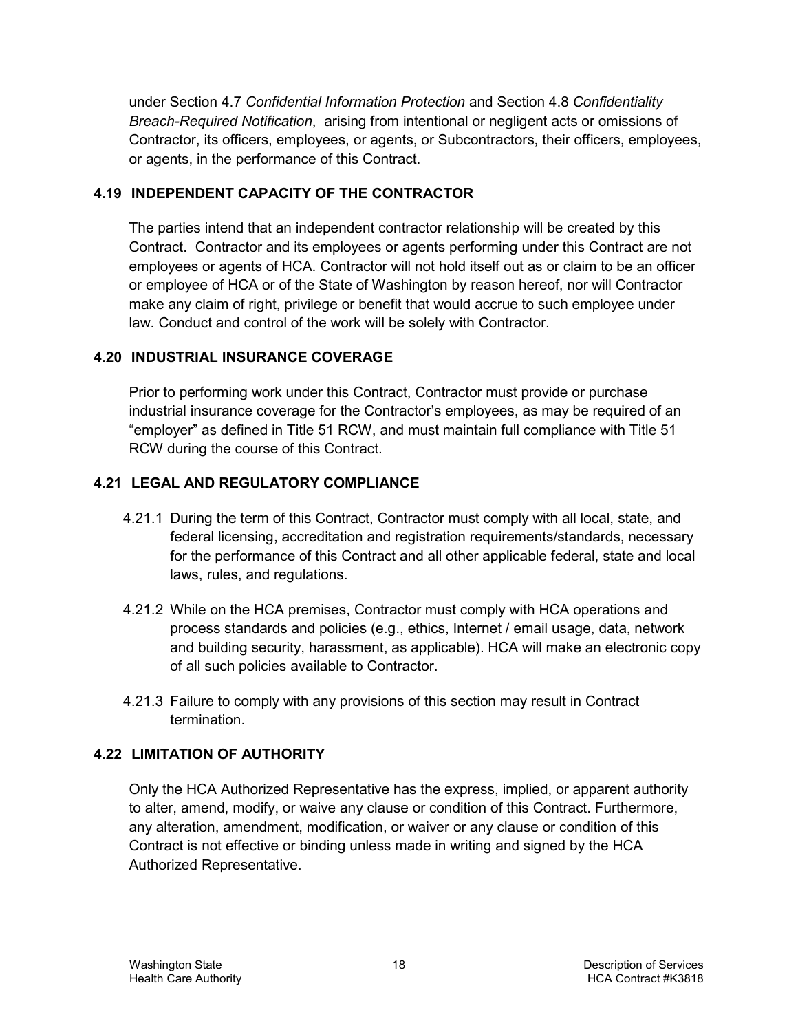under Section 4.7 *Confidential Information Protection* and Section 4.8 *Confidentiality Breach-Required Notification*, arising from intentional or negligent acts or omissions of Contractor, its officers, employees, or agents, or Subcontractors, their officers, employees, or agents, in the performance of this Contract.

## 4.19 INDEPENDENT CAPACITY OF THE CONTRACTOR

The parties intend that an independent contractor relationship will be created by this Contract. Contractor and its employees or agents performing under this Contract are not employees or agents of HCA. Contractor will not hold itself out as or claim to be an officer or employee of HCA or of the State of Washington by reason hereof, nor will Contractor make any claim of right, privilege or benefit that would accrue to such employee under law. Conduct and control of the work will be solely with Contractor.

## 4.20 INDUSTRIAL INSURANCE COVERAGE

Prior to performing work under this Contract, Contractor must provide or purchase industrial insurance coverage for the Contractor's employees, as may be required of an "employer" as defined in Title 51 RCW, and must maintain full compliance with Title 51 RCW during the course of this Contract.

## 4.21 LEGAL AND REGULATORY COMPLIANCE

4.21.1 During the term of this Contract, Contractor must comply with all local, state, and federal licensing, accreditation and registration requirements/standards, necessary for the performance of this Contract and all other applicable federal, state and local laws, rules, and regulations.

4.21.2 While on the HCA premises, Contractor must comply with HCA operations and process standards and policies (e.g., ethics, Internet / email usage, data, network and building security, harassment, as applicable). HCA will make an electronic copy of all such policies available to Contractor.

4.21.3 Failure to comply with any provisions of this section may result in Contract termination.

## 4.22 LIMITATION OF AUTHORITY

Only the HCA Authorized Representative has the express, implied, or apparent authority to alter, amend, modify, or waive any clause or condition of this Contract. Furthermore, any alteration, amendment, modification, or waiver or any clause or condition of this Contract is not effective or binding unless made in writing and signed by the HCA Authorized Representative.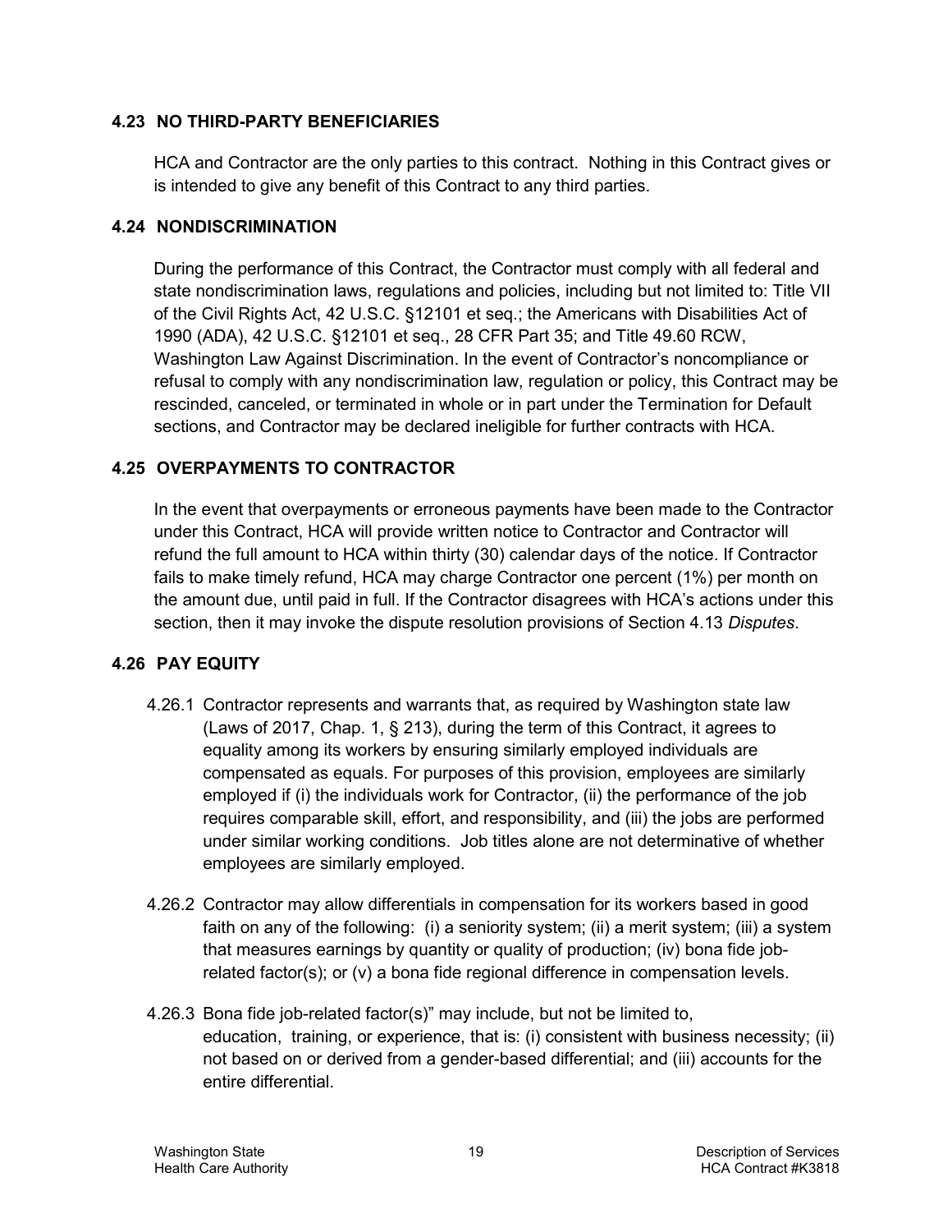### 4.23 NO THIRD-PARTY BENEFICIARIES

HCA and Contractor are the only parties to this contract. Nothing in this Contract gives or is intended to give any benefit of this Contract to any third parties.

### 4.24 NONDISCRIMINATION

During the performance of this Contract, the Contractor must comply with all federal and state nondiscrimination laws, regulations and policies, including but not limited to: Title VII of the Civil Rights Act, 42 U.S.C. §12101 et seq.; the Americans with Disabilities Act of 1990 (ADA), 42 U.S.C. §12101 et seq., 28 CFR Part 35; and Title 49.60 RCW, Washington Law Against Discrimination. In the event of Contractor's noncompliance or refusal to comply with any nondiscrimination law, regulation or policy, this Contract may be rescinded, canceled, or terminated in whole or in part under the Termination for Default sections, and Contractor may be declared ineligible for further contracts with HCA.

### 4.25 OVERPAYMENTS TO CONTRACTOR

In the event that overpayments or erroneous payments have been made to the Contractor under this Contract, HCA will provide written notice to Contractor and Contractor will refund the full amount to HCA within thirty (30) calendar days of the notice. If Contractor fails to make timely refund, HCA may charge Contractor one percent (1%) per month on the amount due, until paid in full. If the Contractor disagrees with HCA's actions under this section, then it may invoke the dispute resolution provisions of Section 4.13 *Disputes*.

### 4.26 PAY EQUITY

4.26.1 Contractor represents and warrants that, as required by Washington state law (Laws of 2017, Chap. 1, § 213), during the term of this Contract, it agrees to equality among its workers by ensuring similarly employed individuals are compensated as equals. For purposes of this provision, employees are similarly employed if (i) the individuals work for Contractor, (ii) the performance of the job requires comparable skill, effort, and responsibility, and (iii) the jobs are performed under similar working conditions. Job titles alone are not determinative of whether employees are similarly employed.

4.26.2 Contractor may allow differentials in compensation for its workers based in good faith on any of the following: (i) a seniority system; (ii) a merit system; (iii) a system that measures earnings by quantity or quality of production; (iv) bona fide job-related factor(s); or (v) a bona fide regional difference in compensation levels.

4.26.3 Bona fide job-related factor(s)" may include, but not be limited to, education, training, or experience, that is: (i) consistent with business necessity; (ii) not based on or derived from a gender-based differential; and (iii) accounts for the entire differential.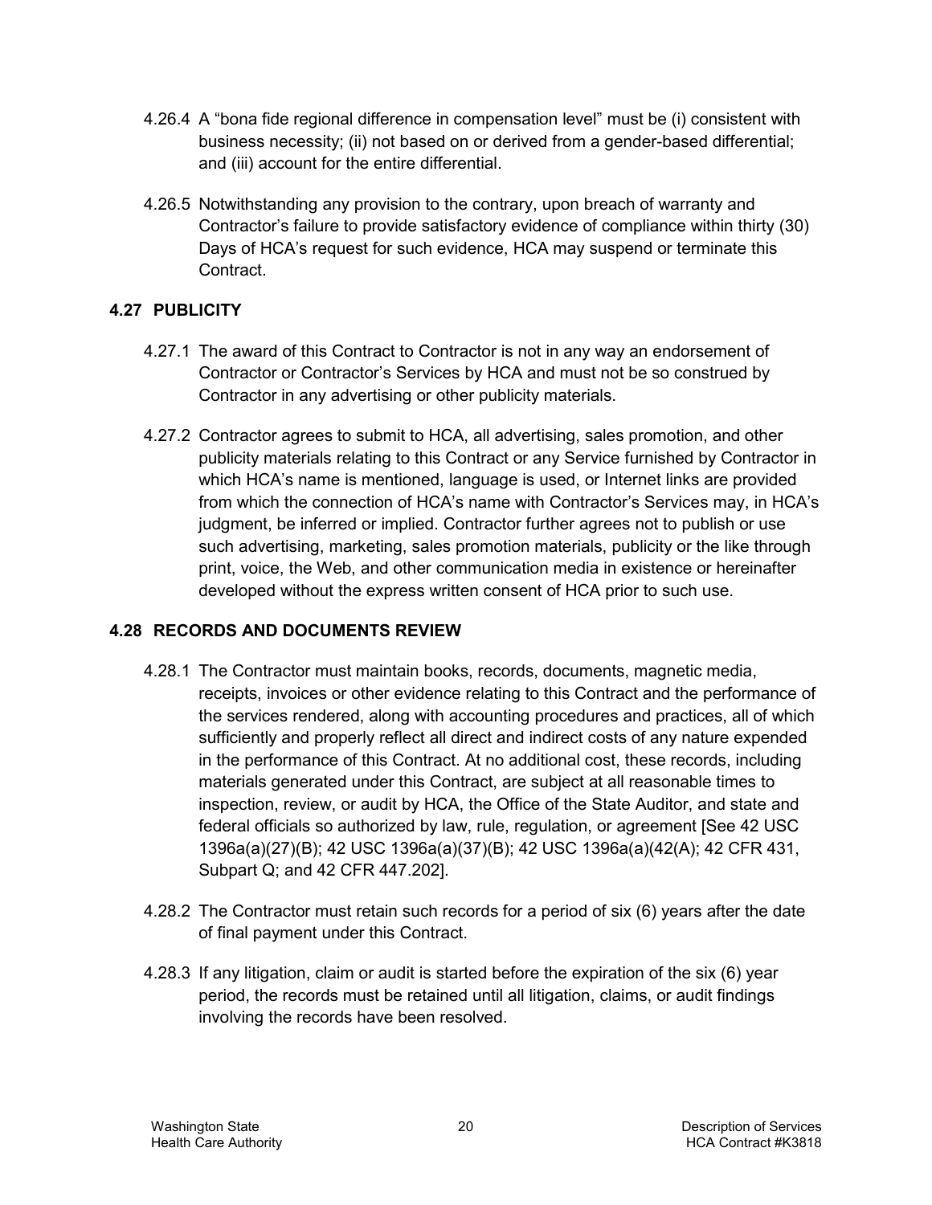4.26.4 A "bona fide regional difference in compensation level" must be (i) consistent with business necessity; (ii) not based on or derived from a gender-based differential; and (iii) account for the entire differential.

4.26.5 Notwithstanding any provision to the contrary, upon breach of warranty and Contractor's failure to provide satisfactory evidence of compliance within thirty (30) Days of HCA's request for such evidence, HCA may suspend or terminate this Contract.

### 4.27 PUBLICITY

4.27.1 The award of this Contract to Contractor is not in any way an endorsement of Contractor or Contractor's Services by HCA and must not be so construed by Contractor in any advertising or other publicity materials.

4.27.2 Contractor agrees to submit to HCA, all advertising, sales promotion, and other publicity materials relating to this Contract or any Service furnished by Contractor in which HCA's name is mentioned, language is used, or Internet links are provided from which the connection of HCA's name with Contractor's Services may, in HCA's judgment, be inferred or implied. Contractor further agrees not to publish or use such advertising, marketing, sales promotion materials, publicity or the like through print, voice, the Web, and other communication media in existence or hereinafter developed without the express written consent of HCA prior to such use.

### 4.28 RECORDS AND DOCUMENTS REVIEW

4.28.1 The Contractor must maintain books, records, documents, magnetic media, receipts, invoices or other evidence relating to this Contract and the performance of the services rendered, along with accounting procedures and practices, all of which sufficiently and properly reflect all direct and indirect costs of any nature expended in the performance of this Contract. At no additional cost, these records, including materials generated under this Contract, are subject at all reasonable times to inspection, review, or audit by HCA, the Office of the State Auditor, and state and federal officials so authorized by law, rule, regulation, or agreement [See 42 USC 1396a(a)(27)(B); 42 USC 1396a(a)(37)(B); 42 USC 1396a(a)(42(A); 42 CFR 431, Subpart Q; and 42 CFR 447.202].

4.28.2 The Contractor must retain such records for a period of six (6) years after the date of final payment under this Contract.

4.28.3 If any litigation, claim or audit is started before the expiration of the six (6) year period, the records must be retained until all litigation, claims, or audit findings involving the records have been resolved.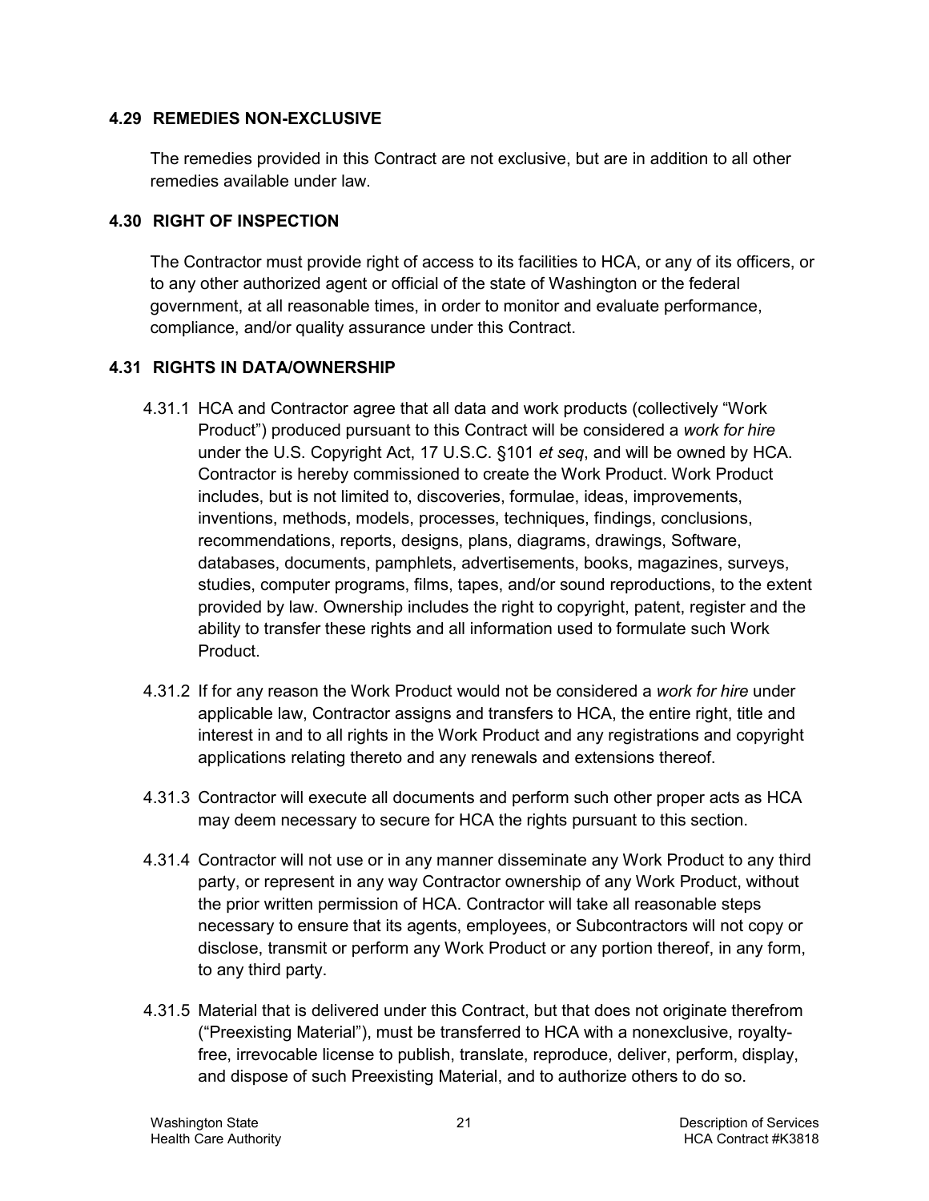### 4.29 REMEDIES NON-EXCLUSIVE

The remedies provided in this Contract are not exclusive, but are in addition to all other remedies available under law.

### 4.30 RIGHT OF INSPECTION

The Contractor must provide right of access to its facilities to HCA, or any of its officers, or to any other authorized agent or official of the state of Washington or the federal government, at all reasonable times, in order to monitor and evaluate performance, compliance, and/or quality assurance under this Contract.

### 4.31 RIGHTS IN DATA/OWNERSHIP

4.31.1 HCA and Contractor agree that all data and work products (collectively "Work Product") produced pursuant to this Contract will be considered a *work for hire* under the U.S. Copyright Act, 17 U.S.C. §101 *et seq*, and will be owned by HCA. Contractor is hereby commissioned to create the Work Product. Work Product includes, but is not limited to, discoveries, formulae, ideas, improvements, inventions, methods, models, processes, techniques, findings, conclusions, recommendations, reports, designs, plans, diagrams, drawings, Software, databases, documents, pamphlets, advertisements, books, magazines, surveys, studies, computer programs, films, tapes, and/or sound reproductions, to the extent provided by law. Ownership includes the right to copyright, patent, register and the ability to transfer these rights and all information used to formulate such Work Product.

4.31.2 If for any reason the Work Product would not be considered a *work for hire* under applicable law, Contractor assigns and transfers to HCA, the entire right, title and interest in and to all rights in the Work Product and any registrations and copyright applications relating thereto and any renewals and extensions thereof.

4.31.3 Contractor will execute all documents and perform such other proper acts as HCA may deem necessary to secure for HCA the rights pursuant to this section.

4.31.4 Contractor will not use or in any manner disseminate any Work Product to any third party, or represent in any way Contractor ownership of any Work Product, without the prior written permission of HCA. Contractor will take all reasonable steps necessary to ensure that its agents, employees, or Subcontractors will not copy or disclose, transmit or perform any Work Product or any portion thereof, in any form, to any third party.

4.31.5 Material that is delivered under this Contract, but that does not originate therefrom ("Preexisting Material"), must be transferred to HCA with a nonexclusive, royalty-free, irrevocable license to publish, translate, reproduce, deliver, perform, display, and dispose of such Preexisting Material, and to authorize others to do so.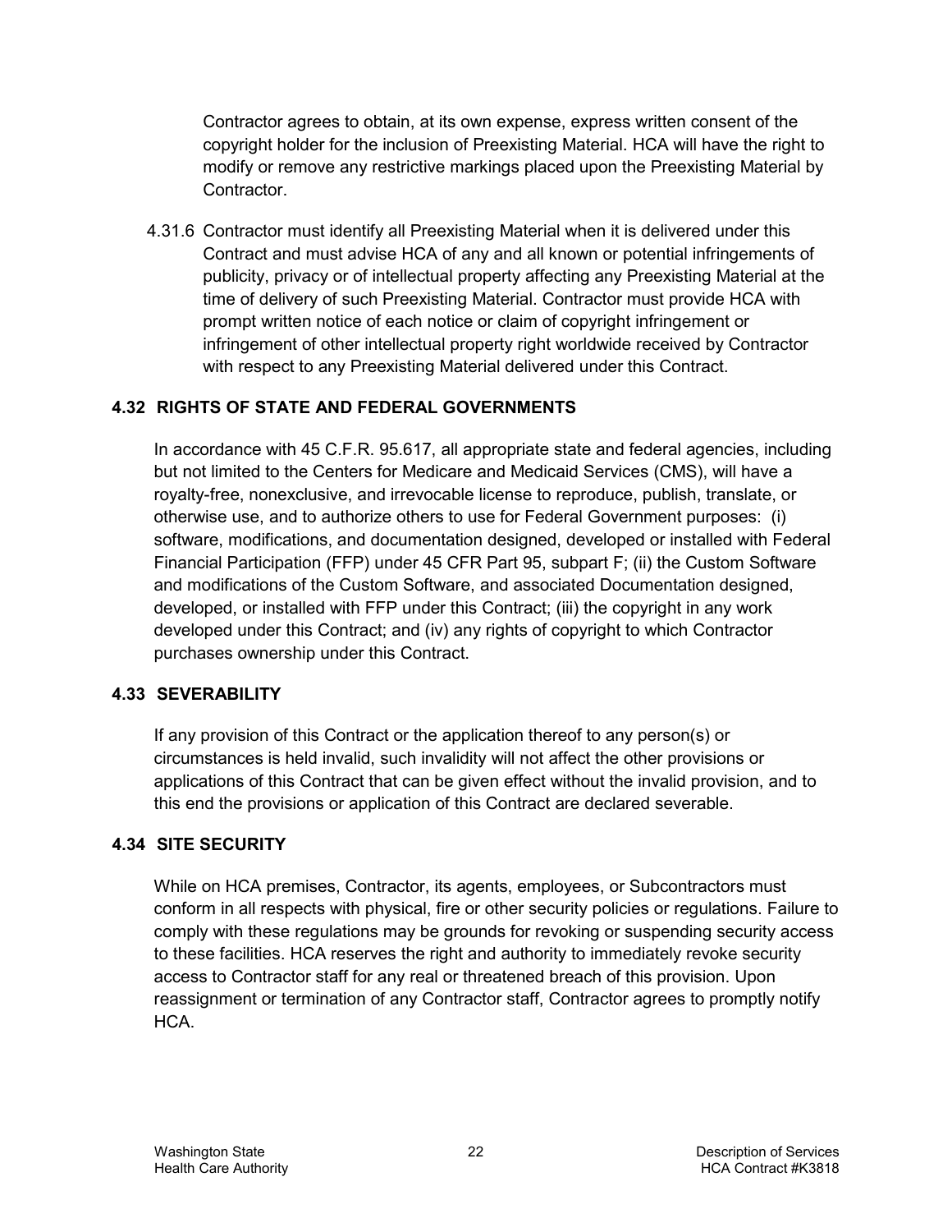Contractor agrees to obtain, at its own expense, express written consent of the copyright holder for the inclusion of Preexisting Material. HCA will have the right to modify or remove any restrictive markings placed upon the Preexisting Material by Contractor.

4.31.6 Contractor must identify all Preexisting Material when it is delivered under this Contract and must advise HCA of any and all known or potential infringements of publicity, privacy or of intellectual property affecting any Preexisting Material at the time of delivery of such Preexisting Material. Contractor must provide HCA with prompt written notice of each notice or claim of copyright infringement or infringement of other intellectual property right worldwide received by Contractor with respect to any Preexisting Material delivered under this Contract.

## 4.32 RIGHTS OF STATE AND FEDERAL GOVERNMENTS

In accordance with 45 C.F.R. 95.617, all appropriate state and federal agencies, including but not limited to the Centers for Medicare and Medicaid Services (CMS), will have a royalty-free, nonexclusive, and irrevocable license to reproduce, publish, translate, or otherwise use, and to authorize others to use for Federal Government purposes: (i) software, modifications, and documentation designed, developed or installed with Federal Financial Participation (FFP) under 45 CFR Part 95, subpart F; (ii) the Custom Software and modifications of the Custom Software, and associated Documentation designed, developed, or installed with FFP under this Contract; (iii) the copyright in any work developed under this Contract; and (iv) any rights of copyright to which Contractor purchases ownership under this Contract.

## 4.33 SEVERABILITY

If any provision of this Contract or the application thereof to any person(s) or circumstances is held invalid, such invalidity will not affect the other provisions or applications of this Contract that can be given effect without the invalid provision, and to this end the provisions or application of this Contract are declared severable.

## 4.34 SITE SECURITY

While on HCA premises, Contractor, its agents, employees, or Subcontractors must conform in all respects with physical, fire or other security policies or regulations. Failure to comply with these regulations may be grounds for revoking or suspending security access to these facilities. HCA reserves the right and authority to immediately revoke security access to Contractor staff for any real or threatened breach of this provision. Upon reassignment or termination of any Contractor staff, Contractor agrees to promptly notify HCA.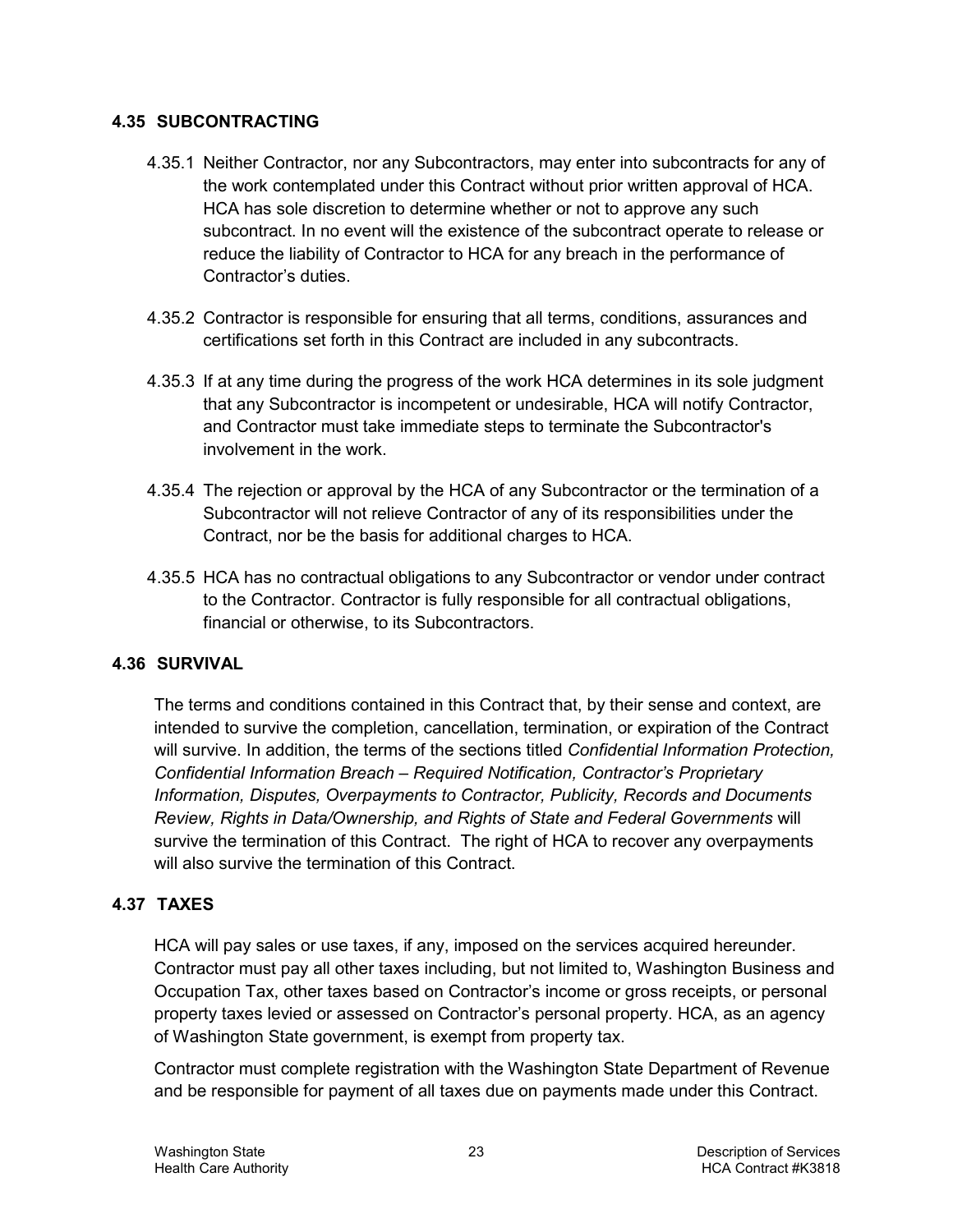### 4.35 SUBCONTRACTING

4.35.1 Neither Contractor, nor any Subcontractors, may enter into subcontracts for any of the work contemplated under this Contract without prior written approval of HCA. HCA has sole discretion to determine whether or not to approve any such subcontract. In no event will the existence of the subcontract operate to release or reduce the liability of Contractor to HCA for any breach in the performance of Contractor's duties.

4.35.2 Contractor is responsible for ensuring that all terms, conditions, assurances and certifications set forth in this Contract are included in any subcontracts.

4.35.3 If at any time during the progress of the work HCA determines in its sole judgment that any Subcontractor is incompetent or undesirable, HCA will notify Contractor, and Contractor must take immediate steps to terminate the Subcontractor's involvement in the work.

4.35.4 The rejection or approval by the HCA of any Subcontractor or the termination of a Subcontractor will not relieve Contractor of any of its responsibilities under the Contract, nor be the basis for additional charges to HCA.

4.35.5 HCA has no contractual obligations to any Subcontractor or vendor under contract to the Contractor. Contractor is fully responsible for all contractual obligations, financial or otherwise, to its Subcontractors.

### 4.36 SURVIVAL

The terms and conditions contained in this Contract that, by their sense and context, are intended to survive the completion, cancellation, termination, or expiration of the Contract will survive. In addition, the terms of the sections titled *Confidential Information Protection, Confidential Information Breach – Required Notification, Contractor's Proprietary Information, Disputes, Overpayments to Contractor, Publicity, Records and Documents Review, Rights in Data/Ownership, and Rights of State and Federal Governments* will survive the termination of this Contract. The right of HCA to recover any overpayments will also survive the termination of this Contract.

### 4.37 TAXES

HCA will pay sales or use taxes, if any, imposed on the services acquired hereunder. Contractor must pay all other taxes including, but not limited to, Washington Business and Occupation Tax, other taxes based on Contractor's income or gross receipts, or personal property taxes levied or assessed on Contractor's personal property. HCA, as an agency of Washington State government, is exempt from property tax.

Contractor must complete registration with the Washington State Department of Revenue and be responsible for payment of all taxes due on payments made under this Contract.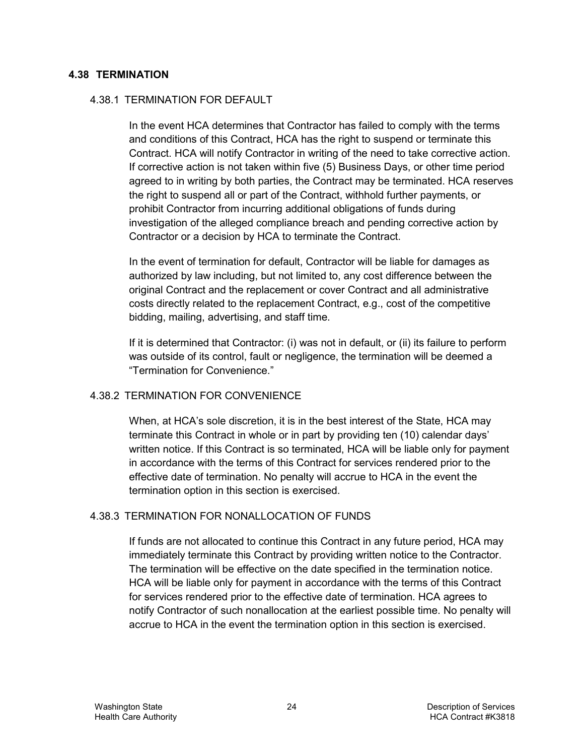## 4.38 TERMINATION

### 4.38.1 TERMINATION FOR DEFAULT

In the event HCA determines that Contractor has failed to comply with the terms and conditions of this Contract, HCA has the right to suspend or terminate this Contract. HCA will notify Contractor in writing of the need to take corrective action. If corrective action is not taken within five (5) Business Days, or other time period agreed to in writing by both parties, the Contract may be terminated. HCA reserves the right to suspend all or part of the Contract, withhold further payments, or prohibit Contractor from incurring additional obligations of funds during investigation of the alleged compliance breach and pending corrective action by Contractor or a decision by HCA to terminate the Contract.

In the event of termination for default, Contractor will be liable for damages as authorized by law including, but not limited to, any cost difference between the original Contract and the replacement or cover Contract and all administrative costs directly related to the replacement Contract, e.g., cost of the competitive bidding, mailing, advertising, and staff time.

If it is determined that Contractor: (i) was not in default, or (ii) its failure to perform was outside of its control, fault or negligence, the termination will be deemed a "Termination for Convenience."

### 4.38.2 TERMINATION FOR CONVENIENCE

When, at HCA's sole discretion, it is in the best interest of the State, HCA may terminate this Contract in whole or in part by providing ten (10) calendar days' written notice. If this Contract is so terminated, HCA will be liable only for payment in accordance with the terms of this Contract for services rendered prior to the effective date of termination. No penalty will accrue to HCA in the event the termination option in this section is exercised.

### 4.38.3 TERMINATION FOR NONALLOCATION OF FUNDS

If funds are not allocated to continue this Contract in any future period, HCA may immediately terminate this Contract by providing written notice to the Contractor. The termination will be effective on the date specified in the termination notice. HCA will be liable only for payment in accordance with the terms of this Contract for services rendered prior to the effective date of termination. HCA agrees to notify Contractor of such nonallocation at the earliest possible time. No penalty will accrue to HCA in the event the termination option in this section is exercised.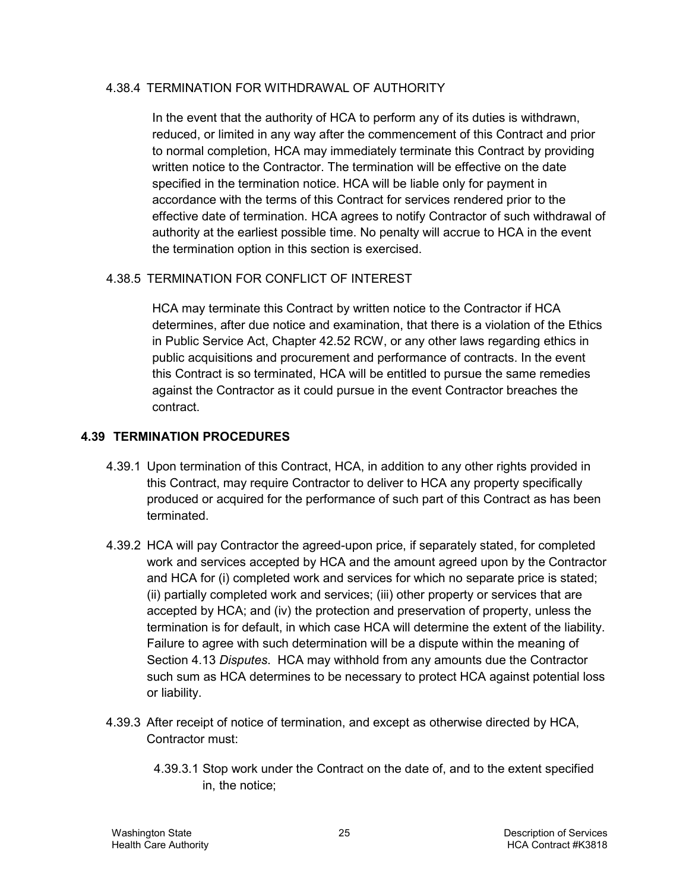#### 4.38.4 TERMINATION FOR WITHDRAWAL OF AUTHORITY

In the event that the authority of HCA to perform any of its duties is withdrawn, reduced, or limited in any way after the commencement of this Contract and prior to normal completion, HCA may immediately terminate this Contract by providing written notice to the Contractor. The termination will be effective on the date specified in the termination notice. HCA will be liable only for payment in accordance with the terms of this Contract for services rendered prior to the effective date of termination. HCA agrees to notify Contractor of such withdrawal of authority at the earliest possible time. No penalty will accrue to HCA in the event the termination option in this section is exercised.

#### 4.38.5 TERMINATION FOR CONFLICT OF INTEREST

HCA may terminate this Contract by written notice to the Contractor if HCA determines, after due notice and examination, that there is a violation of the Ethics in Public Service Act, Chapter 42.52 RCW, or any other laws regarding ethics in public acquisitions and procurement and performance of contracts. In the event this Contract is so terminated, HCA will be entitled to pursue the same remedies against the Contractor as it could pursue in the event Contractor breaches the contract.

### 4.39 TERMINATION PROCEDURES

4.39.1 Upon termination of this Contract, HCA, in addition to any other rights provided in this Contract, may require Contractor to deliver to HCA any property specifically produced or acquired for the performance of such part of this Contract as has been terminated.

4.39.2 HCA will pay Contractor the agreed-upon price, if separately stated, for completed work and services accepted by HCA and the amount agreed upon by the Contractor and HCA for (i) completed work and services for which no separate price is stated; (ii) partially completed work and services; (iii) other property or services that are accepted by HCA; and (iv) the protection and preservation of property, unless the termination is for default, in which case HCA will determine the extent of the liability. Failure to agree with such determination will be a dispute within the meaning of Section 4.13 *Disputes*. HCA may withhold from any amounts due the Contractor such sum as HCA determines to be necessary to protect HCA against potential loss or liability.

4.39.3 After receipt of notice of termination, and except as otherwise directed by HCA, Contractor must:

4.39.3.1 Stop work under the Contract on the date of, and to the extent specified in, the notice;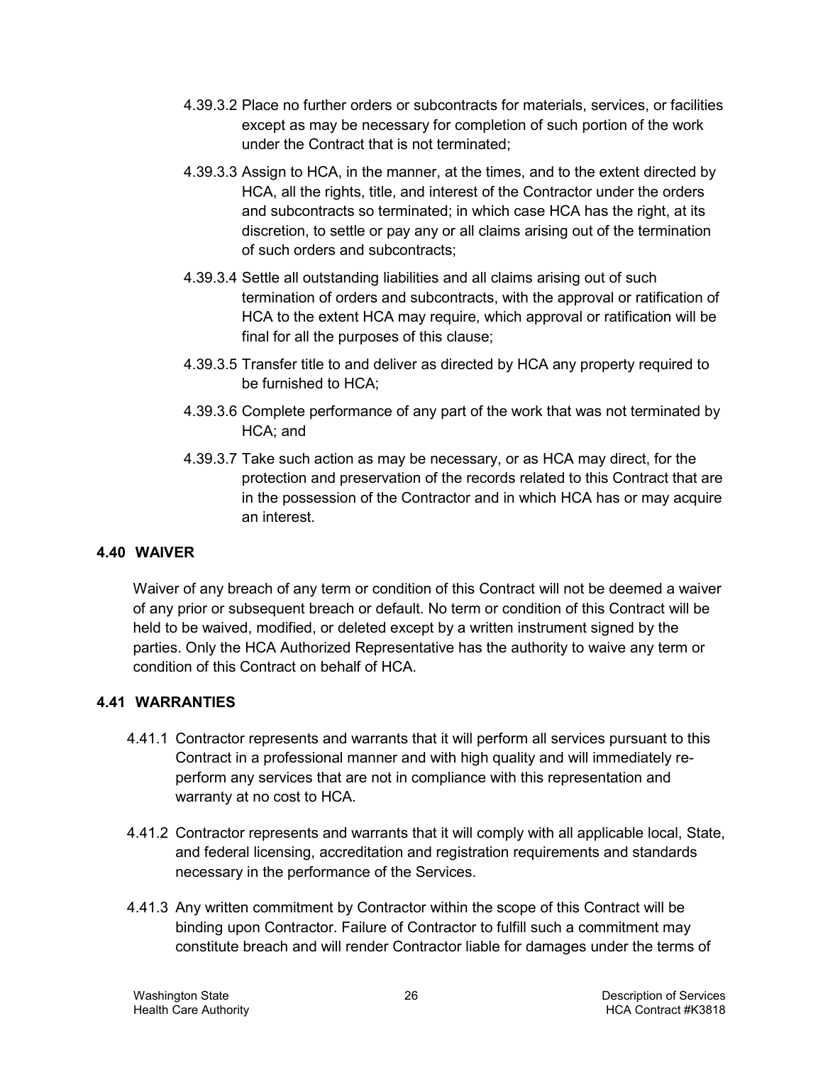4.39.3.2 Place no further orders or subcontracts for materials, services, or facilities except as may be necessary for completion of such portion of the work under the Contract that is not terminated;

4.39.3.3 Assign to HCA, in the manner, at the times, and to the extent directed by HCA, all the rights, title, and interest of the Contractor under the orders and subcontracts so terminated; in which case HCA has the right, at its discretion, to settle or pay any or all claims arising out of the termination of such orders and subcontracts;

4.39.3.4 Settle all outstanding liabilities and all claims arising out of such termination of orders and subcontracts, with the approval or ratification of HCA to the extent HCA may require, which approval or ratification will be final for all the purposes of this clause;

4.39.3.5 Transfer title to and deliver as directed by HCA any property required to be furnished to HCA;

4.39.3.6 Complete performance of any part of the work that was not terminated by HCA; and

4.39.3.7 Take such action as may be necessary, or as HCA may direct, for the protection and preservation of the records related to this Contract that are in the possession of the Contractor and in which HCA has or may acquire an interest.

## 4.40 WAIVER

Waiver of any breach of any term or condition of this Contract will not be deemed a waiver of any prior or subsequent breach or default. No term or condition of this Contract will be held to be waived, modified, or deleted except by a written instrument signed by the parties. Only the HCA Authorized Representative has the authority to waive any term or condition of this Contract on behalf of HCA.

## 4.41 WARRANTIES

4.41.1 Contractor represents and warrants that it will perform all services pursuant to this Contract in a professional manner and with high quality and will immediately re-perform any services that are not in compliance with this representation and warranty at no cost to HCA.

4.41.2 Contractor represents and warrants that it will comply with all applicable local, State, and federal licensing, accreditation and registration requirements and standards necessary in the performance of the Services.

4.41.3 Any written commitment by Contractor within the scope of this Contract will be binding upon Contractor. Failure of Contractor to fulfill such a commitment may constitute breach and will render Contractor liable for damages under the terms of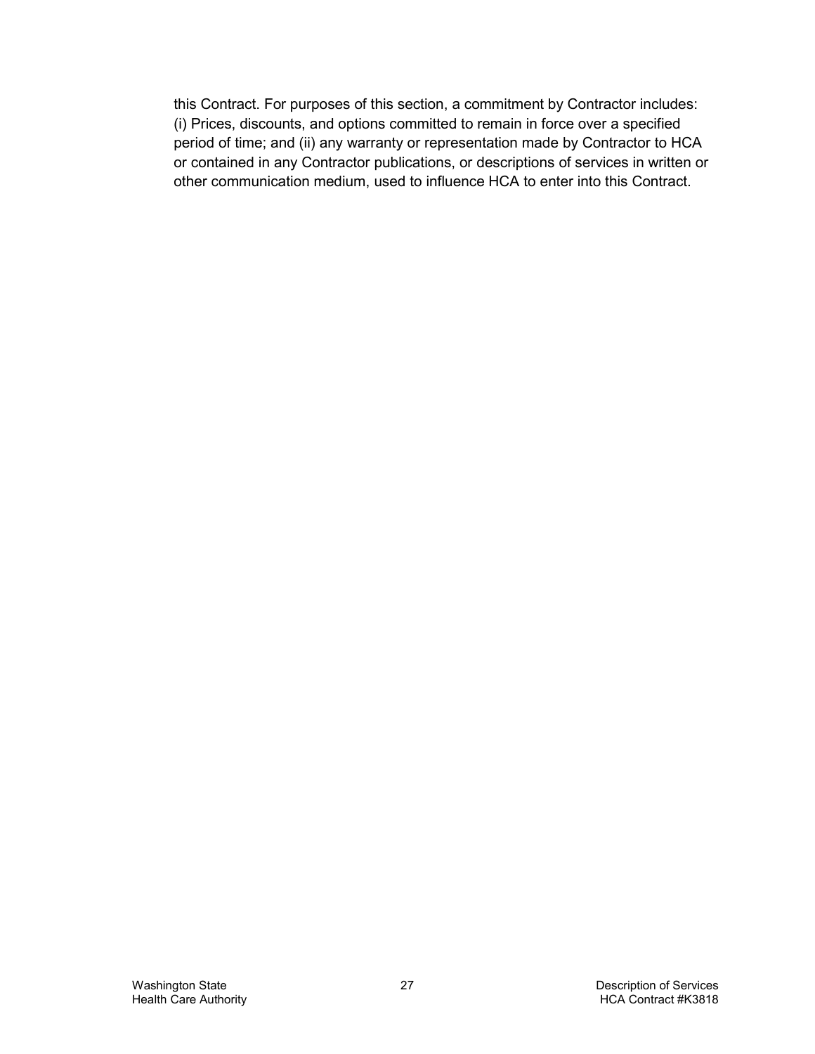this Contract. For purposes of this section, a commitment by Contractor includes: (i) Prices, discounts, and options committed to remain in force over a specified period of time; and (ii) any warranty or representation made by Contractor to HCA or contained in any Contractor publications, or descriptions of services in written or other communication medium, used to influence HCA to enter into this Contract.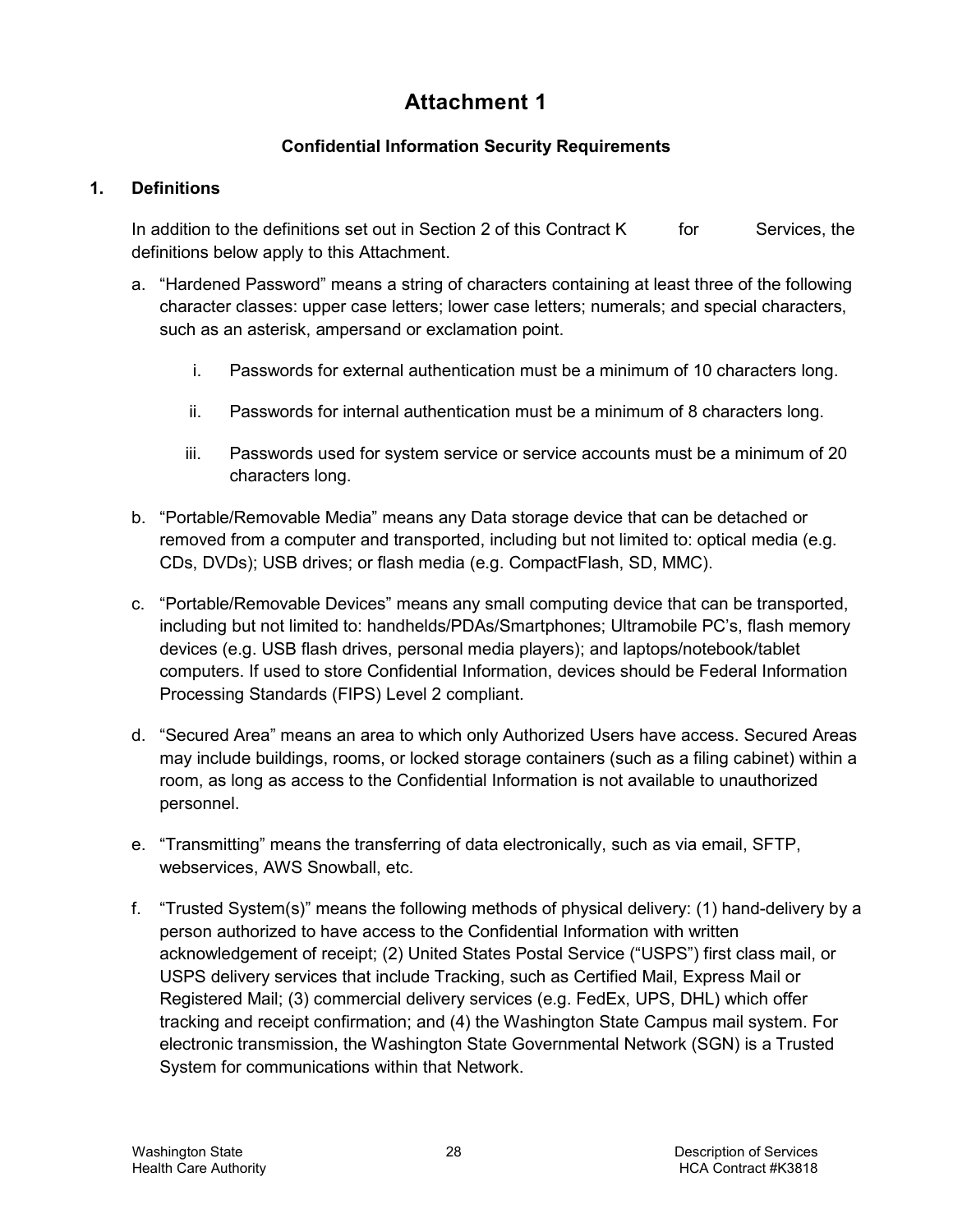# Attachment 1

## Confidential Information Security Requirements

### 1. Definitions

In addition to the definitions set out in Section 2 of this Contract K for Services, the definitions below apply to this Attachment.

a. "Hardened Password" means a string of characters containing at least three of the following character classes: upper case letters; lower case letters; numerals; and special characters, such as an asterisk, ampersand or exclamation point.

   i. Passwords for external authentication must be a minimum of 10 characters long.

   ii. Passwords for internal authentication must be a minimum of 8 characters long.

   iii. Passwords used for system service or service accounts must be a minimum of 20 characters long.

b. "Portable/Removable Media" means any Data storage device that can be detached or removed from a computer and transported, including but not limited to: optical media (e.g. CDs, DVDs); USB drives; or flash media (e.g. CompactFlash, SD, MMC).

c. "Portable/Removable Devices" means any small computing device that can be transported, including but not limited to: handhelds/PDAs/Smartphones; Ultramobile PC's, flash memory devices (e.g. USB flash drives, personal media players); and laptops/notebook/tablet computers. If used to store Confidential Information, devices should be Federal Information Processing Standards (FIPS) Level 2 compliant.

d. "Secured Area" means an area to which only Authorized Users have access. Secured Areas may include buildings, rooms, or locked storage containers (such as a filing cabinet) within a room, as long as access to the Confidential Information is not available to unauthorized personnel.

e. "Transmitting" means the transferring of data electronically, such as via email, SFTP, webservices, AWS Snowball, etc.

f. "Trusted System(s)" means the following methods of physical delivery: (1) hand-delivery by a person authorized to have access to the Confidential Information with written acknowledgement of receipt; (2) United States Postal Service ("USPS") first class mail, or USPS delivery services that include Tracking, such as Certified Mail, Express Mail or Registered Mail; (3) commercial delivery services (e.g. FedEx, UPS, DHL) which offer tracking and receipt confirmation; and (4) the Washington State Campus mail system. For electronic transmission, the Washington State Governmental Network (SGN) is a Trusted System for communications within that Network.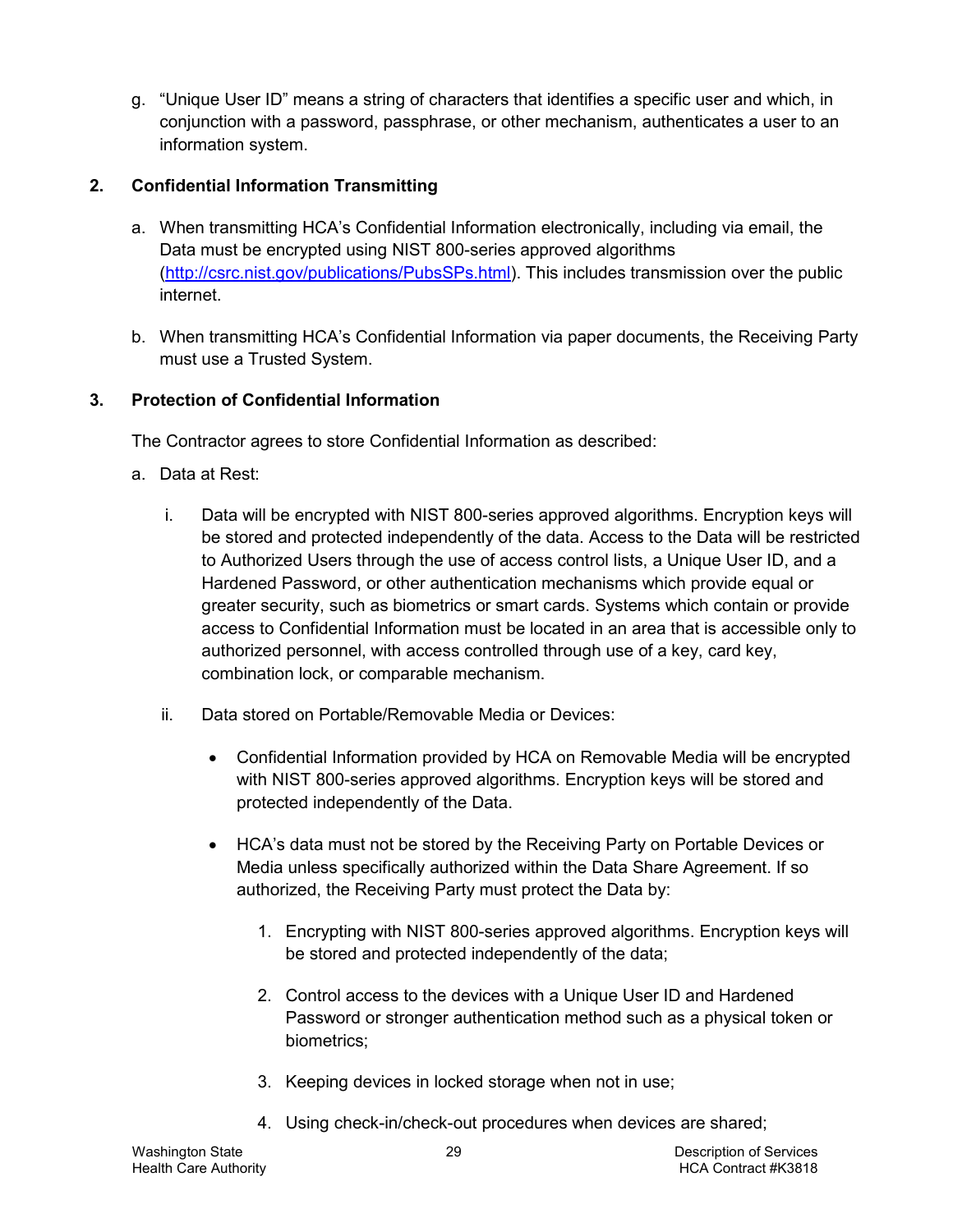g. "Unique User ID" means a string of characters that identifies a specific user and which, in conjunction with a password, passphrase, or other mechanism, authenticates a user to an information system.

## 2. Confidential Information Transmitting

a. When transmitting HCA's Confidential Information electronically, including via email, the Data must be encrypted using NIST 800-series approved algorithms (http://csrc.nist.gov/publications/PubsSPs.html). This includes transmission over the public internet.

b. When transmitting HCA's Confidential Information via paper documents, the Receiving Party must use a Trusted System.

## 3. Protection of Confidential Information

The Contractor agrees to store Confidential Information as described:

a. Data at Rest:

i. Data will be encrypted with NIST 800-series approved algorithms. Encryption keys will be stored and protected independently of the data. Access to the Data will be restricted to Authorized Users through the use of access control lists, a Unique User ID, and a Hardened Password, or other authentication mechanisms which provide equal or greater security, such as biometrics or smart cards. Systems which contain or provide access to Confidential Information must be located in an area that is accessible only to authorized personnel, with access controlled through use of a key, card key, combination lock, or comparable mechanism.

ii. Data stored on Portable/Removable Media or Devices:

- Confidential Information provided by HCA on Removable Media will be encrypted with NIST 800-series approved algorithms. Encryption keys will be stored and protected independently of the Data.

- HCA's data must not be stored by the Receiving Party on Portable Devices or Media unless specifically authorized within the Data Share Agreement. If so authorized, the Receiving Party must protect the Data by:

  1. Encrypting with NIST 800-series approved algorithms. Encryption keys will be stored and protected independently of the data;

  2. Control access to the devices with a Unique User ID and Hardened Password or stronger authentication method such as a physical token or biometrics;

  3. Keeping devices in locked storage when not in use;

  4. Using check-in/check-out procedures when devices are shared;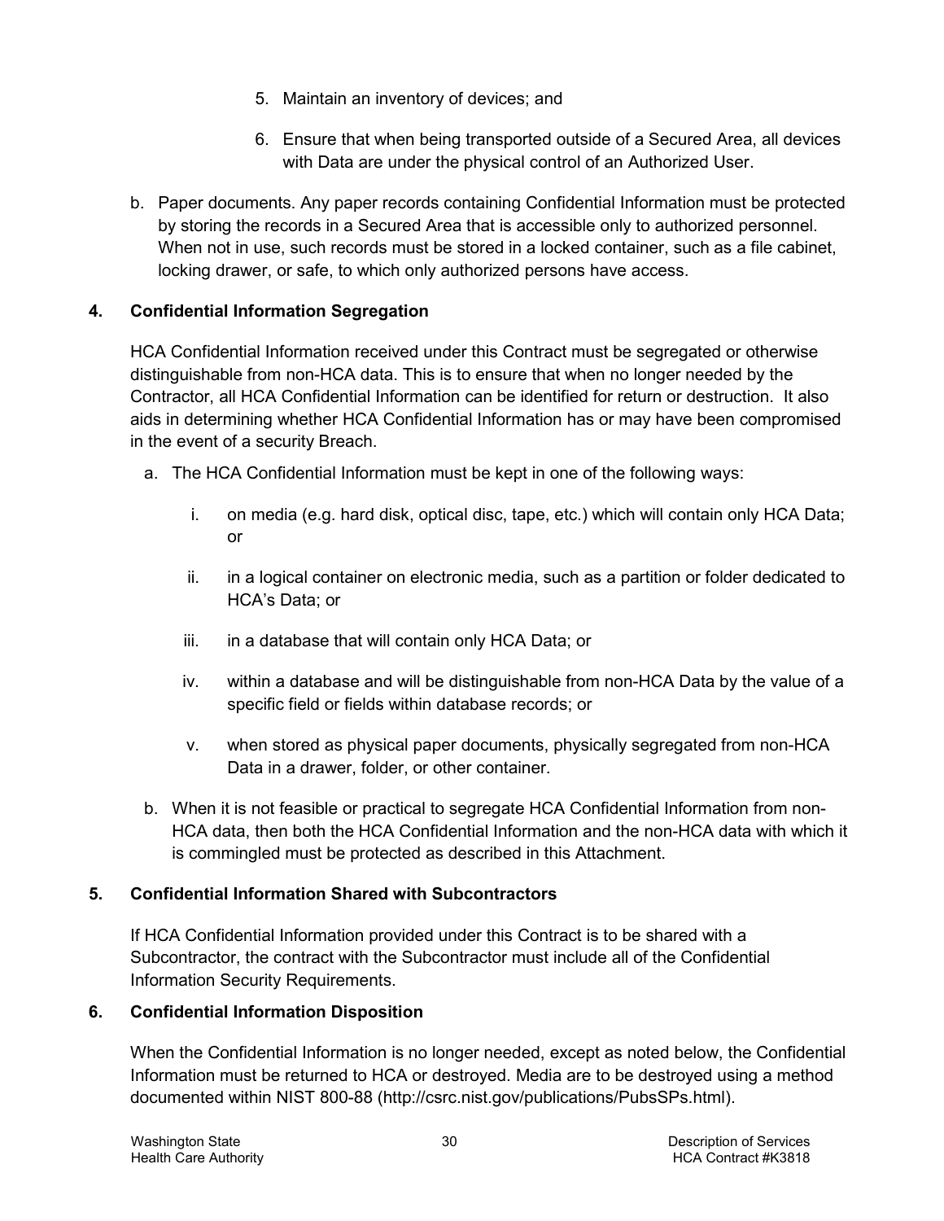5. Maintain an inventory of devices; and

6. Ensure that when being transported outside of a Secured Area, all devices with Data are under the physical control of an Authorized User.

b. Paper documents. Any paper records containing Confidential Information must be protected by storing the records in a Secured Area that is accessible only to authorized personnel. When not in use, such records must be stored in a locked container, such as a file cabinet, locking drawer, or safe, to which only authorized persons have access.

**4. Confidential Information Segregation**

HCA Confidential Information received under this Contract must be segregated or otherwise distinguishable from non-HCA data. This is to ensure that when no longer needed by the Contractor, all HCA Confidential Information can be identified for return or destruction. It also aids in determining whether HCA Confidential Information has or may have been compromised in the event of a security Breach.

a. The HCA Confidential Information must be kept in one of the following ways:

   i. on media (e.g. hard disk, optical disc, tape, etc.) which will contain only HCA Data; or

   ii. in a logical container on electronic media, such as a partition or folder dedicated to HCA's Data; or

   iii. in a database that will contain only HCA Data; or

   iv. within a database and will be distinguishable from non-HCA Data by the value of a specific field or fields within database records; or

   v. when stored as physical paper documents, physically segregated from non-HCA Data in a drawer, folder, or other container.

b. When it is not feasible or practical to segregate HCA Confidential Information from non-HCA data, then both the HCA Confidential Information and the non-HCA data with which it is commingled must be protected as described in this Attachment.

**5. Confidential Information Shared with Subcontractors**

If HCA Confidential Information provided under this Contract is to be shared with a Subcontractor, the contract with the Subcontractor must include all of the Confidential Information Security Requirements.

**6. Confidential Information Disposition**

When the Confidential Information is no longer needed, except as noted below, the Confidential Information must be returned to HCA or destroyed. Media are to be destroyed using a method documented within NIST 800-88 (http://csrc.nist.gov/publications/PubsSPs.html).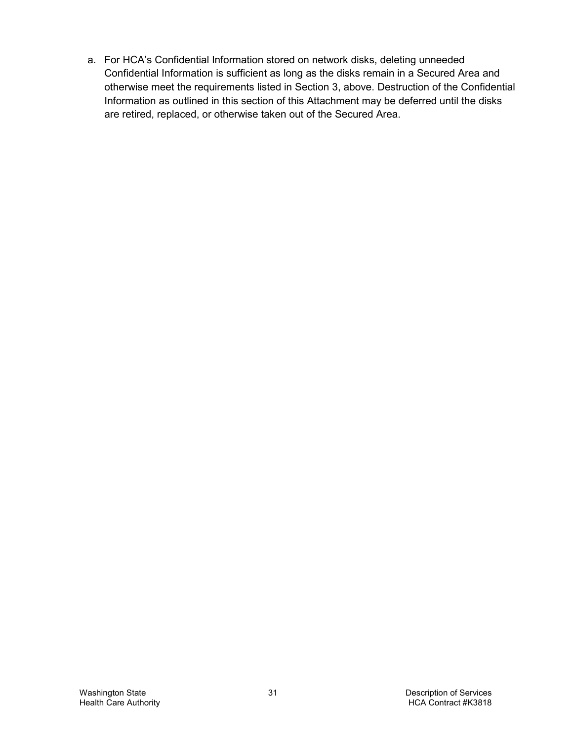a. For HCA's Confidential Information stored on network disks, deleting unneeded Confidential Information is sufficient as long as the disks remain in a Secured Area and otherwise meet the requirements listed in Section 3, above. Destruction of the Confidential Information as outlined in this section of this Attachment may be deferred until the disks are retired, replaced, or otherwise taken out of the Secured Area.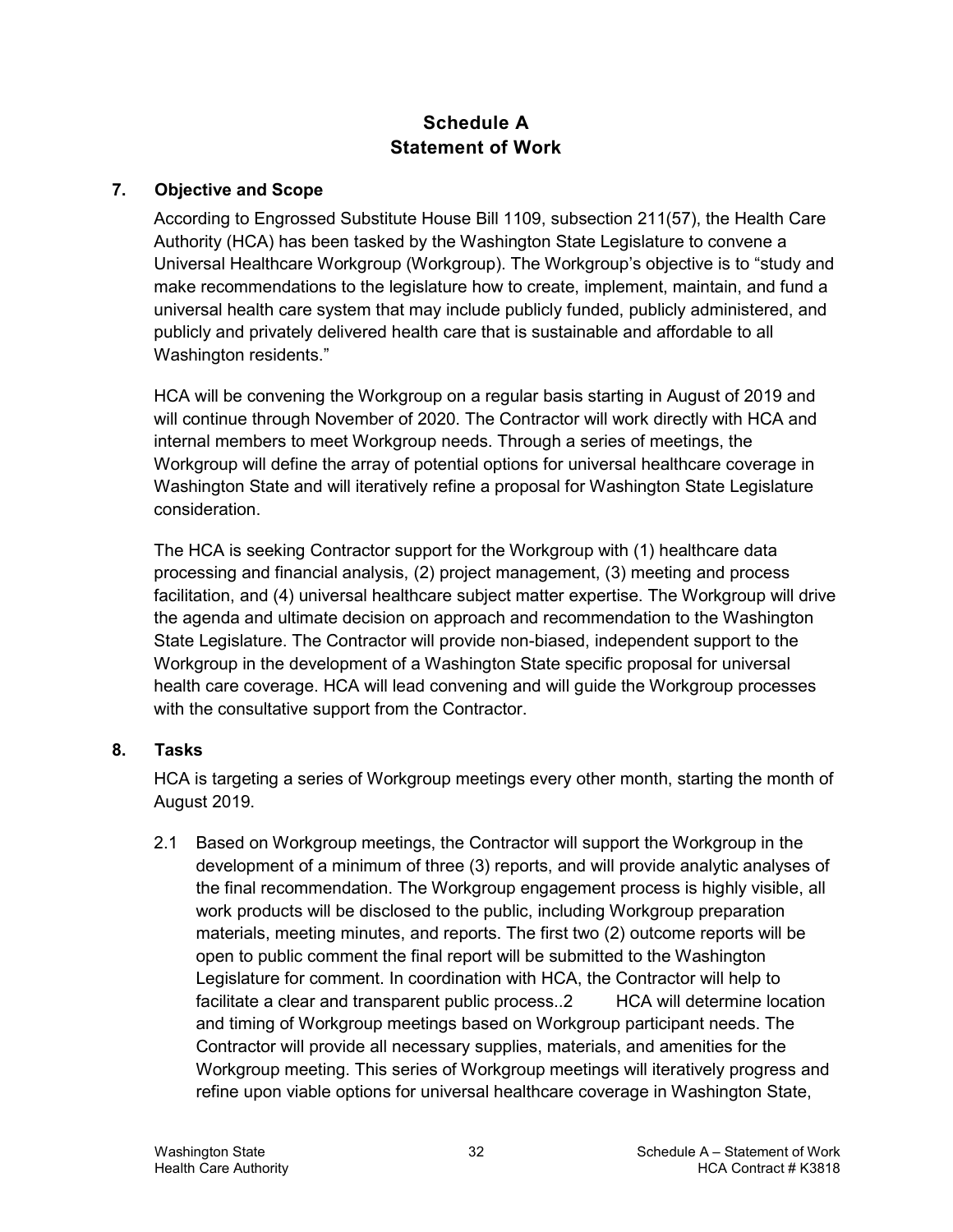# Schedule A
# Statement of Work

## 7. Objective and Scope

According to Engrossed Substitute House Bill 1109, subsection 211(57), the Health Care Authority (HCA) has been tasked by the Washington State Legislature to convene a Universal Healthcare Workgroup (Workgroup). The Workgroup's objective is to "study and make recommendations to the legislature how to create, implement, maintain, and fund a universal health care system that may include publicly funded, publicly administered, and publicly and privately delivered health care that is sustainable and affordable to all Washington residents."

HCA will be convening the Workgroup on a regular basis starting in August of 2019 and will continue through November of 2020. The Contractor will work directly with HCA and internal members to meet Workgroup needs. Through a series of meetings, the Workgroup will define the array of potential options for universal healthcare coverage in Washington State and will iteratively refine a proposal for Washington State Legislature consideration.

The HCA is seeking Contractor support for the Workgroup with (1) healthcare data processing and financial analysis, (2) project management, (3) meeting and process facilitation, and (4) universal healthcare subject matter expertise. The Workgroup will drive the agenda and ultimate decision on approach and recommendation to the Washington State Legislature. The Contractor will provide non-biased, independent support to the Workgroup in the development of a Washington State specific proposal for universal health care coverage. HCA will lead convening and will guide the Workgroup processes with the consultative support from the Contractor.

## 8. Tasks

HCA is targeting a series of Workgroup meetings every other month, starting the month of August 2019.

2.1 Based on Workgroup meetings, the Contractor will support the Workgroup in the development of a minimum of three (3) reports, and will provide analytic analyses of the final recommendation. The Workgroup engagement process is highly visible, all work products will be disclosed to the public, including Workgroup preparation materials, meeting minutes, and reports. The first two (2) outcome reports will be open to public comment the final report will be submitted to the Washington Legislature for comment. In coordination with HCA, the Contractor will help to facilitate a clear and transparent public process..2 HCA will determine location and timing of Workgroup meetings based on Workgroup participant needs. The Contractor will provide all necessary supplies, materials, and amenities for the Workgroup meeting. This series of Workgroup meetings will iteratively progress and refine upon viable options for universal healthcare coverage in Washington State,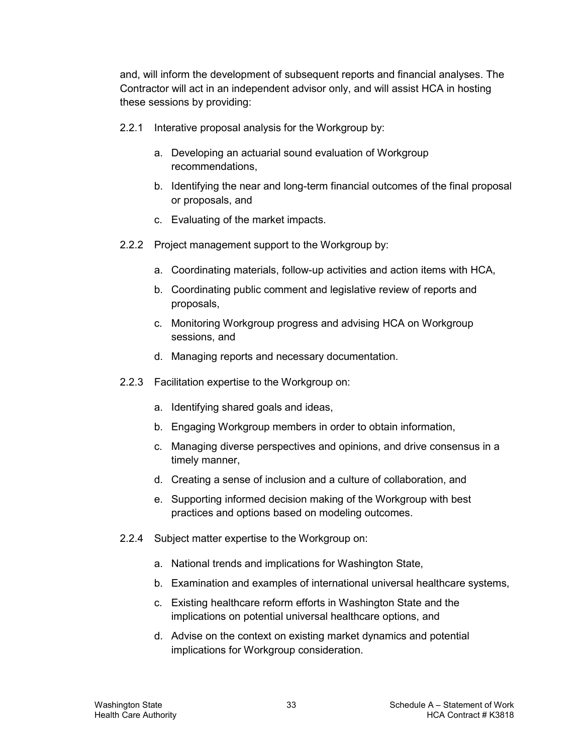and, will inform the development of subsequent reports and financial analyses. The Contractor will act in an independent advisor only, and will assist HCA in hosting these sessions by providing:

2.2.1 Interative proposal analysis for the Workgroup by:

a. Developing an actuarial sound evaluation of Workgroup recommendations,

b. Identifying the near and long-term financial outcomes of the final proposal or proposals, and

c. Evaluating of the market impacts.

2.2.2 Project management support to the Workgroup by:

a. Coordinating materials, follow-up activities and action items with HCA,

b. Coordinating public comment and legislative review of reports and proposals,

c. Monitoring Workgroup progress and advising HCA on Workgroup sessions, and

d. Managing reports and necessary documentation.

2.2.3 Facilitation expertise to the Workgroup on:

a. Identifying shared goals and ideas,

b. Engaging Workgroup members in order to obtain information,

c. Managing diverse perspectives and opinions, and drive consensus in a timely manner,

d. Creating a sense of inclusion and a culture of collaboration, and

e. Supporting informed decision making of the Workgroup with best practices and options based on modeling outcomes.

2.2.4 Subject matter expertise to the Workgroup on:

a. National trends and implications for Washington State,

b. Examination and examples of international universal healthcare systems,

c. Existing healthcare reform efforts in Washington State and the implications on potential universal healthcare options, and

d. Advise on the context on existing market dynamics and potential implications for Workgroup consideration.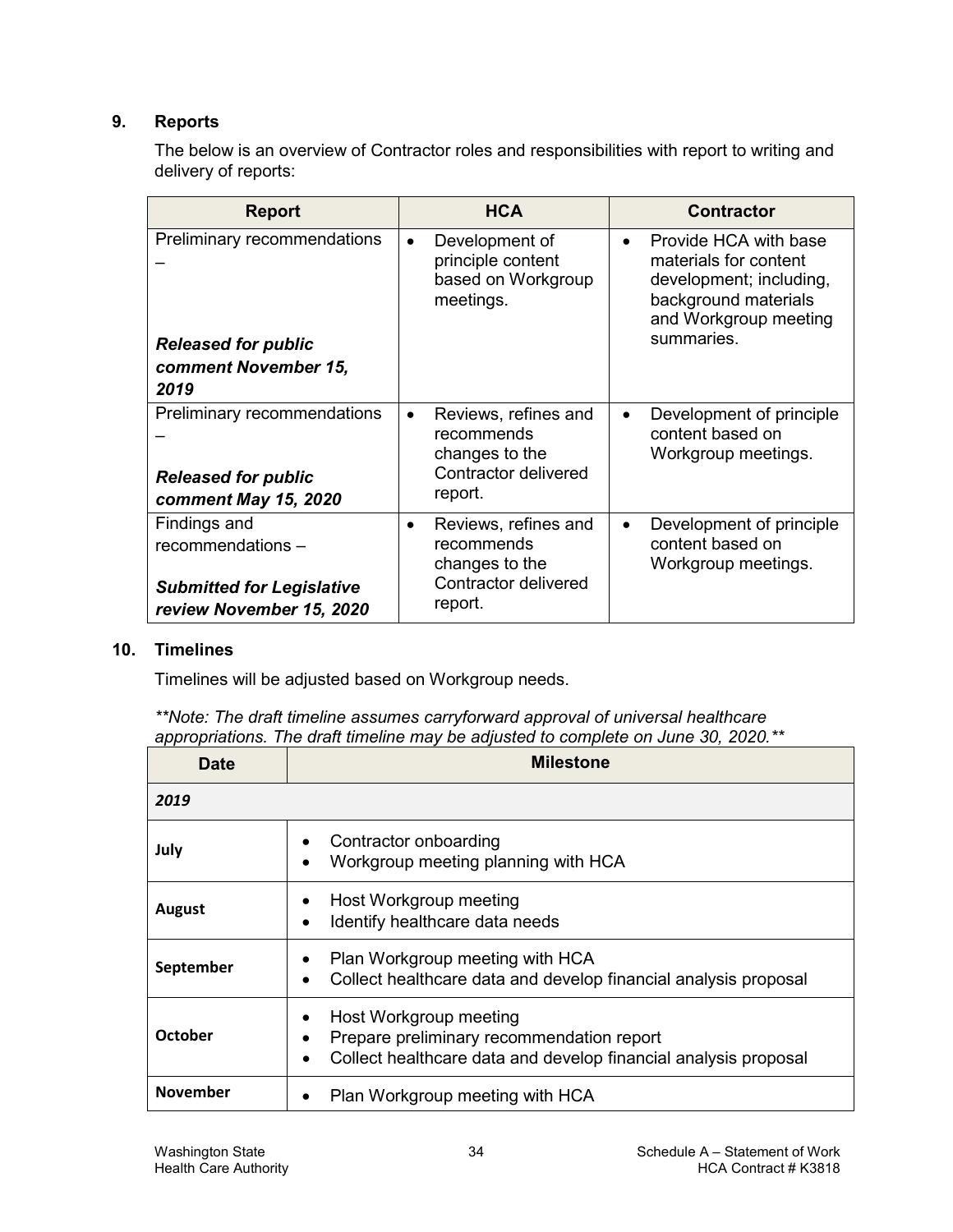## 9. Reports

The below is an overview of Contractor roles and responsibilities with report to writing and delivery of reports:

| Report | HCA | Contractor |
| --- | --- | --- |
| Preliminary recommendations – ***Released for public comment November 15, 2019*** | • Development of principle content based on Workgroup meetings. | • Provide HCA with base materials for content development; including, background materials and Workgroup meeting summaries. |
| Preliminary recommendations – ***Released for public comment May 15, 2020*** | • Reviews, refines and recommends changes to the Contractor delivered report. | • Development of principle content based on Workgroup meetings. |
| Findings and recommendations – ***Submitted for Legislative review November 15, 2020*** | • Reviews, refines and recommends changes to the Contractor delivered report. | • Development of principle content based on Workgroup meetings. |

## 10. Timelines

Timelines will be adjusted based on Workgroup needs.

*\*\*Note: The draft timeline assumes carryforward approval of universal healthcare appropriations. The draft timeline may be adjusted to complete on June 30, 2020.\*\**

| Date | Milestone |
| --- | --- |
| ***2019*** | |
| **July** | • Contractor onboarding<br>• Workgroup meeting planning with HCA |
| **August** | • Host Workgroup meeting<br>• Identify healthcare data needs |
| **September** | • Plan Workgroup meeting with HCA<br>• Collect healthcare data and develop financial analysis proposal |
| **October** | • Host Workgroup meeting<br>• Prepare preliminary recommendation report<br>• Collect healthcare data and develop financial analysis proposal |
| **November** | • Plan Workgroup meeting with HCA |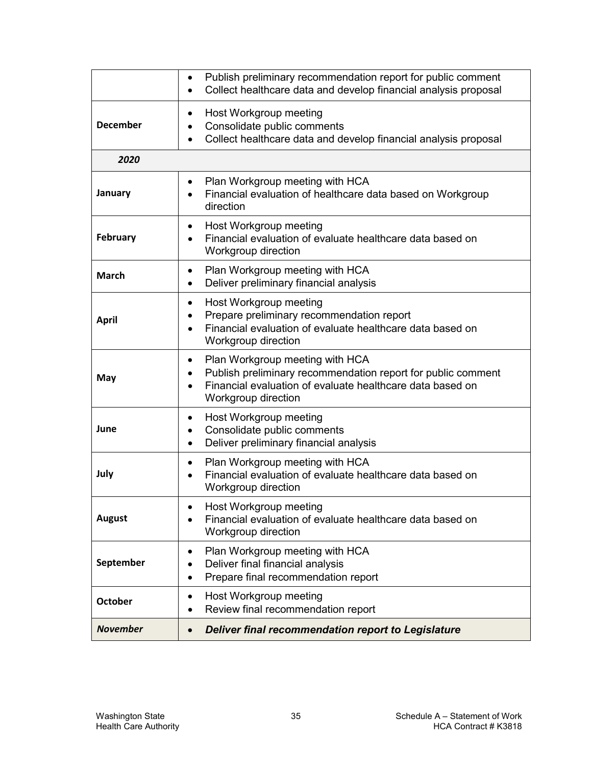| | |
|---|---|
| | • Publish preliminary recommendation report for public comment<br>• Collect healthcare data and develop financial analysis proposal |
| **December** | • Host Workgroup meeting<br>• Consolidate public comments<br>• Collect healthcare data and develop financial analysis proposal |
| ***2020*** | |
| **January** | • Plan Workgroup meeting with HCA<br>• Financial evaluation of healthcare data based on Workgroup direction |
| **February** | • Host Workgroup meeting<br>• Financial evaluation of evaluate healthcare data based on Workgroup direction |
| **March** | • Plan Workgroup meeting with HCA<br>• Deliver preliminary financial analysis |
| **April** | • Host Workgroup meeting<br>• Prepare preliminary recommendation report<br>• Financial evaluation of evaluate healthcare data based on Workgroup direction |
| **May** | • Plan Workgroup meeting with HCA<br>• Publish preliminary recommendation report for public comment<br>• Financial evaluation of evaluate healthcare data based on Workgroup direction |
| **June** | • Host Workgroup meeting<br>• Consolidate public comments<br>• Deliver preliminary financial analysis |
| **July** | • Plan Workgroup meeting with HCA<br>• Financial evaluation of evaluate healthcare data based on Workgroup direction |
| **August** | • Host Workgroup meeting<br>• Financial evaluation of evaluate healthcare data based on Workgroup direction |
| **September** | • Plan Workgroup meeting with HCA<br>• Deliver final financial analysis<br>• Prepare final recommendation report |
| **October** | • Host Workgroup meeting<br>• Review final recommendation report |
| ***November*** | • ***Deliver final recommendation report to Legislature*** |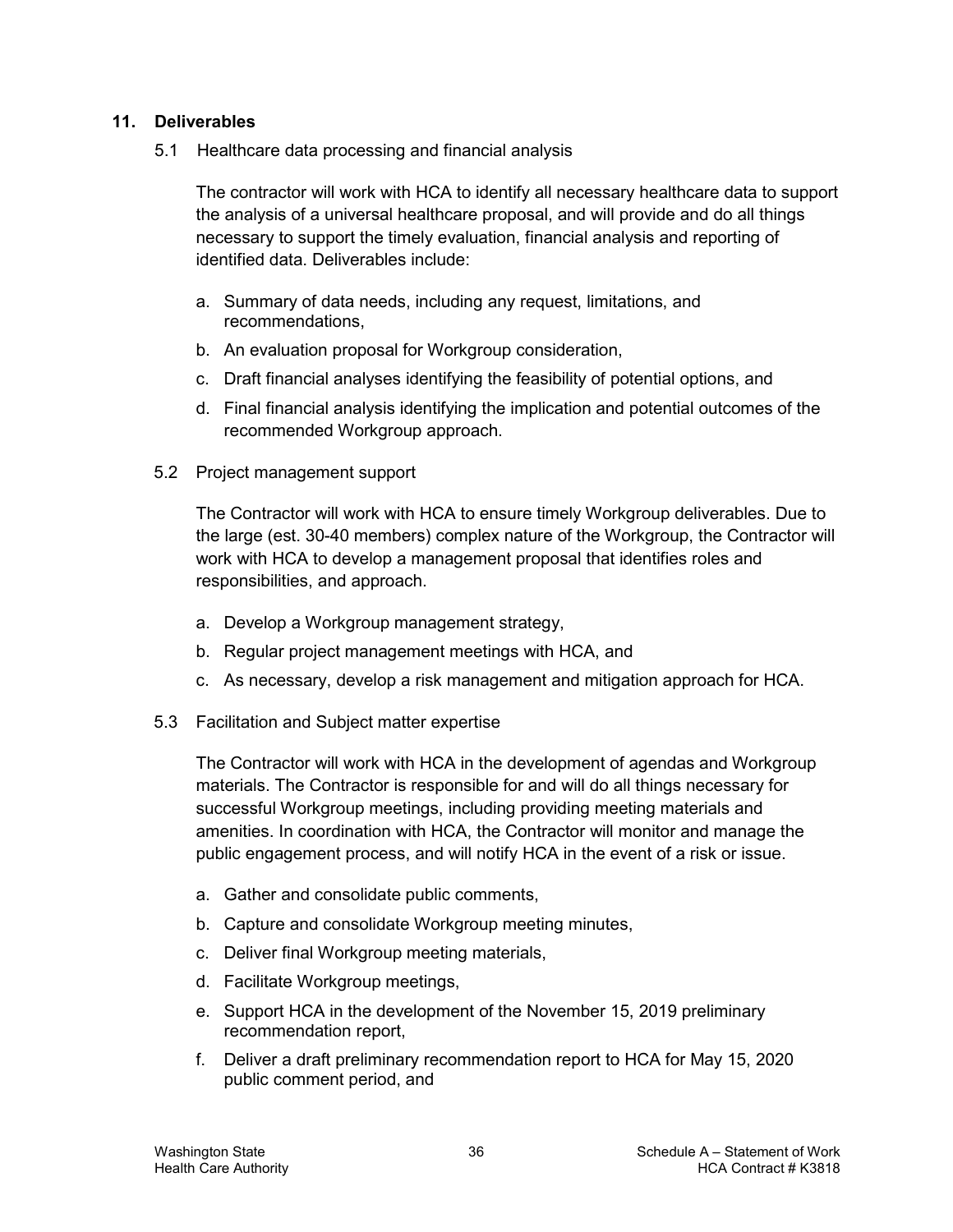## 11. Deliverables

### 5.1 Healthcare data processing and financial analysis

The contractor will work with HCA to identify all necessary healthcare data to support the analysis of a universal healthcare proposal, and will provide and do all things necessary to support the timely evaluation, financial analysis and reporting of identified data. Deliverables include:

a. Summary of data needs, including any request, limitations, and recommendations,
b. An evaluation proposal for Workgroup consideration,
c. Draft financial analyses identifying the feasibility of potential options, and
d. Final financial analysis identifying the implication and potential outcomes of the recommended Workgroup approach.

### 5.2 Project management support

The Contractor will work with HCA to ensure timely Workgroup deliverables. Due to the large (est. 30-40 members) complex nature of the Workgroup, the Contractor will work with HCA to develop a management proposal that identifies roles and responsibilities, and approach.

a. Develop a Workgroup management strategy,
b. Regular project management meetings with HCA, and
c. As necessary, develop a risk management and mitigation approach for HCA.

### 5.3 Facilitation and Subject matter expertise

The Contractor will work with HCA in the development of agendas and Workgroup materials. The Contractor is responsible for and will do all things necessary for successful Workgroup meetings, including providing meeting materials and amenities. In coordination with HCA, the Contractor will monitor and manage the public engagement process, and will notify HCA in the event of a risk or issue.

a. Gather and consolidate public comments,
b. Capture and consolidate Workgroup meeting minutes,
c. Deliver final Workgroup meeting materials,
d. Facilitate Workgroup meetings,
e. Support HCA in the development of the November 15, 2019 preliminary recommendation report,
f. Deliver a draft preliminary recommendation report to HCA for May 15, 2020 public comment period, and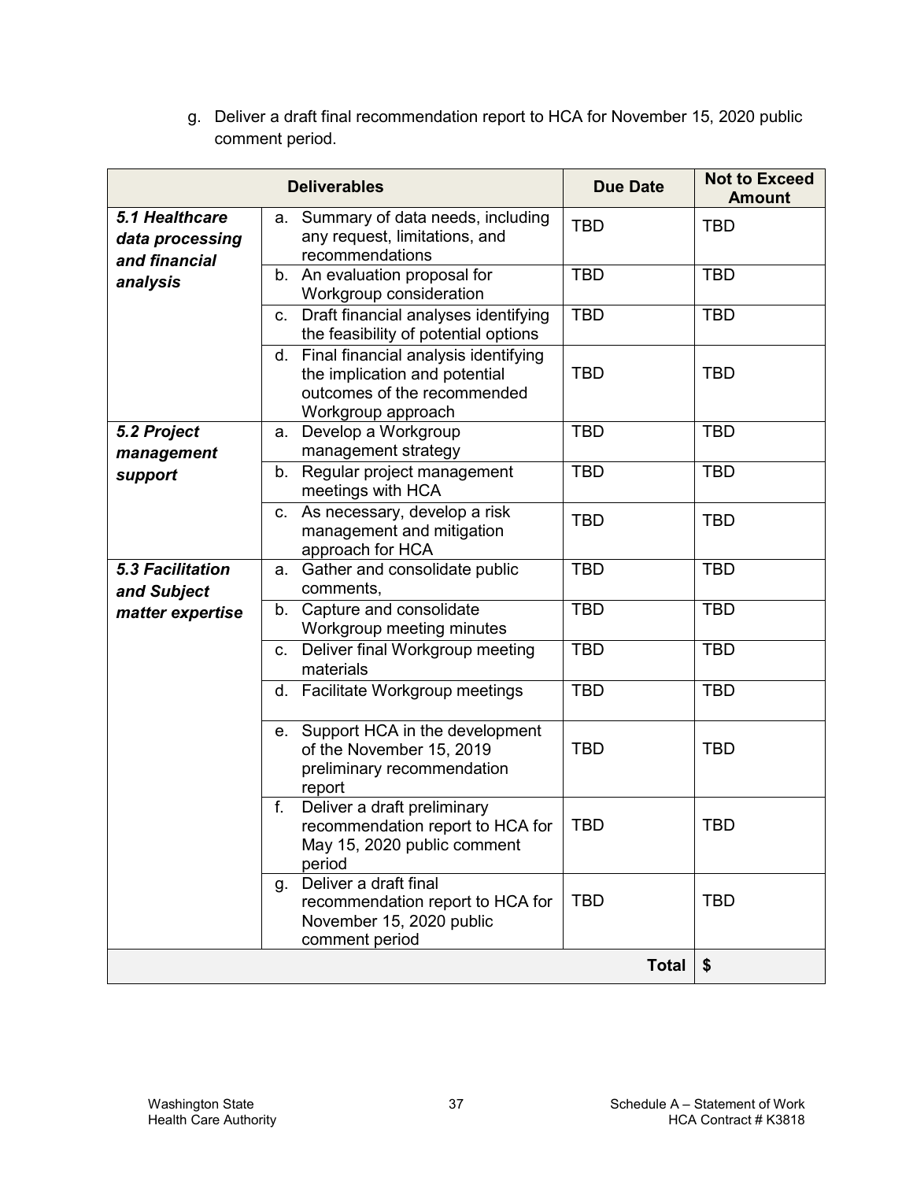g. Deliver a draft final recommendation report to HCA for November 15, 2020 public comment period.

| Deliverables | | Due Date | Not to Exceed Amount |
|---|---|---|---|
| ***5.1 Healthcare data processing and financial analysis*** | a. Summary of data needs, including any request, limitations, and recommendations | TBD | TBD |
| | b. An evaluation proposal for Workgroup consideration | TBD | TBD |
| | c. Draft financial analyses identifying the feasibility of potential options | TBD | TBD |
| | d. Final financial analysis identifying the implication and potential outcomes of the recommended Workgroup approach | TBD | TBD |
| ***5.2 Project management support*** | a. Develop a Workgroup management strategy | TBD | TBD |
| | b. Regular project management meetings with HCA | TBD | TBD |
| | c. As necessary, develop a risk management and mitigation approach for HCA | TBD | TBD |
| ***5.3 Facilitation and Subject matter expertise*** | a. Gather and consolidate public comments, | TBD | TBD |
| | b. Capture and consolidate Workgroup meeting minutes | TBD | TBD |
| | c. Deliver final Workgroup meeting materials | TBD | TBD |
| | d. Facilitate Workgroup meetings | TBD | TBD |
| | e. Support HCA in the development of the November 15, 2019 preliminary recommendation report | TBD | TBD |
| | f. Deliver a draft preliminary recommendation report to HCA for May 15, 2020 public comment period | TBD | TBD |
| | g. Deliver a draft final recommendation report to HCA for November 15, 2020 public comment period | TBD | TBD |
| | | **Total** | **$** |